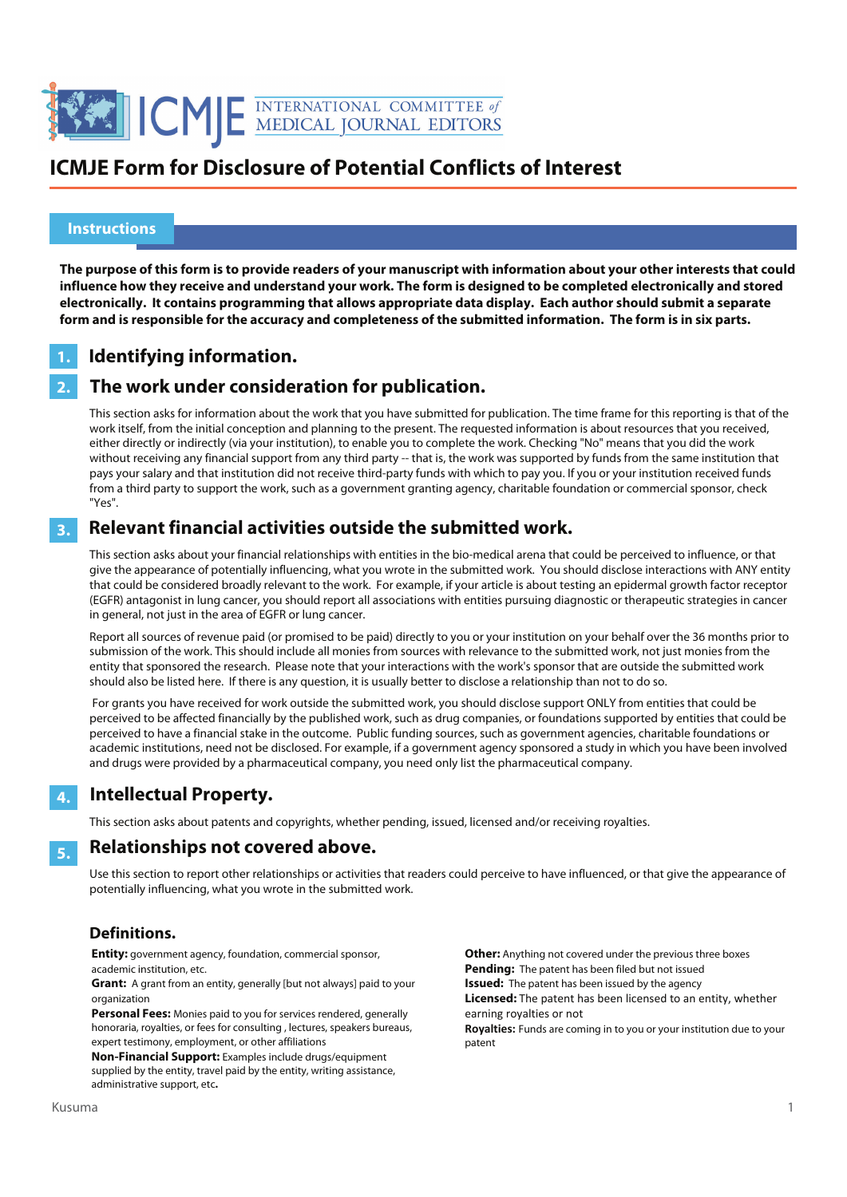ICMJE INTERNATIONAL COMMITTEE of MEDICAL JOURNAL EDITORS

# ICMJE Form for Disclosure of Potential Conflicts of Interest

## Instructions

**The purpose of this form is to provide readers of your manuscript with information about your other interests that could influence how they receive and understand your work. The form is designed to be completed electronically and stored electronically. It contains programming that allows appropriate data display. Each author should submit a separate form and is responsible for the accuracy and completeness of the submitted information. The form is in six parts.**

### 1. Identifying information.

### 2. The work under consideration for publication.

This section asks for information about the work that you have submitted for publication. The time frame for this reporting is that of the work itself, from the initial conception and planning to the present. The requested information is about resources that you received, either directly or indirectly (via your institution), to enable you to complete the work. Checking "No" means that you did the work without receiving any financial support from any third party -- that is, the work was supported by funds from the same institution that pays your salary and that institution did not receive third-party funds with which to pay you. If you or your institution received funds from a third party to support the work, such as a government granting agency, charitable foundation or commercial sponsor, check "Yes".

### 3. Relevant financial activities outside the submitted work.

This section asks about your financial relationships with entities in the bio-medical arena that could be perceived to influence, or that give the appearance of potentially influencing, what you wrote in the submitted work. You should disclose interactions with ANY entity that could be considered broadly relevant to the work. For example, if your article is about testing an epidermal growth factor receptor (EGFR) antagonist in lung cancer, you should report all associations with entities pursuing diagnostic or therapeutic strategies in cancer in general, not just in the area of EGFR or lung cancer.

Report all sources of revenue paid (or promised to be paid) directly to you or your institution on your behalf over the 36 months prior to submission of the work. This should include all monies from sources with relevance to the submitted work, not just monies from the entity that sponsored the research. Please note that your interactions with the work's sponsor that are outside the submitted work should also be listed here. If there is any question, it is usually better to disclose a relationship than not to do so.

For grants you have received for work outside the submitted work, you should disclose support ONLY from entities that could be perceived to be affected financially by the published work, such as drug companies, or foundations supported by entities that could be perceived to have a financial stake in the outcome. Public funding sources, such as government agencies, charitable foundations or academic institutions, need not be disclosed. For example, if a government agency sponsored a study in which you have been involved and drugs were provided by a pharmaceutical company, you need only list the pharmaceutical company.

### 4. Intellectual Property.

This section asks about patents and copyrights, whether pending, issued, licensed and/or receiving royalties.

### 5. Relationships not covered above.

Use this section to report other relationships or activities that readers could perceive to have influenced, or that give the appearance of potentially influencing, what you wrote in the submitted work.

### Definitions.

**Entity:** government agency, foundation, commercial sponsor, academic institution, etc.

**Grant:** A grant from an entity, generally [but not always] paid to your organization

**Personal Fees:** Monies paid to you for services rendered, generally honoraria, royalties, or fees for consulting , lectures, speakers bureaus, expert testimony, employment, or other affiliations

**Non-Financial Support:** Examples include drugs/equipment supplied by the entity, travel paid by the entity, writing assistance, administrative support, etc**.**

**Other:** Anything not covered under the previous three boxes

**Pending:** The patent has been filed but not issued

**Issued:** The patent has been issued by the agency

**Licensed:** The patent has been licensed to an entity, whether earning royalties or not

**Royalties:** Funds are coming in to you or your institution due to your patent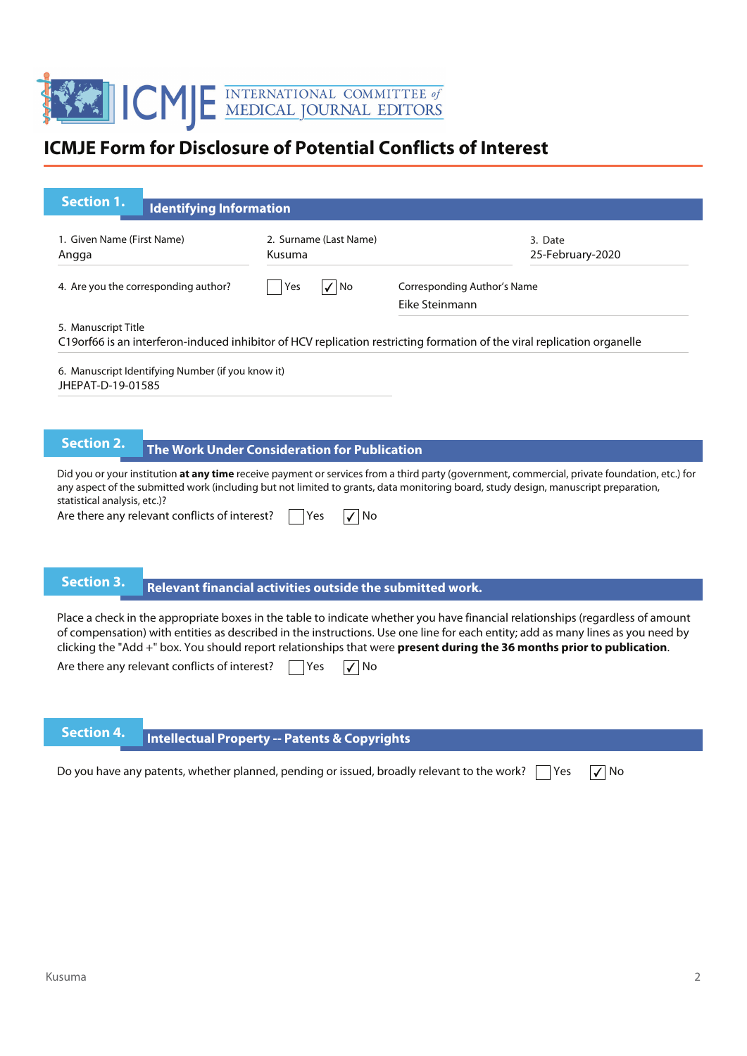# ICMJE Form for Disclosure of Potential Conflicts of Interest

## Section 1. Identifying Information

1. Given Name (First Name)
Angga

2. Surname (Last Name)
Kusuma

3. Date
25-February-2020

4. Are you the corresponding author? ☐ Yes ☑ No

Corresponding Author's Name
Eike Steinmann

5. Manuscript Title
C19orf66 is an interferon-induced inhibitor of HCV replication restricting formation of the viral replication organelle

6. Manuscript Identifying Number (if you know it)
JHEPAT-D-19-01585

## Section 2. The Work Under Consideration for Publication

Did you or your institution **at any time** receive payment or services from a third party (government, commercial, private foundation, etc.) for any aspect of the submitted work (including but not limited to grants, data monitoring board, study design, manuscript preparation, statistical analysis, etc.)?

Are there any relevant conflicts of interest? ☐ Yes ☑ No

## Section 3. Relevant financial activities outside the submitted work.

Place a check in the appropriate boxes in the table to indicate whether you have financial relationships (regardless of amount of compensation) with entities as described in the instructions. Use one line for each entity; add as many lines as you need by clicking the "Add +" box. You should report relationships that were **present during the 36 months prior to publication**.

Are there any relevant conflicts of interest? ☐ Yes ☑ No

## Section 4. Intellectual Property -- Patents & Copyrights

Do you have any patents, whether planned, pending or issued, broadly relevant to the work? ☐ Yes ☑ No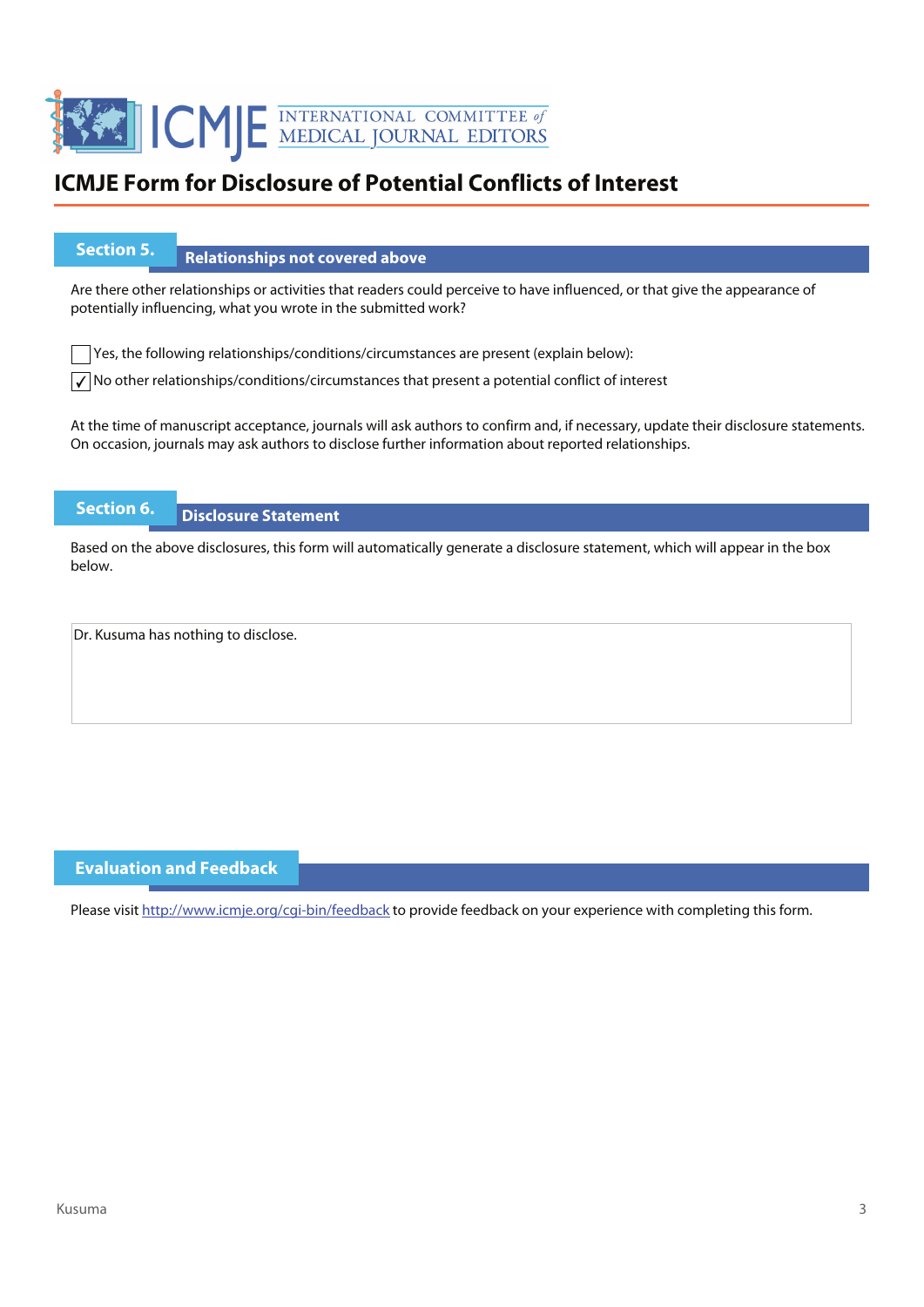# ICMJE Form for Disclosure of Potential Conflicts of Interest

## Section 5. Relationships not covered above

Are there other relationships or activities that readers could perceive to have influenced, or that give the appearance of potentially influencing, what you wrote in the submitted work?

☐ Yes, the following relationships/conditions/circumstances are present (explain below):

☑ No other relationships/conditions/circumstances that present a potential conflict of interest

At the time of manuscript acceptance, journals will ask authors to confirm and, if necessary, update their disclosure statements. On occasion, journals may ask authors to disclose further information about reported relationships.

## Section 6. Disclosure Statement

Based on the above disclosures, this form will automatically generate a disclosure statement, which will appear in the box below.

Dr. Kusuma has nothing to disclose.

## Evaluation and Feedback

Please visit http://www.icmje.org/cgi-bin/feedback to provide feedback on your experience with completing this form.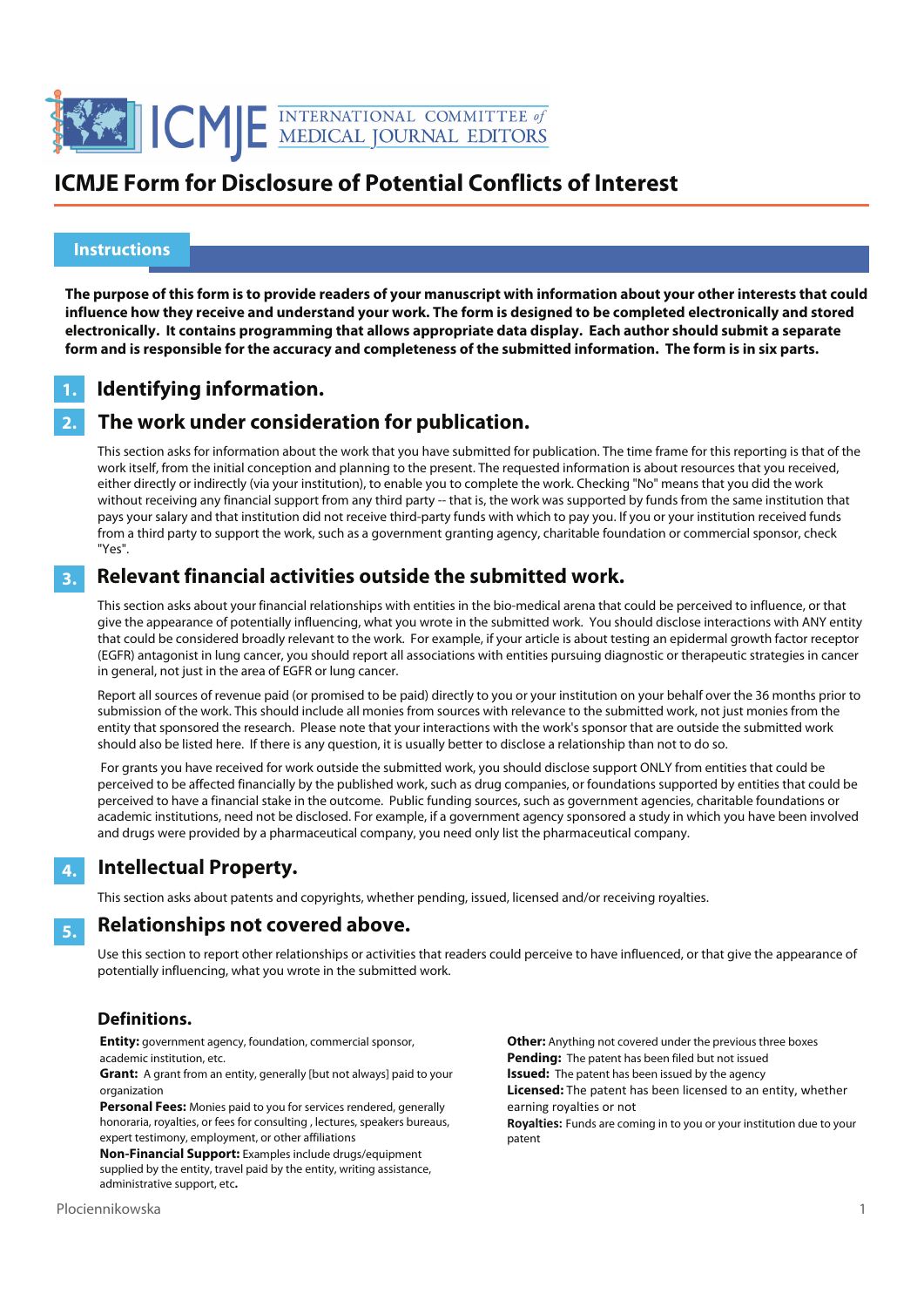# ICMJE Form for Disclosure of Potential Conflicts of Interest

## Instructions

**The purpose of this form is to provide readers of your manuscript with information about your other interests that could influence how they receive and understand your work. The form is designed to be completed electronically and stored electronically. It contains programming that allows appropriate data display. Each author should submit a separate form and is responsible for the accuracy and completeness of the submitted information. The form is in six parts.**

### 1. Identifying information.

### 2. The work under consideration for publication.

This section asks for information about the work that you have submitted for publication. The time frame for this reporting is that of the work itself, from the initial conception and planning to the present. The requested information is about resources that you received, either directly or indirectly (via your institution), to enable you to complete the work. Checking "No" means that you did the work without receiving any financial support from any third party -- that is, the work was supported by funds from the same institution that pays your salary and that institution did not receive third-party funds with which to pay you. If you or your institution received funds from a third party to support the work, such as a government granting agency, charitable foundation or commercial sponsor, check "Yes".

### 3. Relevant financial activities outside the submitted work.

This section asks about your financial relationships with entities in the bio-medical arena that could be perceived to influence, or that give the appearance of potentially influencing, what you wrote in the submitted work. You should disclose interactions with ANY entity that could be considered broadly relevant to the work. For example, if your article is about testing an epidermal growth factor receptor (EGFR) antagonist in lung cancer, you should report all associations with entities pursuing diagnostic or therapeutic strategies in cancer in general, not just in the area of EGFR or lung cancer.

Report all sources of revenue paid (or promised to be paid) directly to you or your institution on your behalf over the 36 months prior to submission of the work. This should include all monies from sources with relevance to the submitted work, not just monies from the entity that sponsored the research. Please note that your interactions with the work's sponsor that are outside the submitted work should also be listed here. If there is any question, it is usually better to disclose a relationship than not to do so.

For grants you have received for work outside the submitted work, you should disclose support ONLY from entities that could be perceived to be affected financially by the published work, such as drug companies, or foundations supported by entities that could be perceived to have a financial stake in the outcome. Public funding sources, such as government agencies, charitable foundations or academic institutions, need not be disclosed. For example, if a government agency sponsored a study in which you have been involved and drugs were provided by a pharmaceutical company, you need only list the pharmaceutical company.

### 4. Intellectual Property.

This section asks about patents and copyrights, whether pending, issued, licensed and/or receiving royalties.

### 5. Relationships not covered above.

Use this section to report other relationships or activities that readers could perceive to have influenced, or that give the appearance of potentially influencing, what you wrote in the submitted work.

### Definitions.

**Entity:** government agency, foundation, commercial sponsor, academic institution, etc.

**Grant:** A grant from an entity, generally [but not always] paid to your organization

**Personal Fees:** Monies paid to you for services rendered, generally honoraria, royalties, or fees for consulting , lectures, speakers bureaus, expert testimony, employment, or other affiliations

**Non-Financial Support:** Examples include drugs/equipment supplied by the entity, travel paid by the entity, writing assistance, administrative support, etc**.**

**Other:** Anything not covered under the previous three boxes

**Pending:** The patent has been filed but not issued

**Issued:** The patent has been issued by the agency

**Licensed:** The patent has been licensed to an entity, whether earning royalties or not

**Royalties:** Funds are coming in to you or your institution due to your patent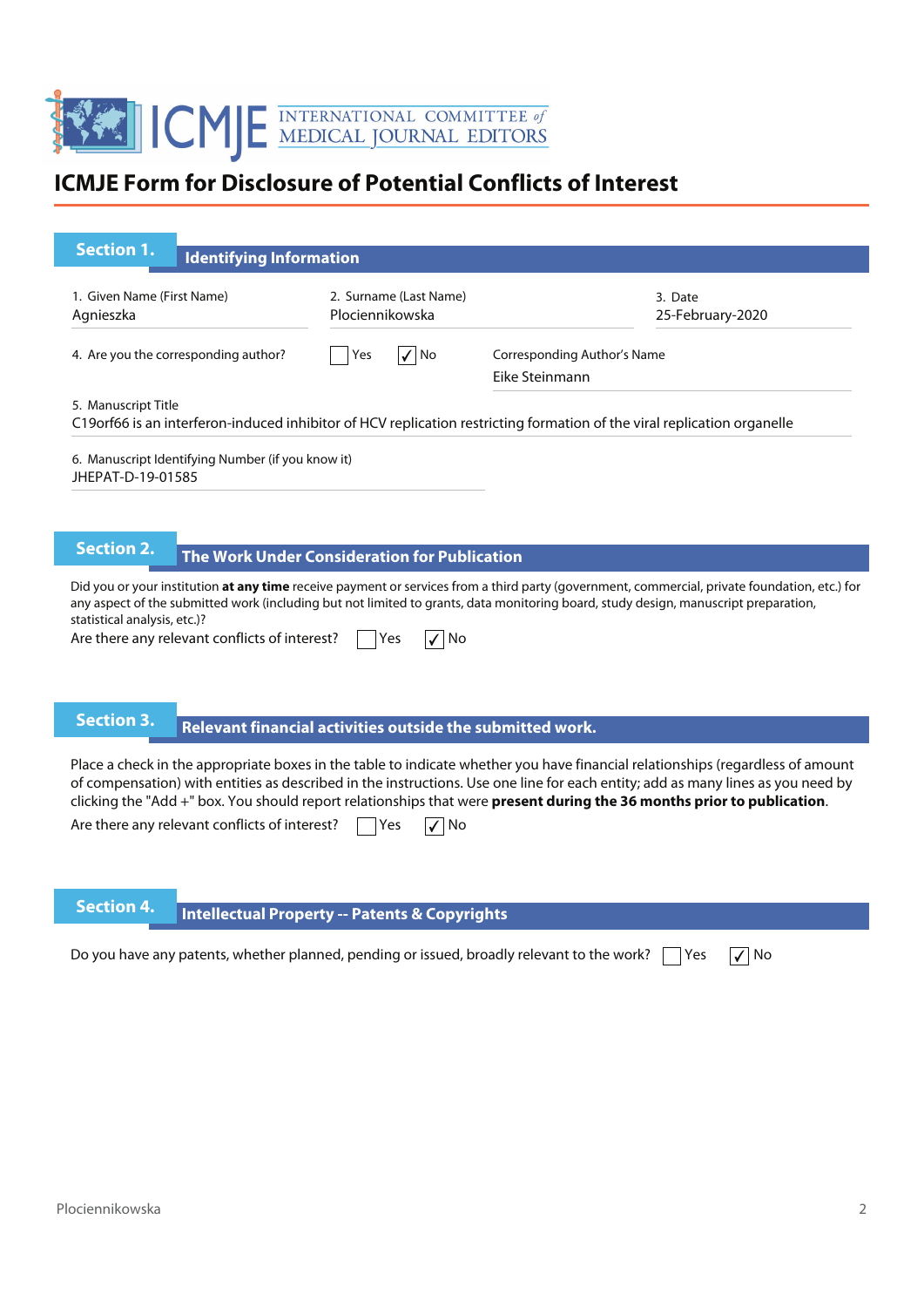# ICMJE Form for Disclosure of Potential Conflicts of Interest

## Section 1. Identifying Information

1. Given Name (First Name)
Agnieszka

2. Surname (Last Name)
Plociennikowska

3. Date
25-February-2020

4. Are you the corresponding author? ☐ Yes ☑ No

Corresponding Author's Name
Eike Steinmann

5. Manuscript Title
C19orf66 is an interferon-induced inhibitor of HCV replication restricting formation of the viral replication organelle

6. Manuscript Identifying Number (if you know it)
JHEPAT-D-19-01585

## Section 2. The Work Under Consideration for Publication

Did you or your institution **at any time** receive payment or services from a third party (government, commercial, private foundation, etc.) for any aspect of the submitted work (including but not limited to grants, data monitoring board, study design, manuscript preparation, statistical analysis, etc.)?

Are there any relevant conflicts of interest? ☐ Yes ☑ No

## Section 3. Relevant financial activities outside the submitted work.

Place a check in the appropriate boxes in the table to indicate whether you have financial relationships (regardless of amount of compensation) with entities as described in the instructions. Use one line for each entity; add as many lines as you need by clicking the "Add +" box. You should report relationships that were **present during the 36 months prior to publication**.

Are there any relevant conflicts of interest? ☐ Yes ☑ No

## Section 4. Intellectual Property -- Patents & Copyrights

Do you have any patents, whether planned, pending or issued, broadly relevant to the work? ☐ Yes ☑ No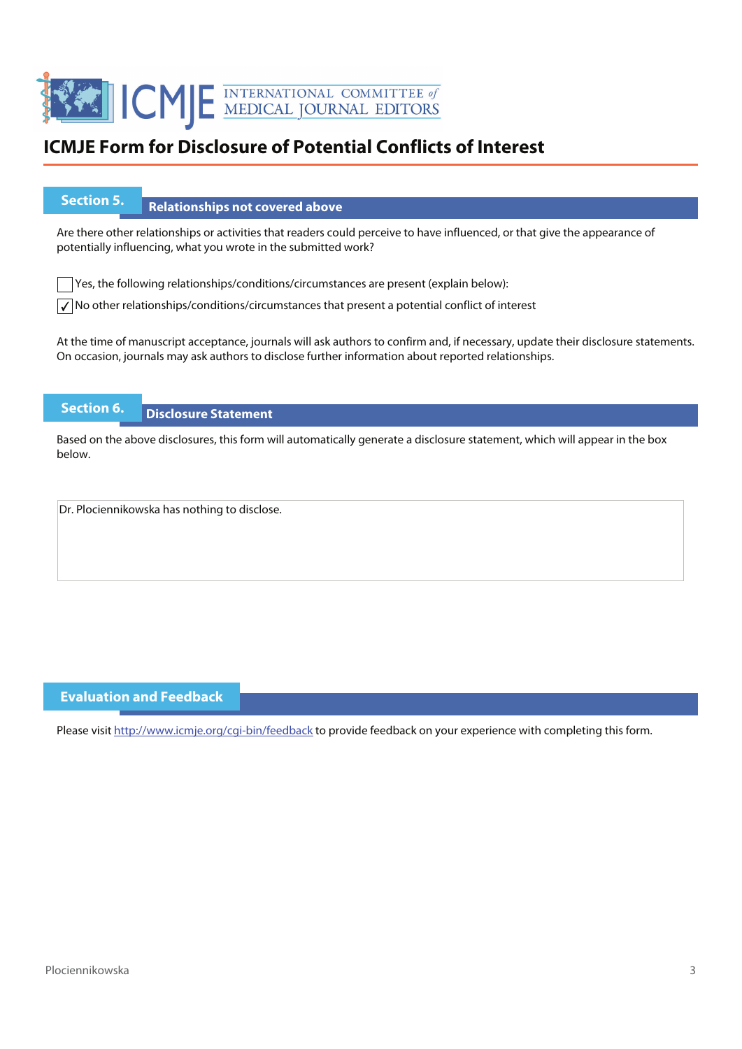# ICMJE Form for Disclosure of Potential Conflicts of Interest

## Section 5. Relationships not covered above

Are there other relationships or activities that readers could perceive to have influenced, or that give the appearance of potentially influencing, what you wrote in the submitted work?

☐ Yes, the following relationships/conditions/circumstances are present (explain below):

☑ No other relationships/conditions/circumstances that present a potential conflict of interest

At the time of manuscript acceptance, journals will ask authors to confirm and, if necessary, update their disclosure statements. On occasion, journals may ask authors to disclose further information about reported relationships.

## Section 6. Disclosure Statement

Based on the above disclosures, this form will automatically generate a disclosure statement, which will appear in the box below.

Dr. Plociennikowska has nothing to disclose.

## Evaluation and Feedback

Please visit http://www.icmje.org/cgi-bin/feedback to provide feedback on your experience with completing this form.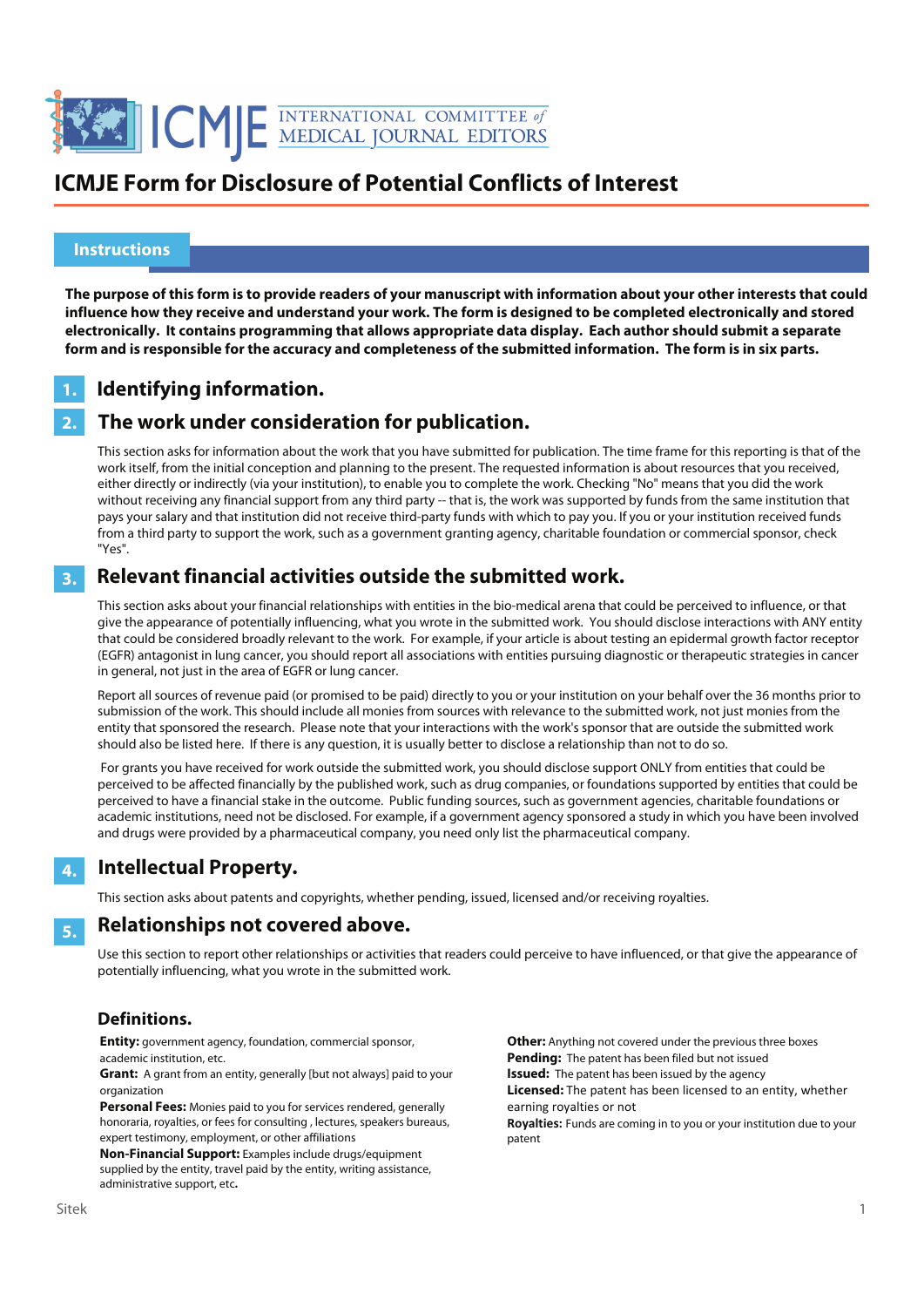# ICMJE Form for Disclosure of Potential Conflicts of Interest

## Instructions

**The purpose of this form is to provide readers of your manuscript with information about your other interests that could influence how they receive and understand your work. The form is designed to be completed electronically and stored electronically. It contains programming that allows appropriate data display. Each author should submit a separate form and is responsible for the accuracy and completeness of the submitted information. The form is in six parts.**

### 1. Identifying information.

### 2. The work under consideration for publication.

This section asks for information about the work that you have submitted for publication. The time frame for this reporting is that of the work itself, from the initial conception and planning to the present. The requested information is about resources that you received, either directly or indirectly (via your institution), to enable you to complete the work. Checking "No" means that you did the work without receiving any financial support from any third party -- that is, the work was supported by funds from the same institution that pays your salary and that institution did not receive third-party funds with which to pay you. If you or your institution received funds from a third party to support the work, such as a government granting agency, charitable foundation or commercial sponsor, check "Yes".

### 3. Relevant financial activities outside the submitted work.

This section asks about your financial relationships with entities in the bio-medical arena that could be perceived to influence, or that give the appearance of potentially influencing, what you wrote in the submitted work. You should disclose interactions with ANY entity that could be considered broadly relevant to the work. For example, if your article is about testing an epidermal growth factor receptor (EGFR) antagonist in lung cancer, you should report all associations with entities pursuing diagnostic or therapeutic strategies in cancer in general, not just in the area of EGFR or lung cancer.

Report all sources of revenue paid (or promised to be paid) directly to you or your institution on your behalf over the 36 months prior to submission of the work. This should include all monies from sources with relevance to the submitted work, not just monies from the entity that sponsored the research. Please note that your interactions with the work's sponsor that are outside the submitted work should also be listed here. If there is any question, it is usually better to disclose a relationship than not to do so.

For grants you have received for work outside the submitted work, you should disclose support ONLY from entities that could be perceived to be affected financially by the published work, such as drug companies, or foundations supported by entities that could be perceived to have a financial stake in the outcome. Public funding sources, such as government agencies, charitable foundations or academic institutions, need not be disclosed. For example, if a government agency sponsored a study in which you have been involved and drugs were provided by a pharmaceutical company, you need only list the pharmaceutical company.

### 4. Intellectual Property.

This section asks about patents and copyrights, whether pending, issued, licensed and/or receiving royalties.

### 5. Relationships not covered above.

Use this section to report other relationships or activities that readers could perceive to have influenced, or that give the appearance of potentially influencing, what you wrote in the submitted work.

### Definitions.

**Entity:** government agency, foundation, commercial sponsor, academic institution, etc.

**Grant:** A grant from an entity, generally [but not always] paid to your organization

**Personal Fees:** Monies paid to you for services rendered, generally honoraria, royalties, or fees for consulting , lectures, speakers bureaus, expert testimony, employment, or other affiliations

**Non-Financial Support:** Examples include drugs/equipment supplied by the entity, travel paid by the entity, writing assistance, administrative support, etc**.**

**Other:** Anything not covered under the previous three boxes

**Pending:** The patent has been filed but not issued

**Issued:** The patent has been issued by the agency

**Licensed:** The patent has been licensed to an entity, whether earning royalties or not

**Royalties:** Funds are coming in to you or your institution due to your patent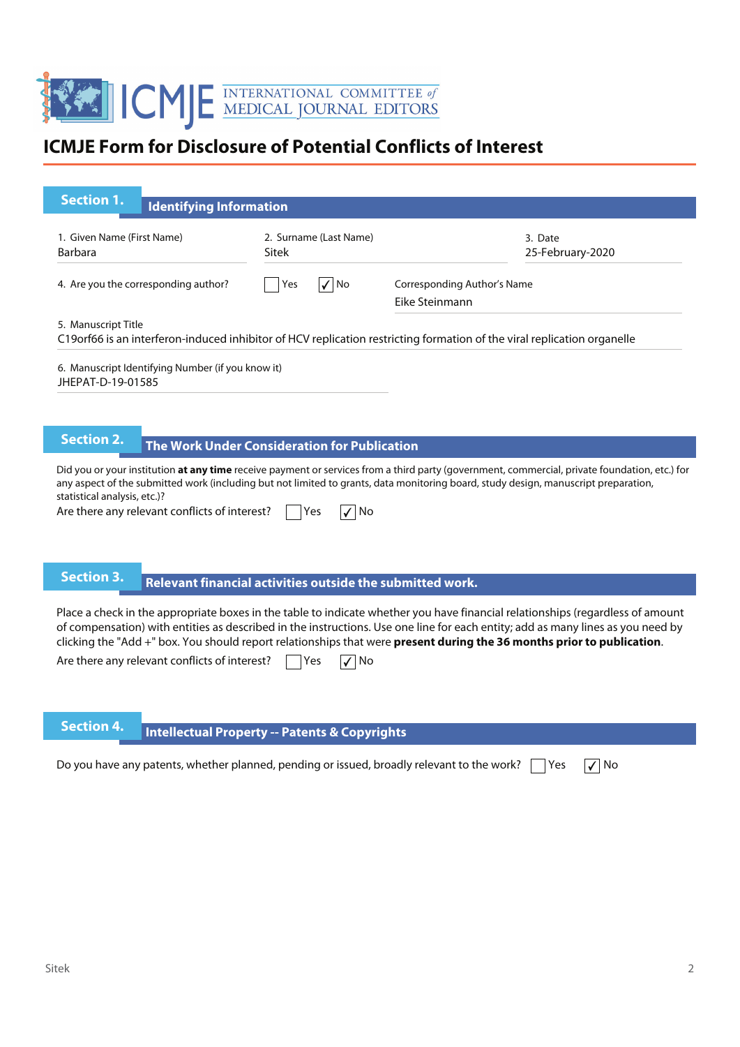# ICMJE Form for Disclosure of Potential Conflicts of Interest

## Section 1. Identifying Information

1. Given Name (First Name)
Barbara

2. Surname (Last Name)
Sitek

3. Date
25-February-2020

4. Are you the corresponding author? ☐ Yes ☑ No

Corresponding Author's Name
Eike Steinmann

5. Manuscript Title
C19orf66 is an interferon-induced inhibitor of HCV replication restricting formation of the viral replication organelle

6. Manuscript Identifying Number (if you know it)
JHEPAT-D-19-01585

## Section 2. The Work Under Consideration for Publication

Did you or your institution **at any time** receive payment or services from a third party (government, commercial, private foundation, etc.) for any aspect of the submitted work (including but not limited to grants, data monitoring board, study design, manuscript preparation, statistical analysis, etc.)?

Are there any relevant conflicts of interest? ☐ Yes ☑ No

## Section 3. Relevant financial activities outside the submitted work.

Place a check in the appropriate boxes in the table to indicate whether you have financial relationships (regardless of amount of compensation) with entities as described in the instructions. Use one line for each entity; add as many lines as you need by clicking the "Add +" box. You should report relationships that were **present during the 36 months prior to publication**.

Are there any relevant conflicts of interest? ☐ Yes ☑ No

## Section 4. Intellectual Property -- Patents & Copyrights

Do you have any patents, whether planned, pending or issued, broadly relevant to the work? ☐ Yes ☑ No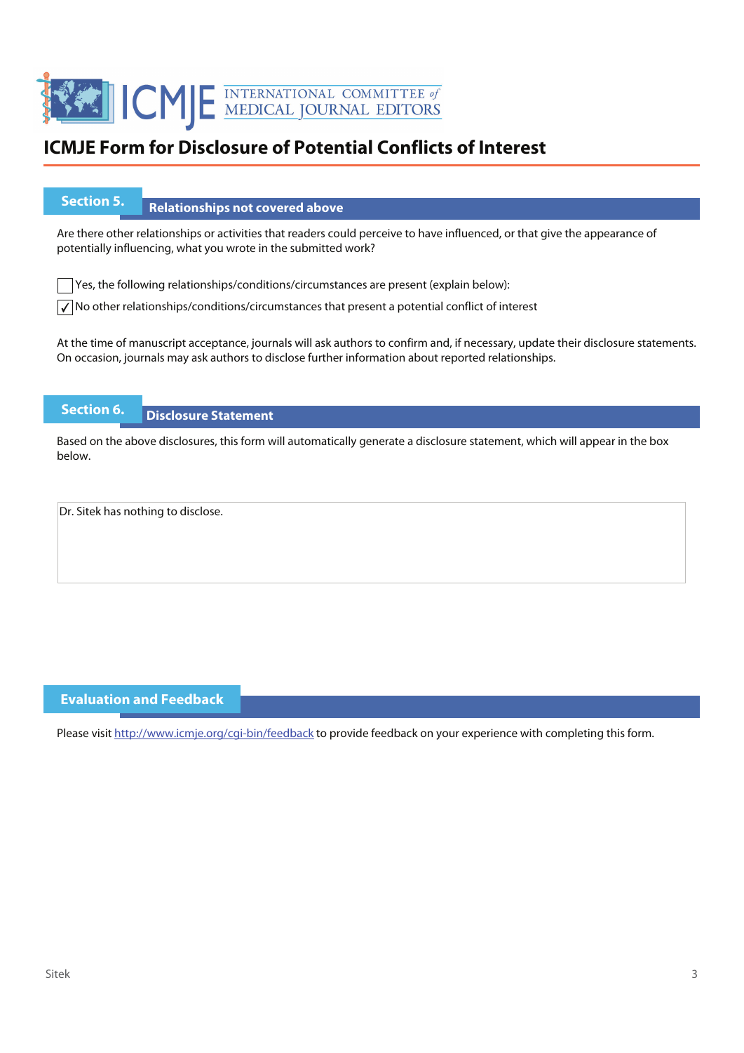# ICMJE Form for Disclosure of Potential Conflicts of Interest

## Section 5. Relationships not covered above

Are there other relationships or activities that readers could perceive to have influenced, or that give the appearance of potentially influencing, what you wrote in the submitted work?

☐ Yes, the following relationships/conditions/circumstances are present (explain below):

☑ No other relationships/conditions/circumstances that present a potential conflict of interest

At the time of manuscript acceptance, journals will ask authors to confirm and, if necessary, update their disclosure statements. On occasion, journals may ask authors to disclose further information about reported relationships.

## Section 6. Disclosure Statement

Based on the above disclosures, this form will automatically generate a disclosure statement, which will appear in the box below.

Dr. Sitek has nothing to disclose.

## Evaluation and Feedback

Please visit http://www.icmje.org/cgi-bin/feedback to provide feedback on your experience with completing this form.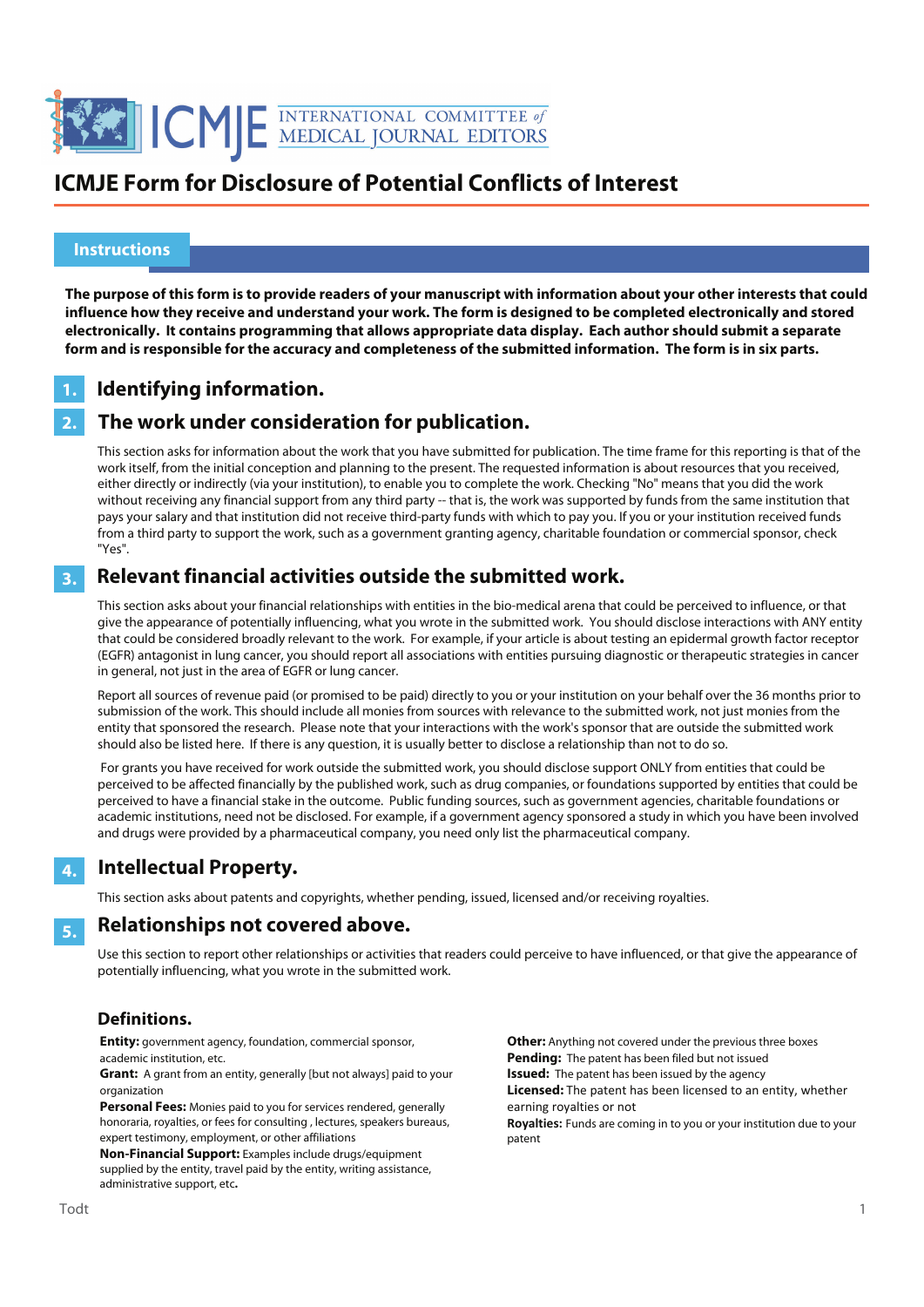# ICMJE Form for Disclosure of Potential Conflicts of Interest

## Instructions

**The purpose of this form is to provide readers of your manuscript with information about your other interests that could influence how they receive and understand your work. The form is designed to be completed electronically and stored electronically. It contains programming that allows appropriate data display. Each author should submit a separate form and is responsible for the accuracy and completeness of the submitted information. The form is in six parts.**

### 1. Identifying information.

### 2. The work under consideration for publication.

This section asks for information about the work that you have submitted for publication. The time frame for this reporting is that of the work itself, from the initial conception and planning to the present. The requested information is about resources that you received, either directly or indirectly (via your institution), to enable you to complete the work. Checking "No" means that you did the work without receiving any financial support from any third party -- that is, the work was supported by funds from the same institution that pays your salary and that institution did not receive third-party funds with which to pay you. If you or your institution received funds from a third party to support the work, such as a government granting agency, charitable foundation or commercial sponsor, check "Yes".

### 3. Relevant financial activities outside the submitted work.

This section asks about your financial relationships with entities in the bio-medical arena that could be perceived to influence, or that give the appearance of potentially influencing, what you wrote in the submitted work. You should disclose interactions with ANY entity that could be considered broadly relevant to the work. For example, if your article is about testing an epidermal growth factor receptor (EGFR) antagonist in lung cancer, you should report all associations with entities pursuing diagnostic or therapeutic strategies in cancer in general, not just in the area of EGFR or lung cancer.

Report all sources of revenue paid (or promised to be paid) directly to you or your institution on your behalf over the 36 months prior to submission of the work. This should include all monies from sources with relevance to the submitted work, not just monies from the entity that sponsored the research. Please note that your interactions with the work's sponsor that are outside the submitted work should also be listed here. If there is any question, it is usually better to disclose a relationship than not to do so.

For grants you have received for work outside the submitted work, you should disclose support ONLY from entities that could be perceived to be affected financially by the published work, such as drug companies, or foundations supported by entities that could be perceived to have a financial stake in the outcome. Public funding sources, such as government agencies, charitable foundations or academic institutions, need not be disclosed. For example, if a government agency sponsored a study in which you have been involved and drugs were provided by a pharmaceutical company, you need only list the pharmaceutical company.

### 4. Intellectual Property.

This section asks about patents and copyrights, whether pending, issued, licensed and/or receiving royalties.

### 5. Relationships not covered above.

Use this section to report other relationships or activities that readers could perceive to have influenced, or that give the appearance of potentially influencing, what you wrote in the submitted work.

### Definitions.

**Entity:** government agency, foundation, commercial sponsor, academic institution, etc.

**Grant:** A grant from an entity, generally [but not always] paid to your organization

**Personal Fees:** Monies paid to you for services rendered, generally honoraria, royalties, or fees for consulting , lectures, speakers bureaus, expert testimony, employment, or other affiliations

**Non-Financial Support:** Examples include drugs/equipment supplied by the entity, travel paid by the entity, writing assistance, administrative support, etc**.**

**Other:** Anything not covered under the previous three boxes

**Pending:** The patent has been filed but not issued

**Issued:** The patent has been issued by the agency

**Licensed:** The patent has been licensed to an entity, whether earning royalties or not

**Royalties:** Funds are coming in to you or your institution due to your patent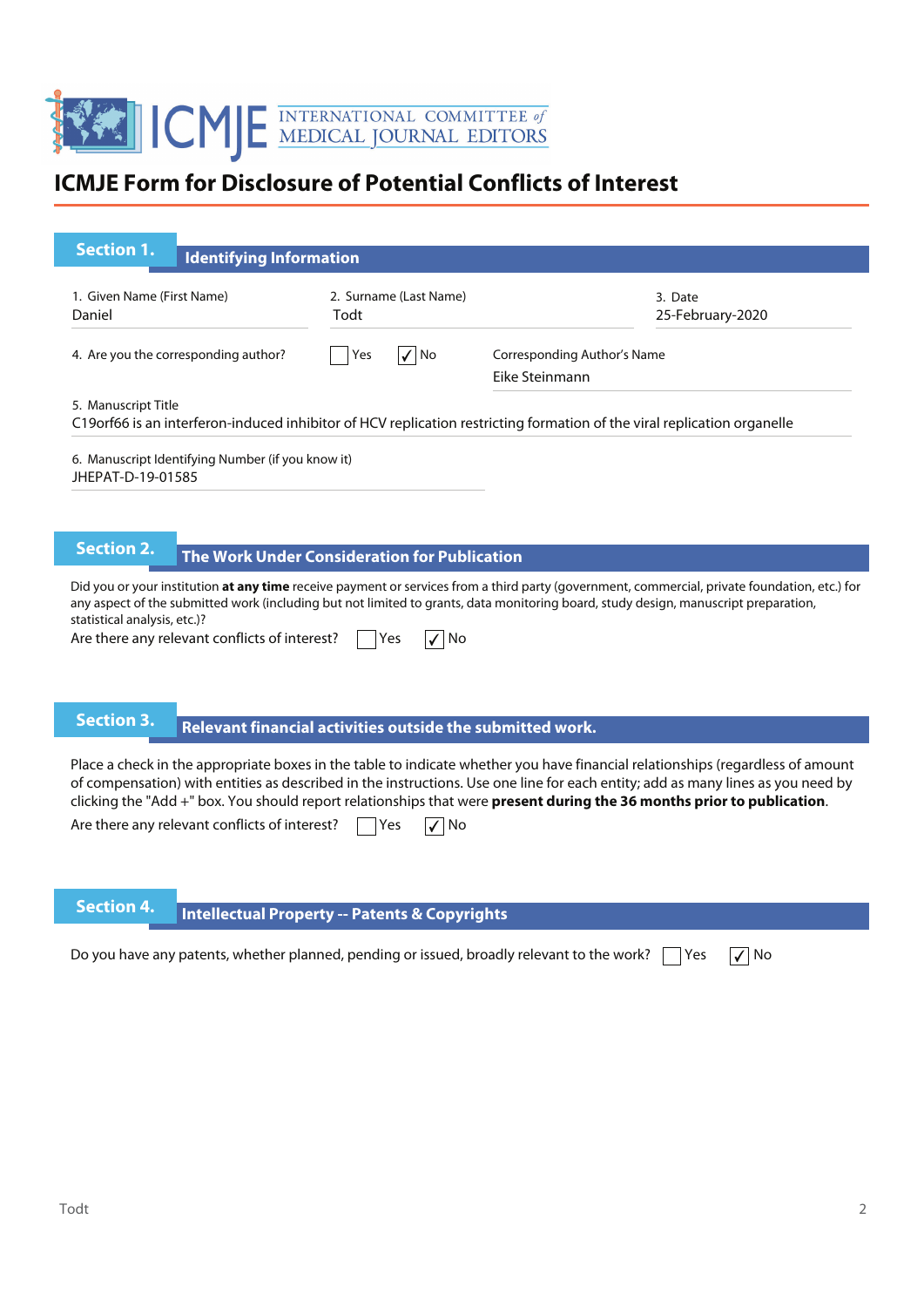ICMJE INTERNATIONAL COMMITTEE of MEDICAL JOURNAL EDITORS

# ICMJE Form for Disclosure of Potential Conflicts of Interest

## Section 1. Identifying Information

1. Given Name (First Name)
Daniel

2. Surname (Last Name)
Todt

3. Date
25-February-2020

4. Are you the corresponding author? ☐ Yes ☑ No

Corresponding Author's Name
Eike Steinmann

5. Manuscript Title
C19orf66 is an interferon-induced inhibitor of HCV replication restricting formation of the viral replication organelle

6. Manuscript Identifying Number (if you know it)
JHEPAT-D-19-01585

## Section 2. The Work Under Consideration for Publication

Did you or your institution **at any time** receive payment or services from a third party (government, commercial, private foundation, etc.) for any aspect of the submitted work (including but not limited to grants, data monitoring board, study design, manuscript preparation, statistical analysis, etc.)?

Are there any relevant conflicts of interest? ☐ Yes ☑ No

## Section 3. Relevant financial activities outside the submitted work.

Place a check in the appropriate boxes in the table to indicate whether you have financial relationships (regardless of amount of compensation) with entities as described in the instructions. Use one line for each entity; add as many lines as you need by clicking the "Add +" box. You should report relationships that were **present during the 36 months prior to publication**.

Are there any relevant conflicts of interest? ☐ Yes ☑ No

## Section 4. Intellectual Property -- Patents & Copyrights

Do you have any patents, whether planned, pending or issued, broadly relevant to the work? ☐ Yes ☑ No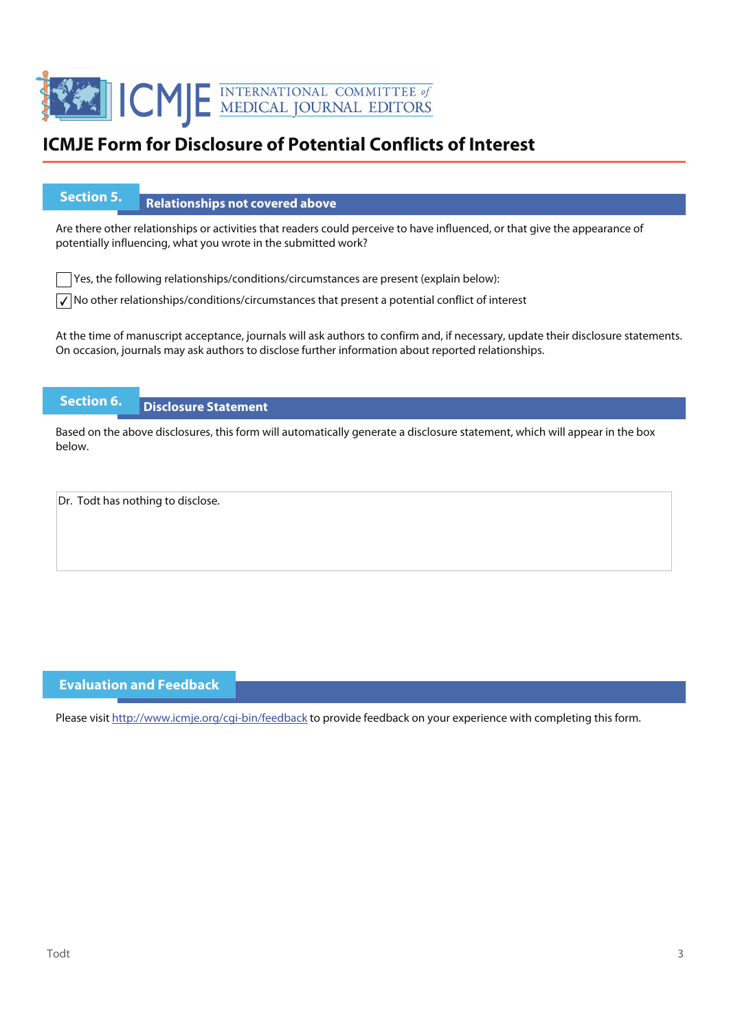# ICMJE Form for Disclosure of Potential Conflicts of Interest

## Section 5. Relationships not covered above

Are there other relationships or activities that readers could perceive to have influenced, or that give the appearance of potentially influencing, what you wrote in the submitted work?

☐ Yes, the following relationships/conditions/circumstances are present (explain below):

☑ No other relationships/conditions/circumstances that present a potential conflict of interest

At the time of manuscript acceptance, journals will ask authors to confirm and, if necessary, update their disclosure statements. On occasion, journals may ask authors to disclose further information about reported relationships.

## Section 6. Disclosure Statement

Based on the above disclosures, this form will automatically generate a disclosure statement, which will appear in the box below.

Dr. Todt has nothing to disclose.

## Evaluation and Feedback

Please visit http://www.icmje.org/cgi-bin/feedback to provide feedback on your experience with completing this form.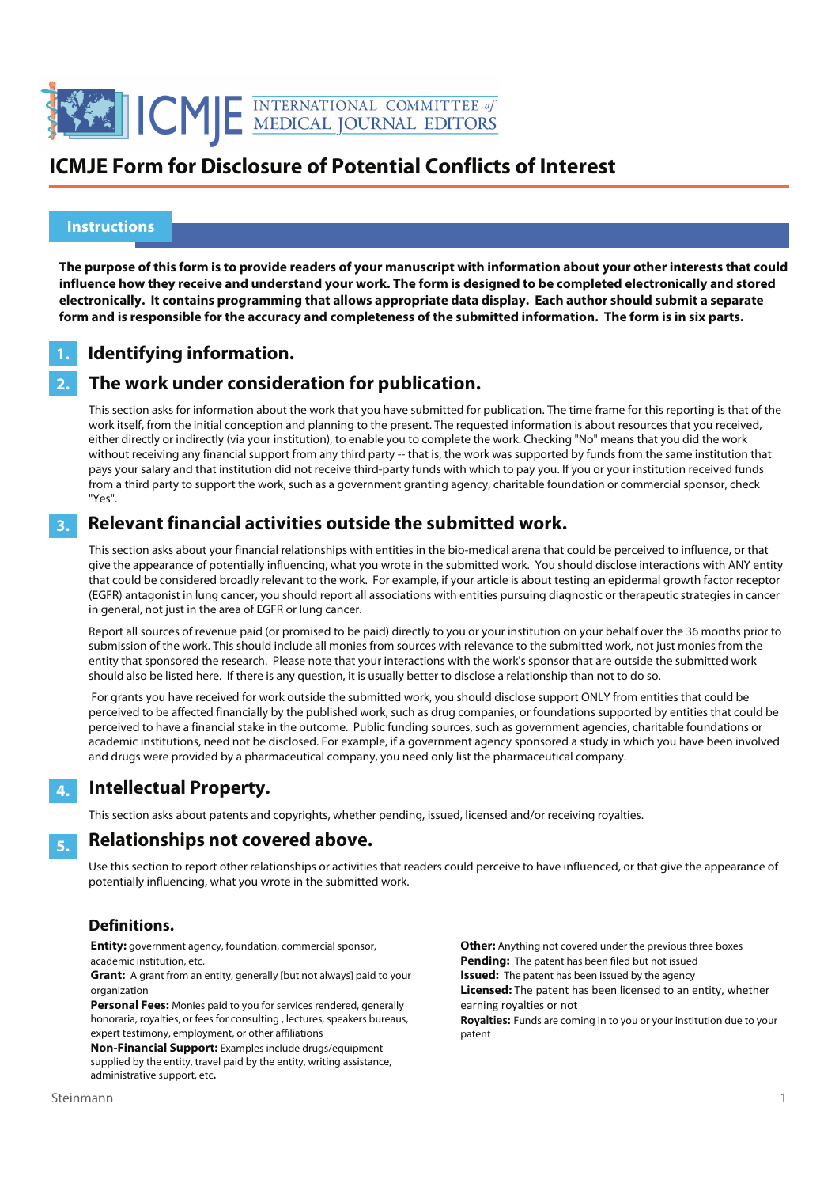# ICMJE Form for Disclosure of Potential Conflicts of Interest

## Instructions

**The purpose of this form is to provide readers of your manuscript with information about your other interests that could influence how they receive and understand your work. The form is designed to be completed electronically and stored electronically. It contains programming that allows appropriate data display. Each author should submit a separate form and is responsible for the accuracy and completeness of the submitted information. The form is in six parts.**

### 1. Identifying information.

### 2. The work under consideration for publication.

This section asks for information about the work that you have submitted for publication. The time frame for this reporting is that of the work itself, from the initial conception and planning to the present. The requested information is about resources that you received, either directly or indirectly (via your institution), to enable you to complete the work. Checking "No" means that you did the work without receiving any financial support from any third party -- that is, the work was supported by funds from the same institution that pays your salary and that institution did not receive third-party funds with which to pay you. If you or your institution received funds from a third party to support the work, such as a government granting agency, charitable foundation or commercial sponsor, check "Yes".

### 3. Relevant financial activities outside the submitted work.

This section asks about your financial relationships with entities in the bio-medical arena that could be perceived to influence, or that give the appearance of potentially influencing, what you wrote in the submitted work. You should disclose interactions with ANY entity that could be considered broadly relevant to the work. For example, if your article is about testing an epidermal growth factor receptor (EGFR) antagonist in lung cancer, you should report all associations with entities pursuing diagnostic or therapeutic strategies in cancer in general, not just in the area of EGFR or lung cancer.

Report all sources of revenue paid (or promised to be paid) directly to you or your institution on your behalf over the 36 months prior to submission of the work. This should include all monies from sources with relevance to the submitted work, not just monies from the entity that sponsored the research. Please note that your interactions with the work's sponsor that are outside the submitted work should also be listed here. If there is any question, it is usually better to disclose a relationship than not to do so.

For grants you have received for work outside the submitted work, you should disclose support ONLY from entities that could be perceived to be affected financially by the published work, such as drug companies, or foundations supported by entities that could be perceived to have a financial stake in the outcome. Public funding sources, such as government agencies, charitable foundations or academic institutions, need not be disclosed. For example, if a government agency sponsored a study in which you have been involved and drugs were provided by a pharmaceutical company, you need only list the pharmaceutical company.

### 4. Intellectual Property.

This section asks about patents and copyrights, whether pending, issued, licensed and/or receiving royalties.

### 5. Relationships not covered above.

Use this section to report other relationships or activities that readers could perceive to have influenced, or that give the appearance of potentially influencing, what you wrote in the submitted work.

### Definitions.

**Entity:** government agency, foundation, commercial sponsor, academic institution, etc.

**Grant:** A grant from an entity, generally [but not always] paid to your organization

**Personal Fees:** Monies paid to you for services rendered, generally honoraria, royalties, or fees for consulting , lectures, speakers bureaus, expert testimony, employment, or other affiliations

**Non-Financial Support:** Examples include drugs/equipment supplied by the entity, travel paid by the entity, writing assistance, administrative support, etc**.**

**Other:** Anything not covered under the previous three boxes

**Pending:** The patent has been filed but not issued

**Issued:** The patent has been issued by the agency

**Licensed:** The patent has been licensed to an entity, whether earning royalties or not

**Royalties:** Funds are coming in to you or your institution due to your patent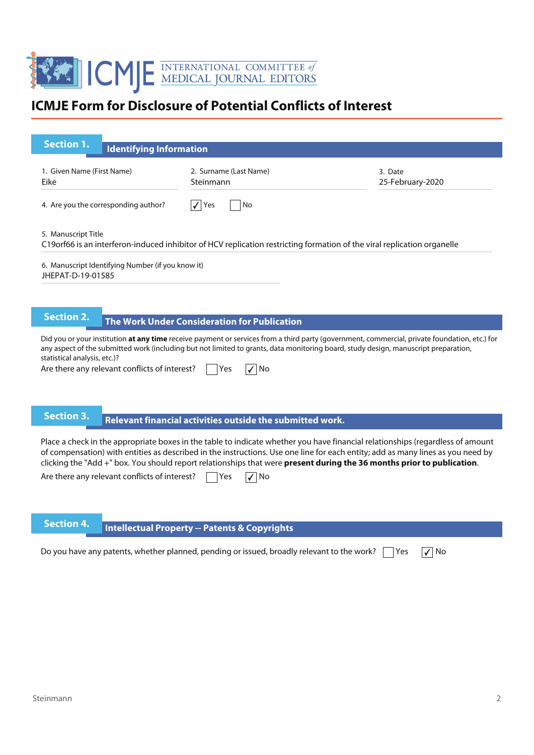ICMJE INTERNATIONAL COMMITTEE of MEDICAL JOURNAL EDITORS

# ICMJE Form for Disclosure of Potential Conflicts of Interest

## Section 1. Identifying Information

| 1. Given Name (First Name) | 2. Surname (Last Name) | 3. Date |
|---|---|---|
| Eike | Steinmann | 25-February-2020 |

4. Are you the corresponding author? ☑ Yes ☐ No

5. Manuscript Title
C19orf66 is an interferon-induced inhibitor of HCV replication restricting formation of the viral replication organelle

6. Manuscript Identifying Number (if you know it)
JHEPAT-D-19-01585

## Section 2. The Work Under Consideration for Publication

Did you or your institution **at any time** receive payment or services from a third party (government, commercial, private foundation, etc.) for any aspect of the submitted work (including but not limited to grants, data monitoring board, study design, manuscript preparation, statistical analysis, etc.)?

Are there any relevant conflicts of interest? ☐ Yes ☑ No

## Section 3. Relevant financial activities outside the submitted work.

Place a check in the appropriate boxes in the table to indicate whether you have financial relationships (regardless of amount of compensation) with entities as described in the instructions. Use one line for each entity; add as many lines as you need by clicking the "Add +" box. You should report relationships that were **present during the 36 months prior to publication**.

Are there any relevant conflicts of interest? ☐ Yes ☑ No

## Section 4. Intellectual Property -- Patents & Copyrights

Do you have any patents, whether planned, pending or issued, broadly relevant to the work? ☐ Yes ☑ No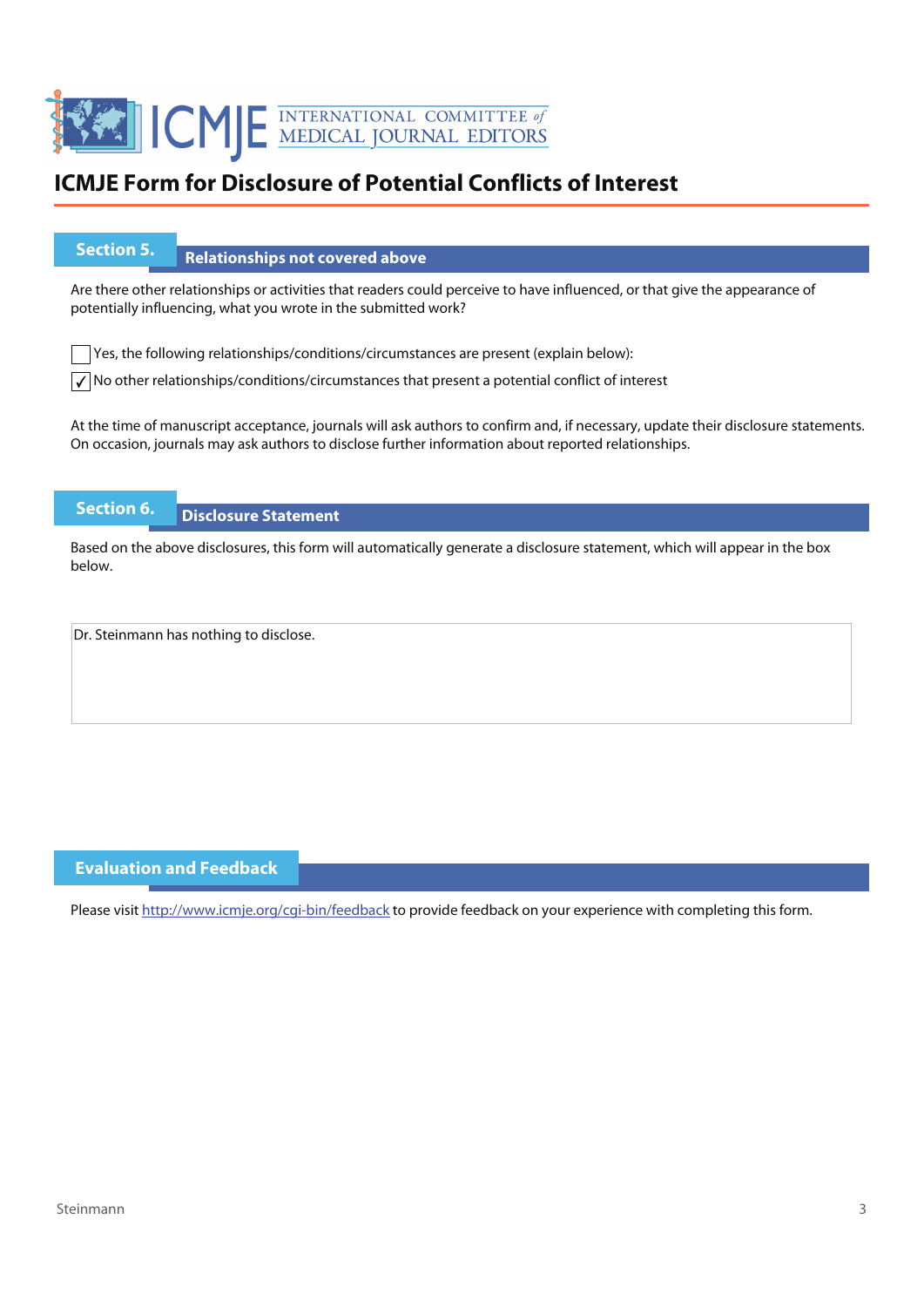# ICMJE Form for Disclosure of Potential Conflicts of Interest

## Section 5. Relationships not covered above

Are there other relationships or activities that readers could perceive to have influenced, or that give the appearance of potentially influencing, what you wrote in the submitted work?

☐ Yes, the following relationships/conditions/circumstances are present (explain below):

☑ No other relationships/conditions/circumstances that present a potential conflict of interest

At the time of manuscript acceptance, journals will ask authors to confirm and, if necessary, update their disclosure statements. On occasion, journals may ask authors to disclose further information about reported relationships.

## Section 6. Disclosure Statement

Based on the above disclosures, this form will automatically generate a disclosure statement, which will appear in the box below.

Dr. Steinmann has nothing to disclose.

## Evaluation and Feedback

Please visit http://www.icmje.org/cgi-bin/feedback to provide feedback on your experience with completing this form.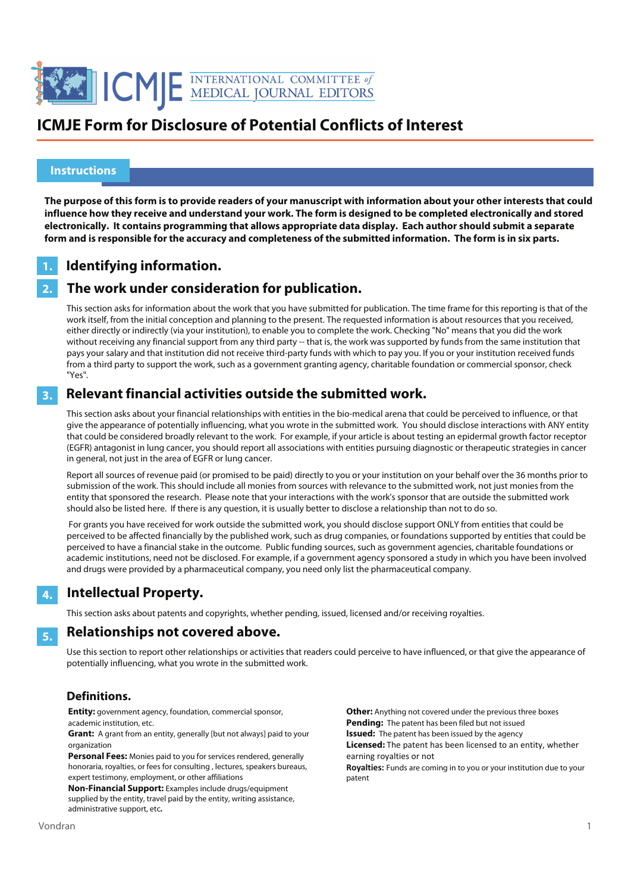# ICMJE Form for Disclosure of Potential Conflicts of Interest

## Instructions

**The purpose of this form is to provide readers of your manuscript with information about your other interests that could influence how they receive and understand your work. The form is designed to be completed electronically and stored electronically. It contains programming that allows appropriate data display. Each author should submit a separate form and is responsible for the accuracy and completeness of the submitted information. The form is in six parts.**

### 1. Identifying information.

### 2. The work under consideration for publication.

This section asks for information about the work that you have submitted for publication. The time frame for this reporting is that of the work itself, from the initial conception and planning to the present. The requested information is about resources that you received, either directly or indirectly (via your institution), to enable you to complete the work. Checking "No" means that you did the work without receiving any financial support from any third party -- that is, the work was supported by funds from the same institution that pays your salary and that institution did not receive third-party funds with which to pay you. If you or your institution received funds from a third party to support the work, such as a government granting agency, charitable foundation or commercial sponsor, check "Yes".

### 3. Relevant financial activities outside the submitted work.

This section asks about your financial relationships with entities in the bio-medical arena that could be perceived to influence, or that give the appearance of potentially influencing, what you wrote in the submitted work. You should disclose interactions with ANY entity that could be considered broadly relevant to the work. For example, if your article is about testing an epidermal growth factor receptor (EGFR) antagonist in lung cancer, you should report all associations with entities pursuing diagnostic or therapeutic strategies in cancer in general, not just in the area of EGFR or lung cancer.

Report all sources of revenue paid (or promised to be paid) directly to you or your institution on your behalf over the 36 months prior to submission of the work. This should include all monies from sources with relevance to the submitted work, not just monies from the entity that sponsored the research. Please note that your interactions with the work's sponsor that are outside the submitted work should also be listed here. If there is any question, it is usually better to disclose a relationship than not to do so.

For grants you have received for work outside the submitted work, you should disclose support ONLY from entities that could be perceived to be affected financially by the published work, such as drug companies, or foundations supported by entities that could be perceived to have a financial stake in the outcome. Public funding sources, such as government agencies, charitable foundations or academic institutions, need not be disclosed. For example, if a government agency sponsored a study in which you have been involved and drugs were provided by a pharmaceutical company, you need only list the pharmaceutical company.

### 4. Intellectual Property.

This section asks about patents and copyrights, whether pending, issued, licensed and/or receiving royalties.

### 5. Relationships not covered above.

Use this section to report other relationships or activities that readers could perceive to have influenced, or that give the appearance of potentially influencing, what you wrote in the submitted work.

### Definitions.

**Entity:** government agency, foundation, commercial sponsor, academic institution, etc.

**Grant:** A grant from an entity, generally [but not always] paid to your organization

**Personal Fees:** Monies paid to you for services rendered, generally honoraria, royalties, or fees for consulting , lectures, speakers bureaus, expert testimony, employment, or other affiliations

**Non-Financial Support:** Examples include drugs/equipment supplied by the entity, travel paid by the entity, writing assistance, administrative support, etc**.**

**Other:** Anything not covered under the previous three boxes

**Pending:** The patent has been filed but not issued

**Issued:** The patent has been issued by the agency

**Licensed:** The patent has been licensed to an entity, whether earning royalties or not

**Royalties:** Funds are coming in to you or your institution due to your patent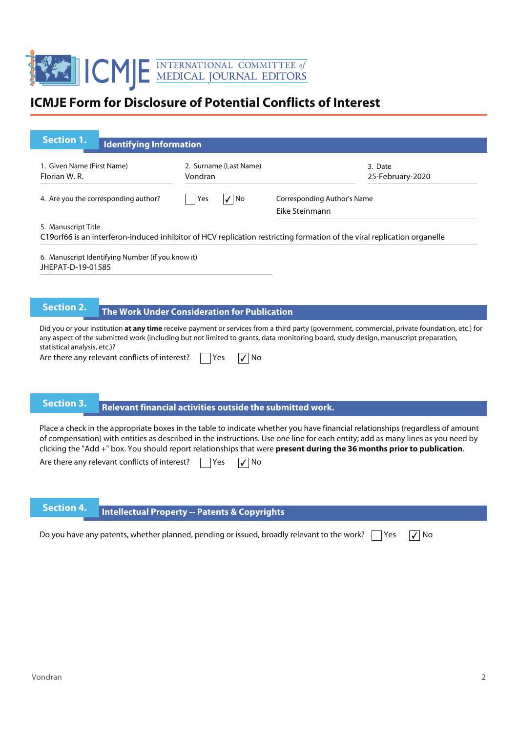# ICMJE Form for Disclosure of Potential Conflicts of Interest

## Section 1. Identifying Information

1. Given Name (First Name): Florian W. R.
2. Surname (Last Name): Vondran
3. Date: 25-February-2020

4. Are you the corresponding author? ☐ Yes ☑ No

Corresponding Author's Name: Eike Steinmann

5. Manuscript Title
C19orf66 is an interferon-induced inhibitor of HCV replication restricting formation of the viral replication organelle

6. Manuscript Identifying Number (if you know it)
JHEPAT-D-19-01585

## Section 2. The Work Under Consideration for Publication

Did you or your institution **at any time** receive payment or services from a third party (government, commercial, private foundation, etc.) for any aspect of the submitted work (including but not limited to grants, data monitoring board, study design, manuscript preparation, statistical analysis, etc.)?

Are there any relevant conflicts of interest? ☐ Yes ☑ No

## Section 3. Relevant financial activities outside the submitted work.

Place a check in the appropriate boxes in the table to indicate whether you have financial relationships (regardless of amount of compensation) with entities as described in the instructions. Use one line for each entity; add as many lines as you need by clicking the "Add +" box. You should report relationships that were **present during the 36 months prior to publication**.

Are there any relevant conflicts of interest? ☐ Yes ☑ No

## Section 4. Intellectual Property -- Patents & Copyrights

Do you have any patents, whether planned, pending or issued, broadly relevant to the work? ☐ Yes ☑ No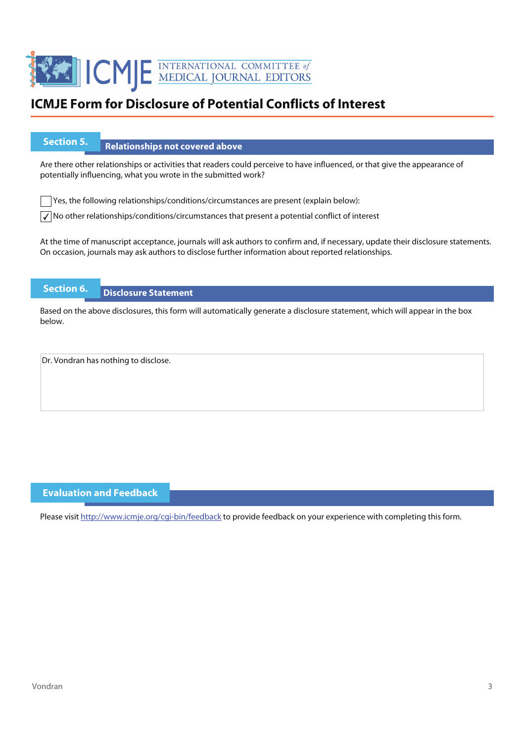# ICMJE Form for Disclosure of Potential Conflicts of Interest

## Section 5. Relationships not covered above

Are there other relationships or activities that readers could perceive to have influenced, or that give the appearance of potentially influencing, what you wrote in the submitted work?

☐ Yes, the following relationships/conditions/circumstances are present (explain below):

☑ No other relationships/conditions/circumstances that present a potential conflict of interest

At the time of manuscript acceptance, journals will ask authors to confirm and, if necessary, update their disclosure statements. On occasion, journals may ask authors to disclose further information about reported relationships.

## Section 6. Disclosure Statement

Based on the above disclosures, this form will automatically generate a disclosure statement, which will appear in the box below.

Dr. Vondran has nothing to disclose.

## Evaluation and Feedback

Please visit http://www.icmje.org/cgi-bin/feedback to provide feedback on your experience with completing this form.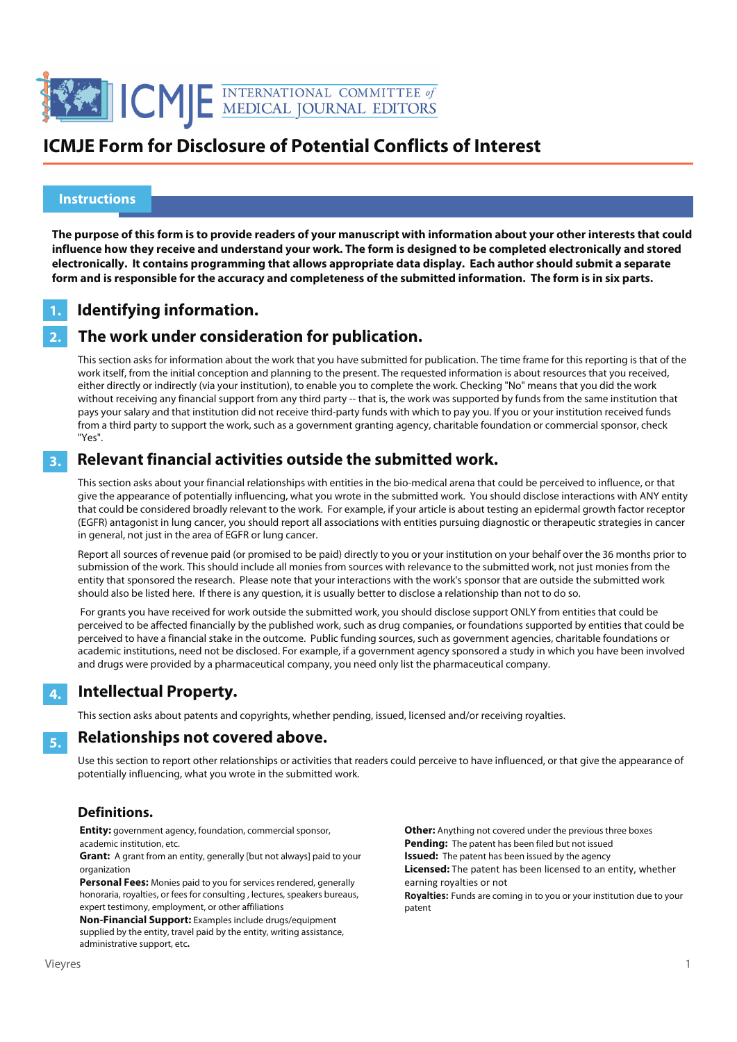# ICMJE Form for Disclosure of Potential Conflicts of Interest

## Instructions

**The purpose of this form is to provide readers of your manuscript with information about your other interests that could influence how they receive and understand your work. The form is designed to be completed electronically and stored electronically. It contains programming that allows appropriate data display. Each author should submit a separate form and is responsible for the accuracy and completeness of the submitted information. The form is in six parts.**

### 1. Identifying information.

### 2. The work under consideration for publication.

This section asks for information about the work that you have submitted for publication. The time frame for this reporting is that of the work itself, from the initial conception and planning to the present. The requested information is about resources that you received, either directly or indirectly (via your institution), to enable you to complete the work. Checking "No" means that you did the work without receiving any financial support from any third party -- that is, the work was supported by funds from the same institution that pays your salary and that institution did not receive third-party funds with which to pay you. If you or your institution received funds from a third party to support the work, such as a government granting agency, charitable foundation or commercial sponsor, check "Yes".

### 3. Relevant financial activities outside the submitted work.

This section asks about your financial relationships with entities in the bio-medical arena that could be perceived to influence, or that give the appearance of potentially influencing, what you wrote in the submitted work. You should disclose interactions with ANY entity that could be considered broadly relevant to the work. For example, if your article is about testing an epidermal growth factor receptor (EGFR) antagonist in lung cancer, you should report all associations with entities pursuing diagnostic or therapeutic strategies in cancer in general, not just in the area of EGFR or lung cancer.

Report all sources of revenue paid (or promised to be paid) directly to you or your institution on your behalf over the 36 months prior to submission of the work. This should include all monies from sources with relevance to the submitted work, not just monies from the entity that sponsored the research. Please note that your interactions with the work's sponsor that are outside the submitted work should also be listed here. If there is any question, it is usually better to disclose a relationship than not to do so.

For grants you have received for work outside the submitted work, you should disclose support ONLY from entities that could be perceived to be affected financially by the published work, such as drug companies, or foundations supported by entities that could be perceived to have a financial stake in the outcome. Public funding sources, such as government agencies, charitable foundations or academic institutions, need not be disclosed. For example, if a government agency sponsored a study in which you have been involved and drugs were provided by a pharmaceutical company, you need only list the pharmaceutical company.

### 4. Intellectual Property.

This section asks about patents and copyrights, whether pending, issued, licensed and/or receiving royalties.

### 5. Relationships not covered above.

Use this section to report other relationships or activities that readers could perceive to have influenced, or that give the appearance of potentially influencing, what you wrote in the submitted work.

### Definitions.

**Entity:** government agency, foundation, commercial sponsor, academic institution, etc.

**Grant:** A grant from an entity, generally [but not always] paid to your organization

**Personal Fees:** Monies paid to you for services rendered, generally honoraria, royalties, or fees for consulting , lectures, speakers bureaus, expert testimony, employment, or other affiliations

**Non-Financial Support:** Examples include drugs/equipment supplied by the entity, travel paid by the entity, writing assistance, administrative support, etc**.**

**Other:** Anything not covered under the previous three boxes

**Pending:** The patent has been filed but not issued

**Issued:** The patent has been issued by the agency

**Licensed:** The patent has been licensed to an entity, whether earning royalties or not

**Royalties:** Funds are coming in to you or your institution due to your patent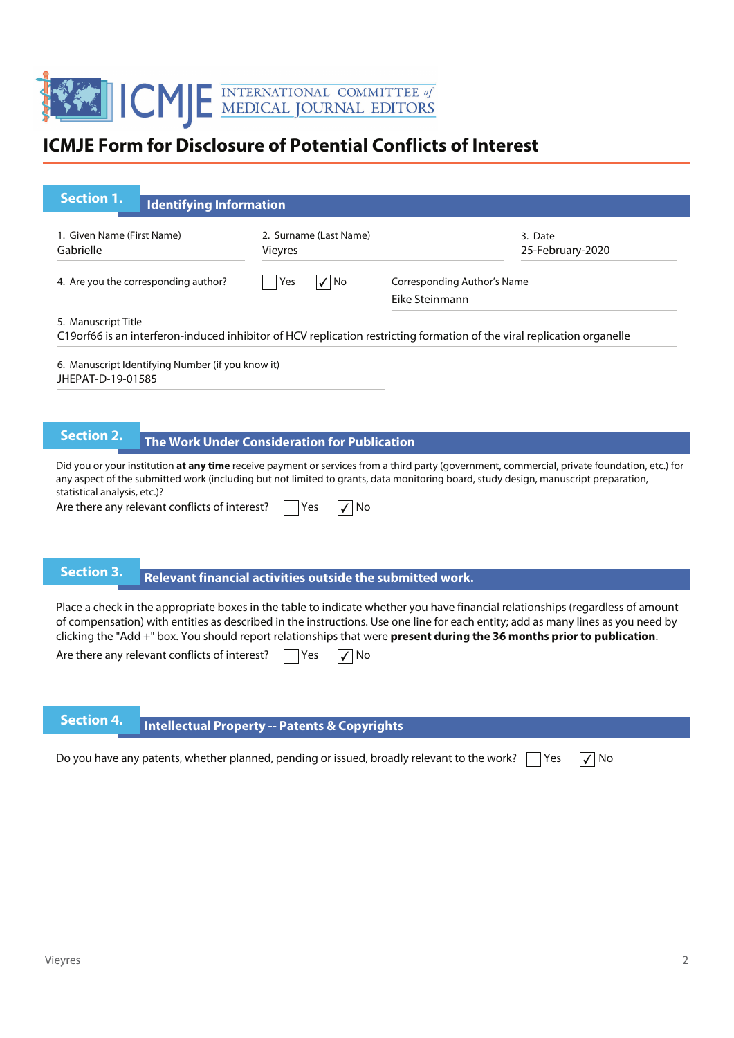# ICMJE Form for Disclosure of Potential Conflicts of Interest

## Section 1. Identifying Information

1. Given Name (First Name): Gabrielle
2. Surname (Last Name): Vieyres
3. Date: 25-February-2020

4. Are you the corresponding author? ☐ Yes ☑ No

Corresponding Author's Name: Eike Steinmann

5. Manuscript Title
C19orf66 is an interferon-induced inhibitor of HCV replication restricting formation of the viral replication organelle

6. Manuscript Identifying Number (if you know it)
JHEPAT-D-19-01585

## Section 2. The Work Under Consideration for Publication

Did you or your institution **at any time** receive payment or services from a third party (government, commercial, private foundation, etc.) for any aspect of the submitted work (including but not limited to grants, data monitoring board, study design, manuscript preparation, statistical analysis, etc.)?

Are there any relevant conflicts of interest? ☐ Yes ☑ No

## Section 3. Relevant financial activities outside the submitted work.

Place a check in the appropriate boxes in the table to indicate whether you have financial relationships (regardless of amount of compensation) with entities as described in the instructions. Use one line for each entity; add as many lines as you need by clicking the "Add +" box. You should report relationships that were **present during the 36 months prior to publication**.

Are there any relevant conflicts of interest? ☐ Yes ☑ No

## Section 4. Intellectual Property -- Patents & Copyrights

Do you have any patents, whether planned, pending or issued, broadly relevant to the work? ☐ Yes ☑ No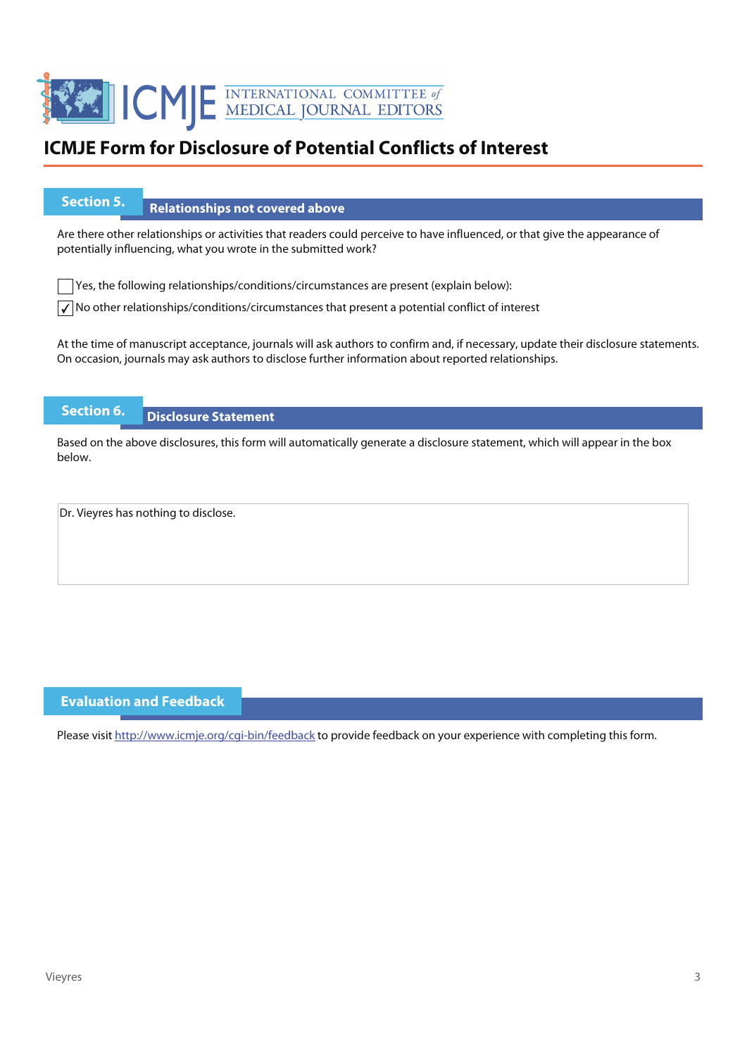# ICMJE Form for Disclosure of Potential Conflicts of Interest

## Section 5. Relationships not covered above

Are there other relationships or activities that readers could perceive to have influenced, or that give the appearance of potentially influencing, what you wrote in the submitted work?

- [ ] Yes, the following relationships/conditions/circumstances are present (explain below):
- [x] No other relationships/conditions/circumstances that present a potential conflict of interest

At the time of manuscript acceptance, journals will ask authors to confirm and, if necessary, update their disclosure statements. On occasion, journals may ask authors to disclose further information about reported relationships.

## Section 6. Disclosure Statement

Based on the above disclosures, this form will automatically generate a disclosure statement, which will appear in the box below.

Dr. Vieyres has nothing to disclose.

## Evaluation and Feedback

Please visit http://www.icmje.org/cgi-bin/feedback to provide feedback on your experience with completing this form.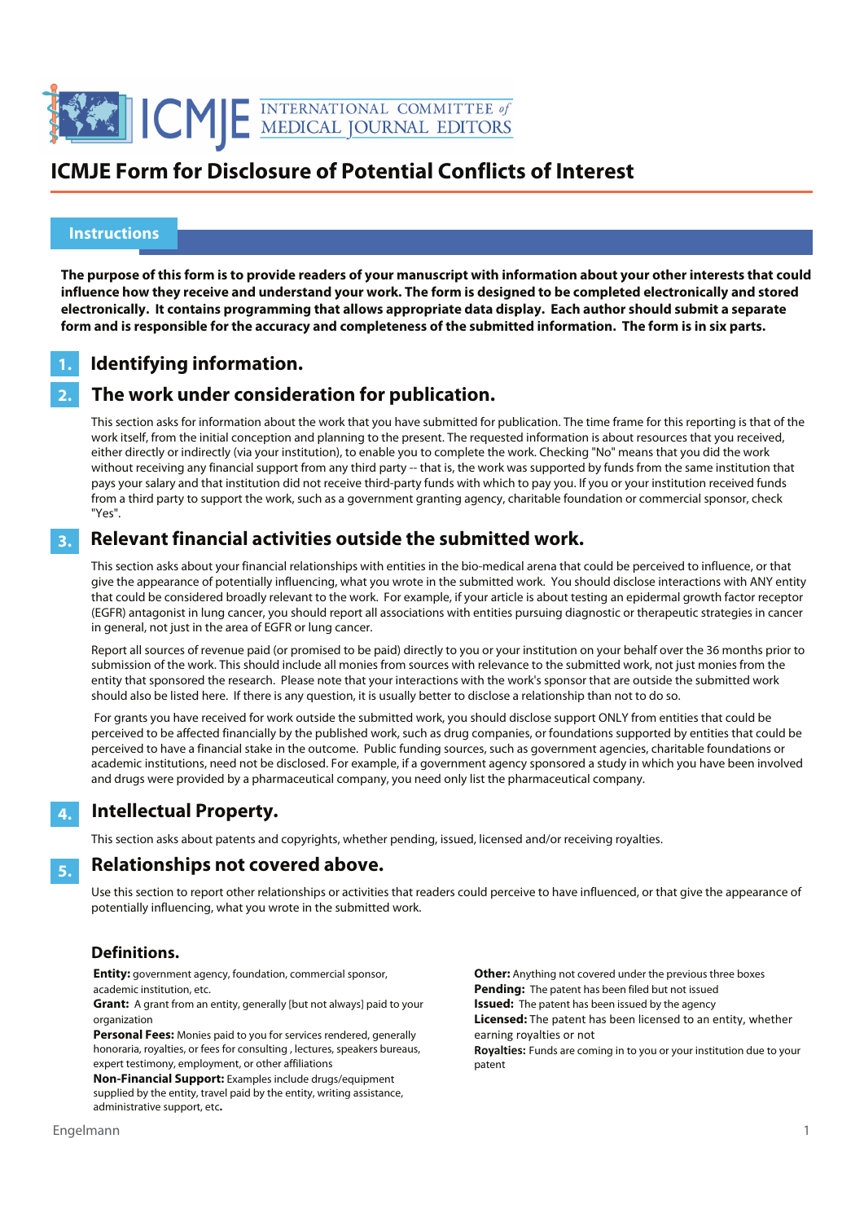# ICMJE Form for Disclosure of Potential Conflicts of Interest

## Instructions

**The purpose of this form is to provide readers of your manuscript with information about your other interests that could influence how they receive and understand your work. The form is designed to be completed electronically and stored electronically. It contains programming that allows appropriate data display. Each author should submit a separate form and is responsible for the accuracy and completeness of the submitted information. The form is in six parts.**

### 1. Identifying information.

### 2. The work under consideration for publication.

This section asks for information about the work that you have submitted for publication. The time frame for this reporting is that of the work itself, from the initial conception and planning to the present. The requested information is about resources that you received, either directly or indirectly (via your institution), to enable you to complete the work. Checking "No" means that you did the work without receiving any financial support from any third party -- that is, the work was supported by funds from the same institution that pays your salary and that institution did not receive third-party funds with which to pay you. If you or your institution received funds from a third party to support the work, such as a government granting agency, charitable foundation or commercial sponsor, check "Yes".

### 3. Relevant financial activities outside the submitted work.

This section asks about your financial relationships with entities in the bio-medical arena that could be perceived to influence, or that give the appearance of potentially influencing, what you wrote in the submitted work. You should disclose interactions with ANY entity that could be considered broadly relevant to the work. For example, if your article is about testing an epidermal growth factor receptor (EGFR) antagonist in lung cancer, you should report all associations with entities pursuing diagnostic or therapeutic strategies in cancer in general, not just in the area of EGFR or lung cancer.

Report all sources of revenue paid (or promised to be paid) directly to you or your institution on your behalf over the 36 months prior to submission of the work. This should include all monies from sources with relevance to the submitted work, not just monies from the entity that sponsored the research. Please note that your interactions with the work's sponsor that are outside the submitted work should also be listed here. If there is any question, it is usually better to disclose a relationship than not to do so.

For grants you have received for work outside the submitted work, you should disclose support ONLY from entities that could be perceived to be affected financially by the published work, such as drug companies, or foundations supported by entities that could be perceived to have a financial stake in the outcome. Public funding sources, such as government agencies, charitable foundations or academic institutions, need not be disclosed. For example, if a government agency sponsored a study in which you have been involved and drugs were provided by a pharmaceutical company, you need only list the pharmaceutical company.

### 4. Intellectual Property.

This section asks about patents and copyrights, whether pending, issued, licensed and/or receiving royalties.

### 5. Relationships not covered above.

Use this section to report other relationships or activities that readers could perceive to have influenced, or that give the appearance of potentially influencing, what you wrote in the submitted work.

### Definitions.

**Entity:** government agency, foundation, commercial sponsor, academic institution, etc.

**Grant:** A grant from an entity, generally [but not always] paid to your organization

**Personal Fees:** Monies paid to you for services rendered, generally honoraria, royalties, or fees for consulting , lectures, speakers bureaus, expert testimony, employment, or other affiliations

**Non-Financial Support:** Examples include drugs/equipment supplied by the entity, travel paid by the entity, writing assistance, administrative support, etc**.**

**Other:** Anything not covered under the previous three boxes

**Pending:** The patent has been filed but not issued

**Issued:** The patent has been issued by the agency

**Licensed:** The patent has been licensed to an entity, whether earning royalties or not

**Royalties:** Funds are coming in to you or your institution due to your patent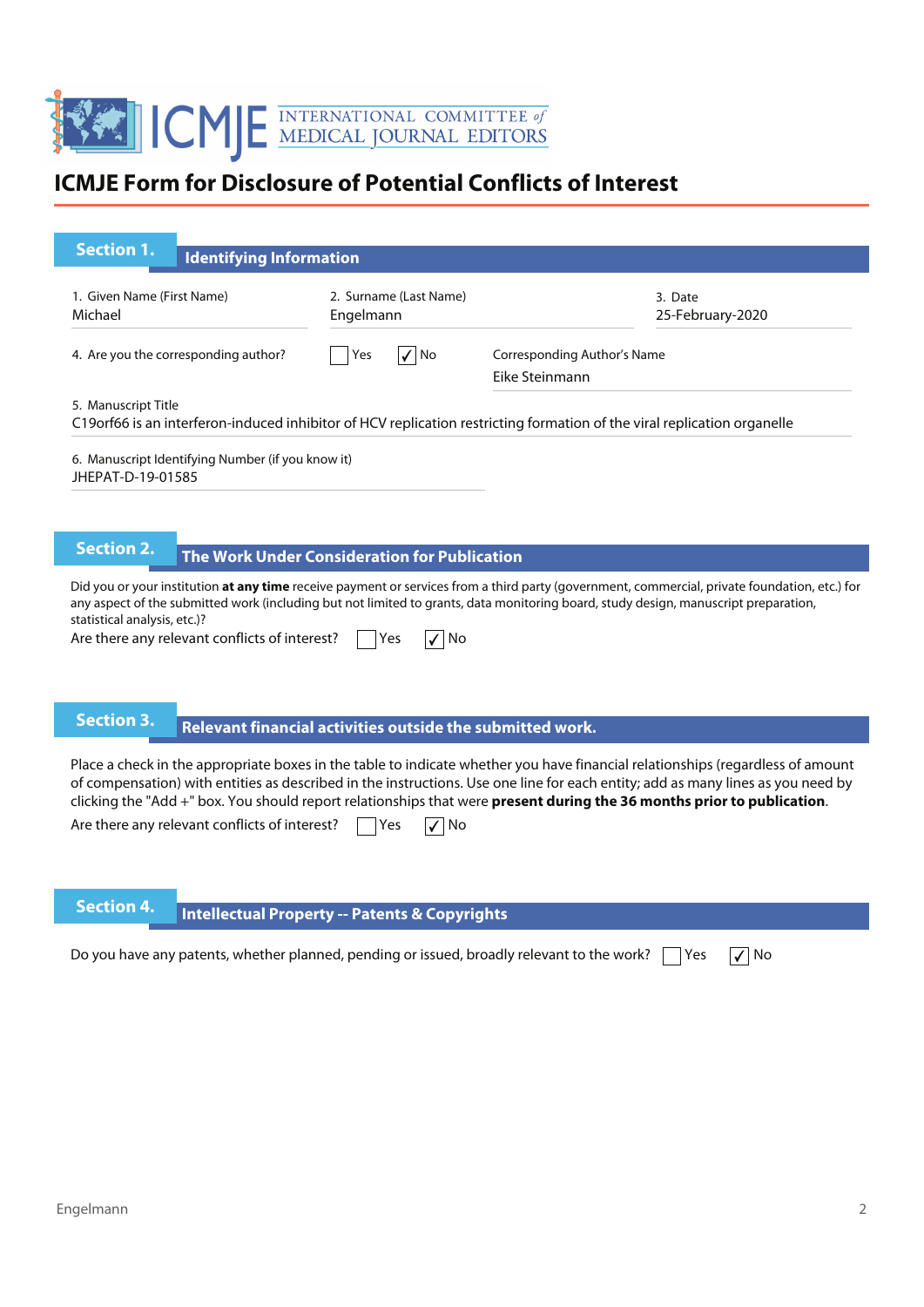# ICMJE Form for Disclosure of Potential Conflicts of Interest

## Section 1. Identifying Information

| 1. Given Name (First Name) | 2. Surname (Last Name) | 3. Date |
| --- | --- | --- |
| Michael | Engelmann | 25-February-2020 |

4. Are you the corresponding author? ☐ Yes ☑ No

Corresponding Author's Name
Eike Steinmann

5. Manuscript Title
C19orf66 is an interferon-induced inhibitor of HCV replication restricting formation of the viral replication organelle

6. Manuscript Identifying Number (if you know it)
JHEPAT-D-19-01585

## Section 2. The Work Under Consideration for Publication

Did you or your institution **at any time** receive payment or services from a third party (government, commercial, private foundation, etc.) for any aspect of the submitted work (including but not limited to grants, data monitoring board, study design, manuscript preparation, statistical analysis, etc.)?

Are there any relevant conflicts of interest? ☐ Yes ☑ No

## Section 3. Relevant financial activities outside the submitted work.

Place a check in the appropriate boxes in the table to indicate whether you have financial relationships (regardless of amount of compensation) with entities as described in the instructions. Use one line for each entity; add as many lines as you need by clicking the "Add +" box. You should report relationships that were **present during the 36 months prior to publication**.

Are there any relevant conflicts of interest? ☐ Yes ☑ No

## Section 4. Intellectual Property -- Patents & Copyrights

Do you have any patents, whether planned, pending or issued, broadly relevant to the work? ☐ Yes ☑ No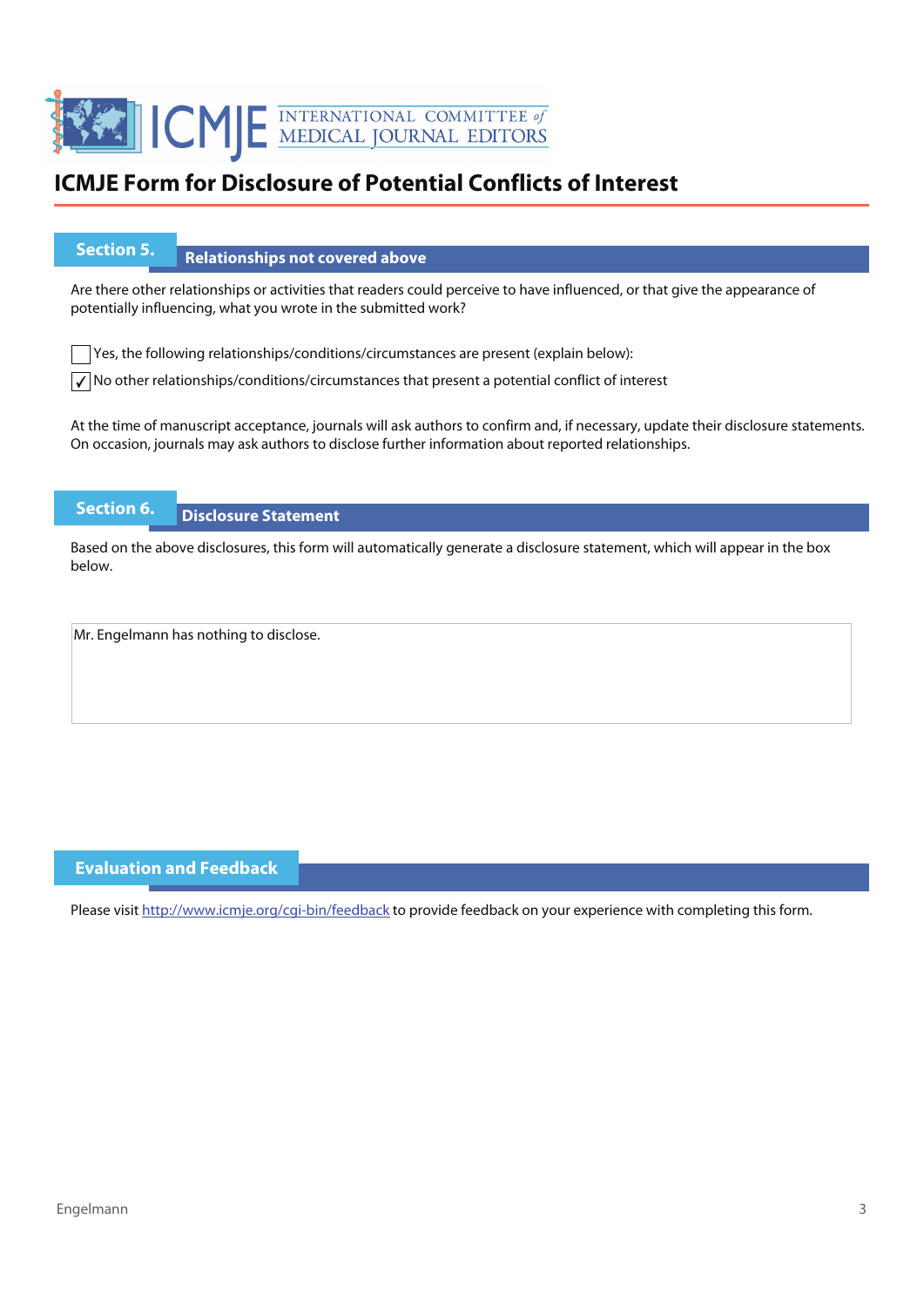# ICMJE Form for Disclosure of Potential Conflicts of Interest

## Section 5. Relationships not covered above

Are there other relationships or activities that readers could perceive to have influenced, or that give the appearance of potentially influencing, what you wrote in the submitted work?

- [ ] Yes, the following relationships/conditions/circumstances are present (explain below):
- [x] No other relationships/conditions/circumstances that present a potential conflict of interest

At the time of manuscript acceptance, journals will ask authors to confirm and, if necessary, update their disclosure statements. On occasion, journals may ask authors to disclose further information about reported relationships.

## Section 6. Disclosure Statement

Based on the above disclosures, this form will automatically generate a disclosure statement, which will appear in the box below.

Mr. Engelmann has nothing to disclose.

## Evaluation and Feedback

Please visit http://www.icmje.org/cgi-bin/feedback to provide feedback on your experience with completing this form.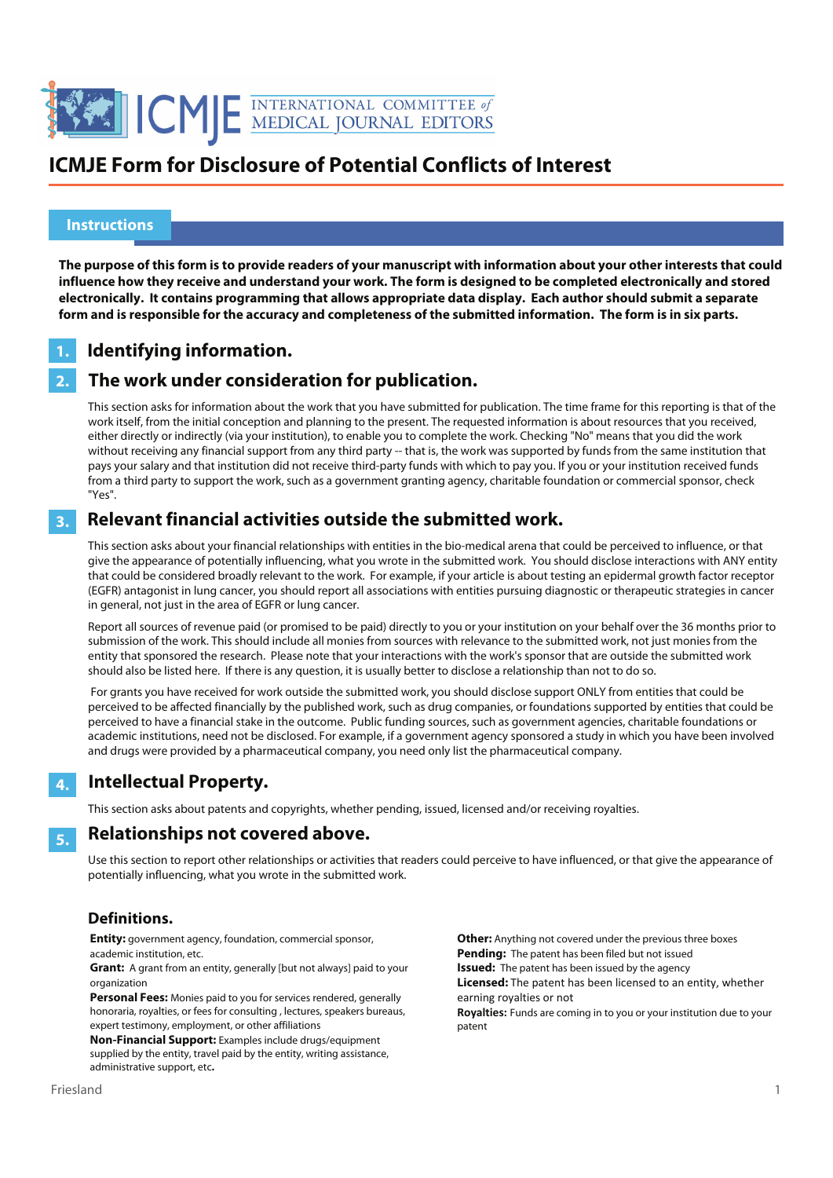# ICMJE Form for Disclosure of Potential Conflicts of Interest

## Instructions

**The purpose of this form is to provide readers of your manuscript with information about your other interests that could influence how they receive and understand your work. The form is designed to be completed electronically and stored electronically. It contains programming that allows appropriate data display. Each author should submit a separate form and is responsible for the accuracy and completeness of the submitted information. The form is in six parts.**

### 1. Identifying information.

### 2. The work under consideration for publication.

This section asks for information about the work that you have submitted for publication. The time frame for this reporting is that of the work itself, from the initial conception and planning to the present. The requested information is about resources that you received, either directly or indirectly (via your institution), to enable you to complete the work. Checking "No" means that you did the work without receiving any financial support from any third party -- that is, the work was supported by funds from the same institution that pays your salary and that institution did not receive third-party funds with which to pay you. If you or your institution received funds from a third party to support the work, such as a government granting agency, charitable foundation or commercial sponsor, check "Yes".

### 3. Relevant financial activities outside the submitted work.

This section asks about your financial relationships with entities in the bio-medical arena that could be perceived to influence, or that give the appearance of potentially influencing, what you wrote in the submitted work. You should disclose interactions with ANY entity that could be considered broadly relevant to the work. For example, if your article is about testing an epidermal growth factor receptor (EGFR) antagonist in lung cancer, you should report all associations with entities pursuing diagnostic or therapeutic strategies in cancer in general, not just in the area of EGFR or lung cancer.

Report all sources of revenue paid (or promised to be paid) directly to you or your institution on your behalf over the 36 months prior to submission of the work. This should include all monies from sources with relevance to the submitted work, not just monies from the entity that sponsored the research. Please note that your interactions with the work's sponsor that are outside the submitted work should also be listed here. If there is any question, it is usually better to disclose a relationship than not to do so.

For grants you have received for work outside the submitted work, you should disclose support ONLY from entities that could be perceived to be affected financially by the published work, such as drug companies, or foundations supported by entities that could be perceived to have a financial stake in the outcome. Public funding sources, such as government agencies, charitable foundations or academic institutions, need not be disclosed. For example, if a government agency sponsored a study in which you have been involved and drugs were provided by a pharmaceutical company, you need only list the pharmaceutical company.

### 4. Intellectual Property.

This section asks about patents and copyrights, whether pending, issued, licensed and/or receiving royalties.

### 5. Relationships not covered above.

Use this section to report other relationships or activities that readers could perceive to have influenced, or that give the appearance of potentially influencing, what you wrote in the submitted work.

### Definitions.

**Entity:** government agency, foundation, commercial sponsor, academic institution, etc.

**Grant:** A grant from an entity, generally [but not always] paid to your organization

**Personal Fees:** Monies paid to you for services rendered, generally honoraria, royalties, or fees for consulting , lectures, speakers bureaus, expert testimony, employment, or other affiliations

**Non-Financial Support:** Examples include drugs/equipment supplied by the entity, travel paid by the entity, writing assistance, administrative support, etc**.**

**Other:** Anything not covered under the previous three boxes

**Pending:** The patent has been filed but not issued

**Issued:** The patent has been issued by the agency

**Licensed:** The patent has been licensed to an entity, whether earning royalties or not

**Royalties:** Funds are coming in to you or your institution due to your patent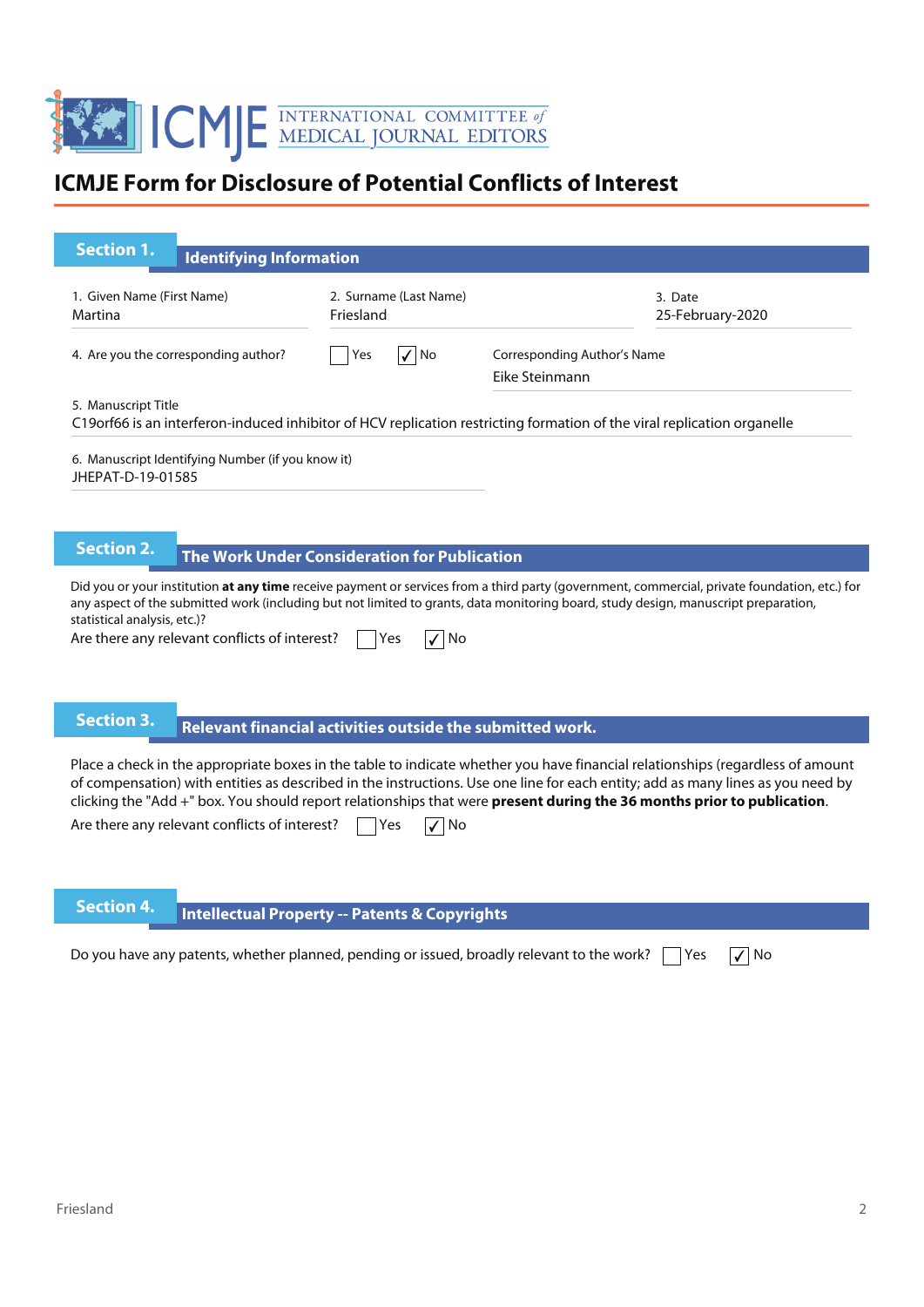# ICMJE Form for Disclosure of Potential Conflicts of Interest

## Section 1. Identifying Information

1. Given Name (First Name)
Martina

2. Surname (Last Name)
Friesland

3. Date
25-February-2020

4. Are you the corresponding author? ☐ Yes ☑ No

Corresponding Author's Name
Eike Steinmann

5. Manuscript Title
C19orf66 is an interferon-induced inhibitor of HCV replication restricting formation of the viral replication organelle

6. Manuscript Identifying Number (if you know it)
JHEPAT-D-19-01585

## Section 2. The Work Under Consideration for Publication

Did you or your institution **at any time** receive payment or services from a third party (government, commercial, private foundation, etc.) for any aspect of the submitted work (including but not limited to grants, data monitoring board, study design, manuscript preparation, statistical analysis, etc.)?

Are there any relevant conflicts of interest? ☐ Yes ☑ No

## Section 3. Relevant financial activities outside the submitted work.

Place a check in the appropriate boxes in the table to indicate whether you have financial relationships (regardless of amount of compensation) with entities as described in the instructions. Use one line for each entity; add as many lines as you need by clicking the "Add +" box. You should report relationships that were **present during the 36 months prior to publication**.

Are there any relevant conflicts of interest? ☐ Yes ☑ No

## Section 4. Intellectual Property -- Patents & Copyrights

Do you have any patents, whether planned, pending or issued, broadly relevant to the work? ☐ Yes ☑ No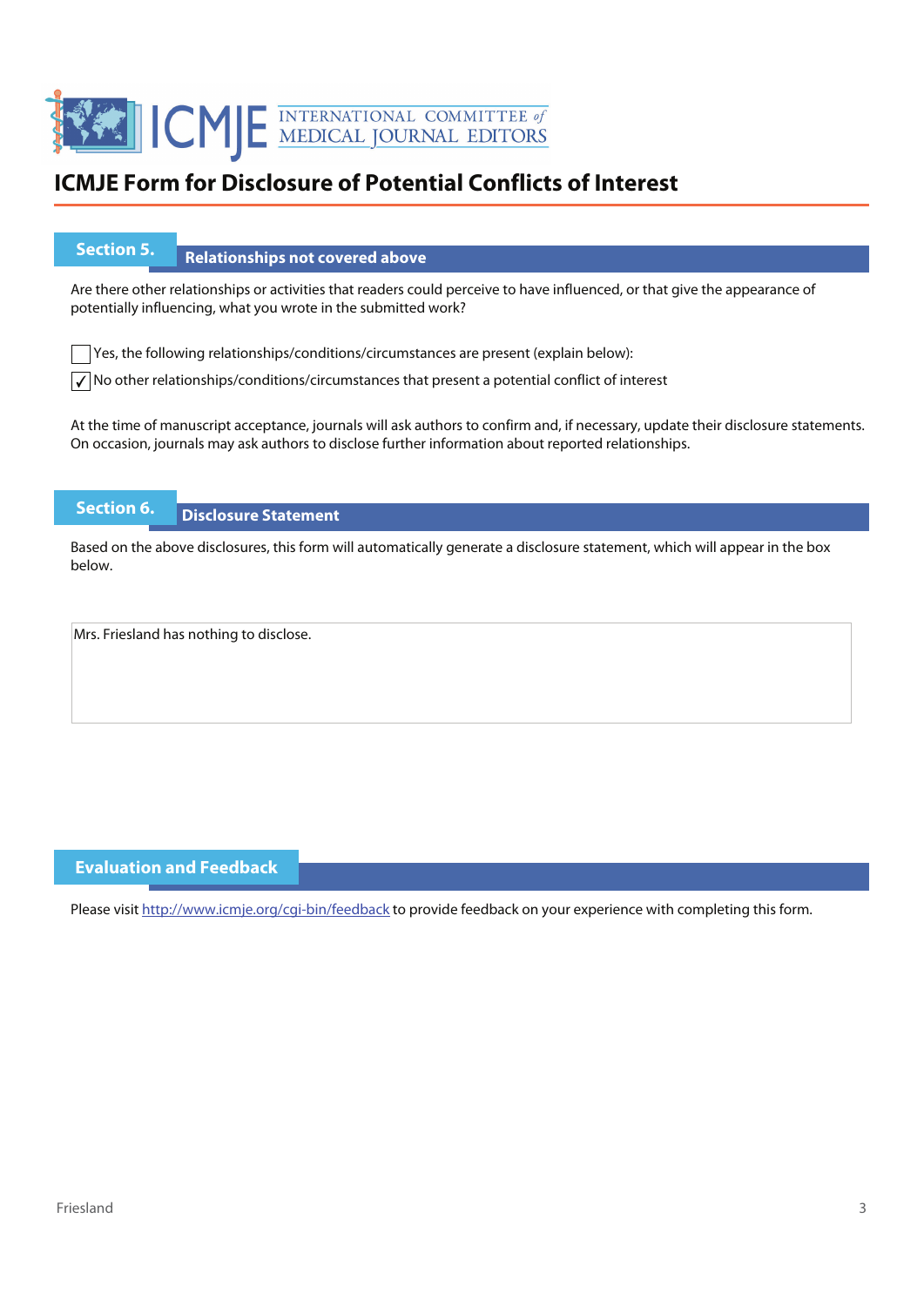# ICMJE Form for Disclosure of Potential Conflicts of Interest

## Section 5. Relationships not covered above

Are there other relationships or activities that readers could perceive to have influenced, or that give the appearance of potentially influencing, what you wrote in the submitted work?

☐ Yes, the following relationships/conditions/circumstances are present (explain below):

☑ No other relationships/conditions/circumstances that present a potential conflict of interest

At the time of manuscript acceptance, journals will ask authors to confirm and, if necessary, update their disclosure statements. On occasion, journals may ask authors to disclose further information about reported relationships.

## Section 6. Disclosure Statement

Based on the above disclosures, this form will automatically generate a disclosure statement, which will appear in the box below.

Mrs. Friesland has nothing to disclose.

## Evaluation and Feedback

Please visit http://www.icmje.org/cgi-bin/feedback to provide feedback on your experience with completing this form.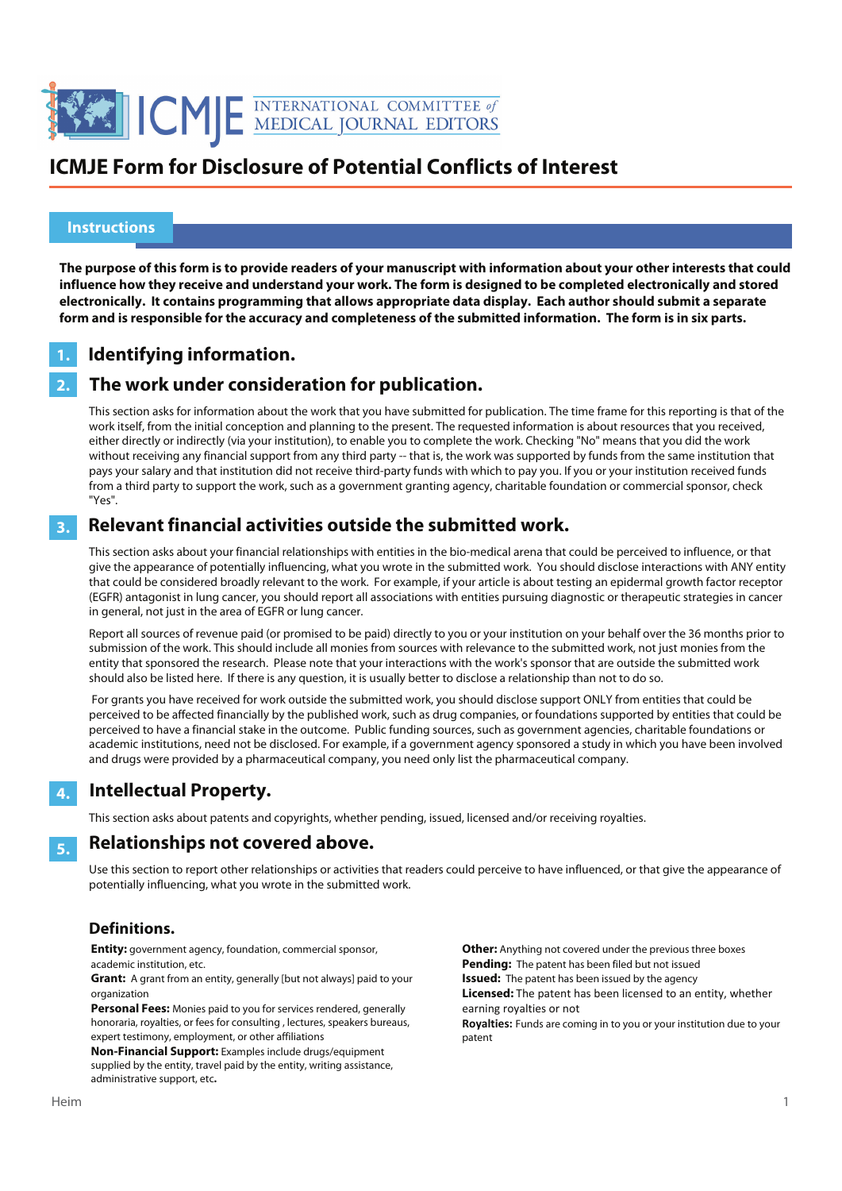# ICMJE Form for Disclosure of Potential Conflicts of Interest

## Instructions

**The purpose of this form is to provide readers of your manuscript with information about your other interests that could influence how they receive and understand your work. The form is designed to be completed electronically and stored electronically. It contains programming that allows appropriate data display. Each author should submit a separate form and is responsible for the accuracy and completeness of the submitted information. The form is in six parts.**

### 1. Identifying information.

### 2. The work under consideration for publication.

This section asks for information about the work that you have submitted for publication. The time frame for this reporting is that of the work itself, from the initial conception and planning to the present. The requested information is about resources that you received, either directly or indirectly (via your institution), to enable you to complete the work. Checking "No" means that you did the work without receiving any financial support from any third party -- that is, the work was supported by funds from the same institution that pays your salary and that institution did not receive third-party funds with which to pay you. If you or your institution received funds from a third party to support the work, such as a government granting agency, charitable foundation or commercial sponsor, check "Yes".

### 3. Relevant financial activities outside the submitted work.

This section asks about your financial relationships with entities in the bio-medical arena that could be perceived to influence, or that give the appearance of potentially influencing, what you wrote in the submitted work. You should disclose interactions with ANY entity that could be considered broadly relevant to the work. For example, if your article is about testing an epidermal growth factor receptor (EGFR) antagonist in lung cancer, you should report all associations with entities pursuing diagnostic or therapeutic strategies in cancer in general, not just in the area of EGFR or lung cancer.

Report all sources of revenue paid (or promised to be paid) directly to you or your institution on your behalf over the 36 months prior to submission of the work. This should include all monies from sources with relevance to the submitted work, not just monies from the entity that sponsored the research. Please note that your interactions with the work's sponsor that are outside the submitted work should also be listed here. If there is any question, it is usually better to disclose a relationship than not to do so.

For grants you have received for work outside the submitted work, you should disclose support ONLY from entities that could be perceived to be affected financially by the published work, such as drug companies, or foundations supported by entities that could be perceived to have a financial stake in the outcome. Public funding sources, such as government agencies, charitable foundations or academic institutions, need not be disclosed. For example, if a government agency sponsored a study in which you have been involved and drugs were provided by a pharmaceutical company, you need only list the pharmaceutical company.

### 4. Intellectual Property.

This section asks about patents and copyrights, whether pending, issued, licensed and/or receiving royalties.

### 5. Relationships not covered above.

Use this section to report other relationships or activities that readers could perceive to have influenced, or that give the appearance of potentially influencing, what you wrote in the submitted work.

### Definitions.

**Entity:** government agency, foundation, commercial sponsor, academic institution, etc.

**Grant:** A grant from an entity, generally [but not always] paid to your organization

**Personal Fees:** Monies paid to you for services rendered, generally honoraria, royalties, or fees for consulting , lectures, speakers bureaus, expert testimony, employment, or other affiliations

**Non-Financial Support:** Examples include drugs/equipment supplied by the entity, travel paid by the entity, writing assistance, administrative support, etc**.**

**Other:** Anything not covered under the previous three boxes

**Pending:** The patent has been filed but not issued

**Issued:** The patent has been issued by the agency

**Licensed:** The patent has been licensed to an entity, whether earning royalties or not

**Royalties:** Funds are coming in to you or your institution due to your patent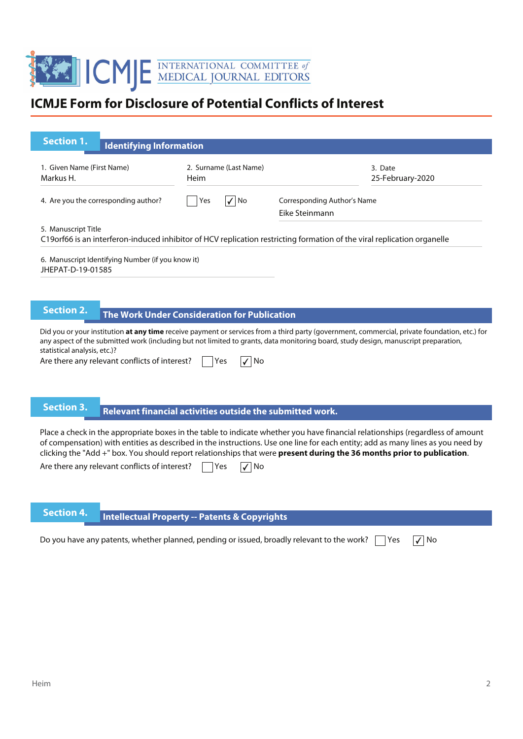# ICMJE Form for Disclosure of Potential Conflicts of Interest

## Section 1. Identifying Information

1. Given Name (First Name)
Markus H.

2. Surname (Last Name)
Heim

3. Date
25-February-2020

4. Are you the corresponding author? ☐ Yes ☑ No

Corresponding Author's Name
Eike Steinmann

5. Manuscript Title
C19orf66 is an interferon-induced inhibitor of HCV replication restricting formation of the viral replication organelle

6. Manuscript Identifying Number (if you know it)
JHEPAT-D-19-01585

## Section 2. The Work Under Consideration for Publication

Did you or your institution **at any time** receive payment or services from a third party (government, commercial, private foundation, etc.) for any aspect of the submitted work (including but not limited to grants, data monitoring board, study design, manuscript preparation, statistical analysis, etc.)?

Are there any relevant conflicts of interest? ☐ Yes ☑ No

## Section 3. Relevant financial activities outside the submitted work.

Place a check in the appropriate boxes in the table to indicate whether you have financial relationships (regardless of amount of compensation) with entities as described in the instructions. Use one line for each entity; add as many lines as you need by clicking the "Add +" box. You should report relationships that were **present during the 36 months prior to publication**.

Are there any relevant conflicts of interest? ☐ Yes ☑ No

## Section 4. Intellectual Property -- Patents & Copyrights

Do you have any patents, whether planned, pending or issued, broadly relevant to the work? ☐ Yes ☑ No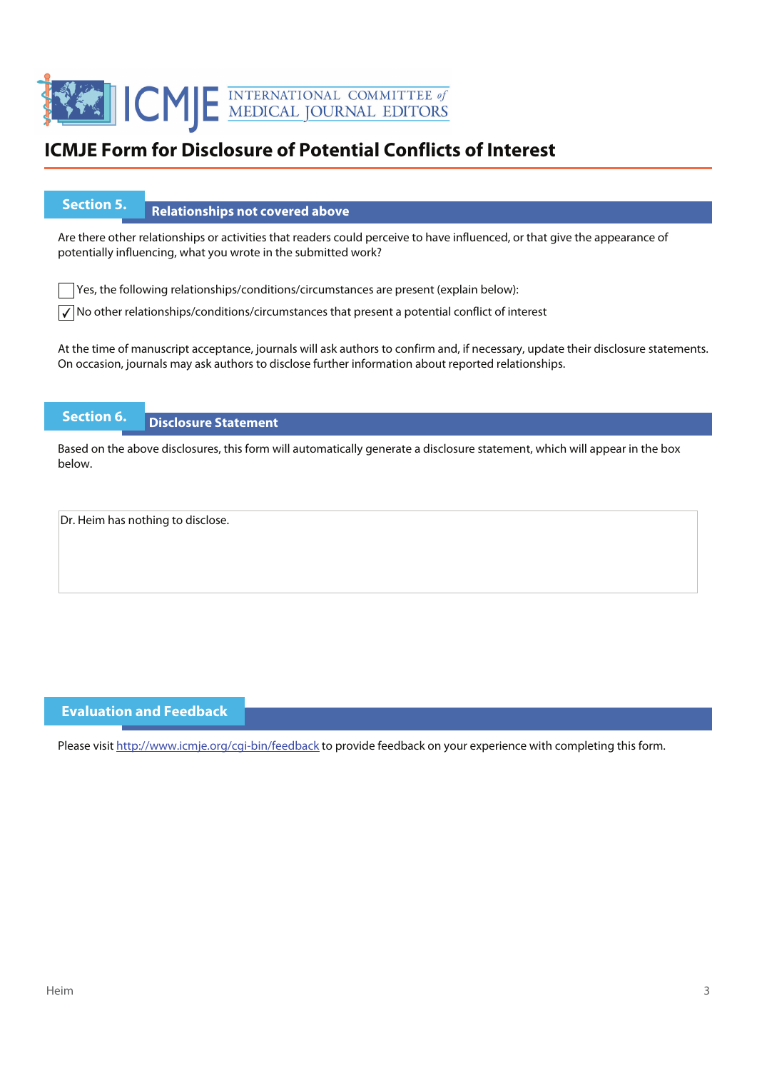# ICMJE Form for Disclosure of Potential Conflicts of Interest

## Section 5. Relationships not covered above

Are there other relationships or activities that readers could perceive to have influenced, or that give the appearance of potentially influencing, what you wrote in the submitted work?

☐ Yes, the following relationships/conditions/circumstances are present (explain below):

☑ No other relationships/conditions/circumstances that present a potential conflict of interest

At the time of manuscript acceptance, journals will ask authors to confirm and, if necessary, update their disclosure statements. On occasion, journals may ask authors to disclose further information about reported relationships.

## Section 6. Disclosure Statement

Based on the above disclosures, this form will automatically generate a disclosure statement, which will appear in the box below.

Dr. Heim has nothing to disclose.

## Evaluation and Feedback

Please visit http://www.icmje.org/cgi-bin/feedback to provide feedback on your experience with completing this form.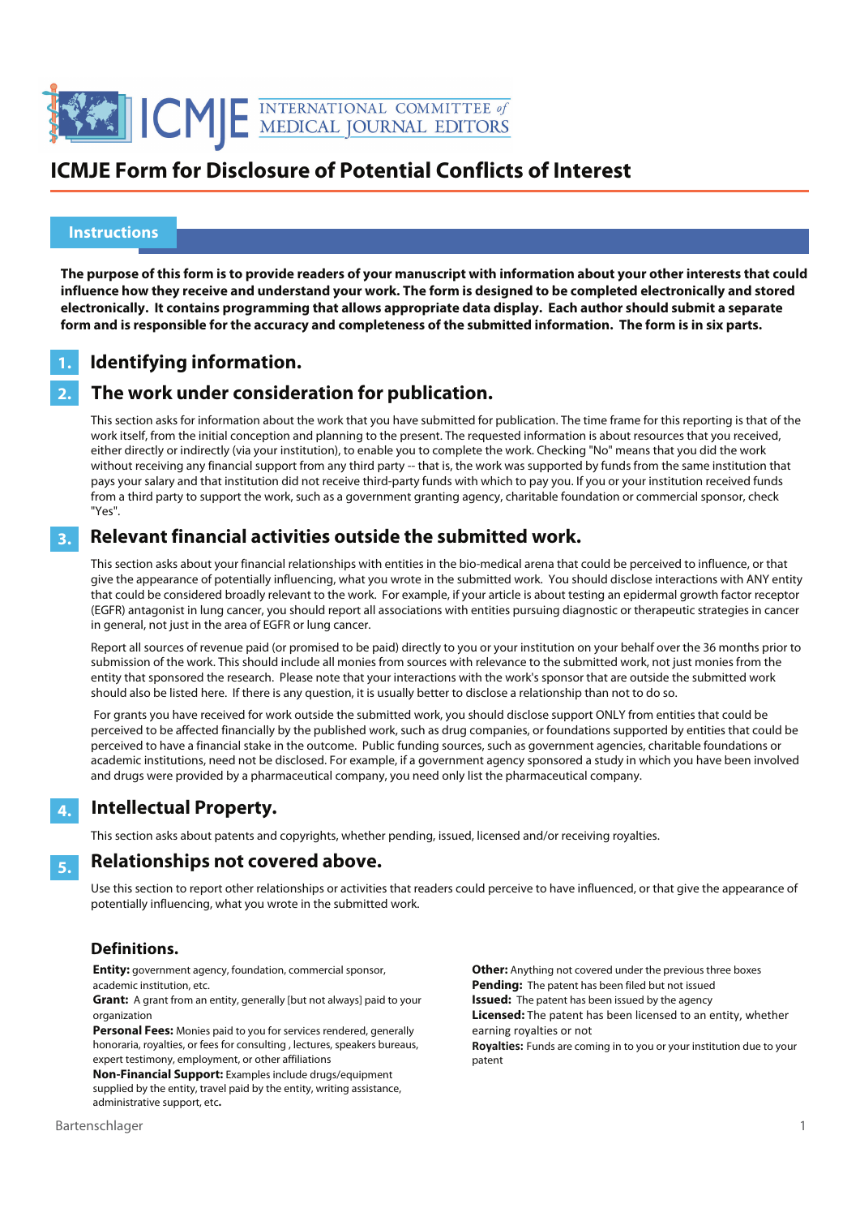# ICMJE Form for Disclosure of Potential Conflicts of Interest

## Instructions

**The purpose of this form is to provide readers of your manuscript with information about your other interests that could influence how they receive and understand your work. The form is designed to be completed electronically and stored electronically. It contains programming that allows appropriate data display. Each author should submit a separate form and is responsible for the accuracy and completeness of the submitted information. The form is in six parts.**

### 1. Identifying information.

### 2. The work under consideration for publication.

This section asks for information about the work that you have submitted for publication. The time frame for this reporting is that of the work itself, from the initial conception and planning to the present. The requested information is about resources that you received, either directly or indirectly (via your institution), to enable you to complete the work. Checking "No" means that you did the work without receiving any financial support from any third party -- that is, the work was supported by funds from the same institution that pays your salary and that institution did not receive third-party funds with which to pay you. If you or your institution received funds from a third party to support the work, such as a government granting agency, charitable foundation or commercial sponsor, check "Yes".

### 3. Relevant financial activities outside the submitted work.

This section asks about your financial relationships with entities in the bio-medical arena that could be perceived to influence, or that give the appearance of potentially influencing, what you wrote in the submitted work. You should disclose interactions with ANY entity that could be considered broadly relevant to the work. For example, if your article is about testing an epidermal growth factor receptor (EGFR) antagonist in lung cancer, you should report all associations with entities pursuing diagnostic or therapeutic strategies in cancer in general, not just in the area of EGFR or lung cancer.

Report all sources of revenue paid (or promised to be paid) directly to you or your institution on your behalf over the 36 months prior to submission of the work. This should include all monies from sources with relevance to the submitted work, not just monies from the entity that sponsored the research. Please note that your interactions with the work's sponsor that are outside the submitted work should also be listed here. If there is any question, it is usually better to disclose a relationship than not to do so.

For grants you have received for work outside the submitted work, you should disclose support ONLY from entities that could be perceived to be affected financially by the published work, such as drug companies, or foundations supported by entities that could be perceived to have a financial stake in the outcome. Public funding sources, such as government agencies, charitable foundations or academic institutions, need not be disclosed. For example, if a government agency sponsored a study in which you have been involved and drugs were provided by a pharmaceutical company, you need only list the pharmaceutical company.

### 4. Intellectual Property.

This section asks about patents and copyrights, whether pending, issued, licensed and/or receiving royalties.

### 5. Relationships not covered above.

Use this section to report other relationships or activities that readers could perceive to have influenced, or that give the appearance of potentially influencing, what you wrote in the submitted work.

### Definitions.

**Entity:** government agency, foundation, commercial sponsor, academic institution, etc.

**Grant:** A grant from an entity, generally [but not always] paid to your organization

**Personal Fees:** Monies paid to you for services rendered, generally honoraria, royalties, or fees for consulting , lectures, speakers bureaus, expert testimony, employment, or other affiliations

**Non-Financial Support:** Examples include drugs/equipment supplied by the entity, travel paid by the entity, writing assistance, administrative support, etc**.**

**Other:** Anything not covered under the previous three boxes

**Pending:** The patent has been filed but not issued

**Issued:** The patent has been issued by the agency

**Licensed:** The patent has been licensed to an entity, whether earning royalties or not

**Royalties:** Funds are coming in to you or your institution due to your patent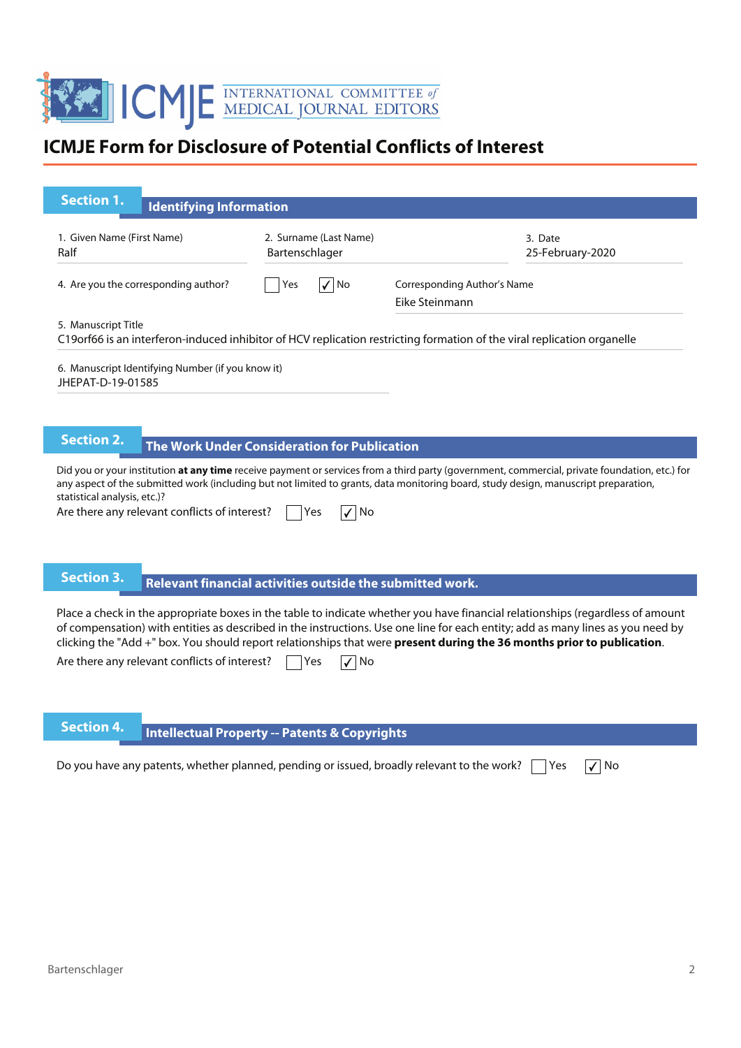# ICMJE Form for Disclosure of Potential Conflicts of Interest

## Section 1. Identifying Information

1. Given Name (First Name)
Ralf

2. Surname (Last Name)
Bartenschlager

3. Date
25-February-2020

4. Are you the corresponding author? ☐ Yes ☑ No

Corresponding Author's Name
Eike Steinmann

5. Manuscript Title
C19orf66 is an interferon-induced inhibitor of HCV replication restricting formation of the viral replication organelle

6. Manuscript Identifying Number (if you know it)
JHEPAT-D-19-01585

## Section 2. The Work Under Consideration for Publication

Did you or your institution **at any time** receive payment or services from a third party (government, commercial, private foundation, etc.) for any aspect of the submitted work (including but not limited to grants, data monitoring board, study design, manuscript preparation, statistical analysis, etc.)?

Are there any relevant conflicts of interest? ☐ Yes ☑ No

## Section 3. Relevant financial activities outside the submitted work.

Place a check in the appropriate boxes in the table to indicate whether you have financial relationships (regardless of amount of compensation) with entities as described in the instructions. Use one line for each entity; add as many lines as you need by clicking the "Add +" box. You should report relationships that were **present during the 36 months prior to publication**.

Are there any relevant conflicts of interest? ☐ Yes ☑ No

## Section 4. Intellectual Property -- Patents & Copyrights

Do you have any patents, whether planned, pending or issued, broadly relevant to the work? ☐ Yes ☑ No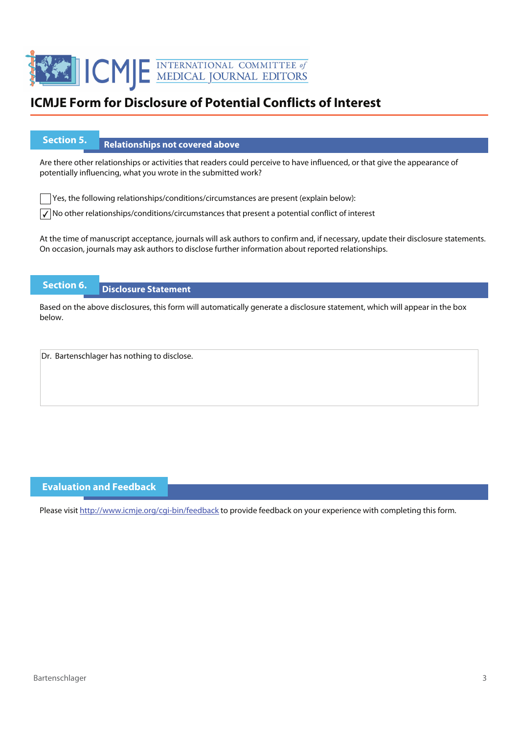# ICMJE Form for Disclosure of Potential Conflicts of Interest

## Section 5. Relationships not covered above

Are there other relationships or activities that readers could perceive to have influenced, or that give the appearance of potentially influencing, what you wrote in the submitted work?

☐ Yes, the following relationships/conditions/circumstances are present (explain below):

☑ No other relationships/conditions/circumstances that present a potential conflict of interest

At the time of manuscript acceptance, journals will ask authors to confirm and, if necessary, update their disclosure statements. On occasion, journals may ask authors to disclose further information about reported relationships.

## Section 6. Disclosure Statement

Based on the above disclosures, this form will automatically generate a disclosure statement, which will appear in the box below.

Dr. Bartenschlager has nothing to disclose.

## Evaluation and Feedback

Please visit http://www.icmje.org/cgi-bin/feedback to provide feedback on your experience with completing this form.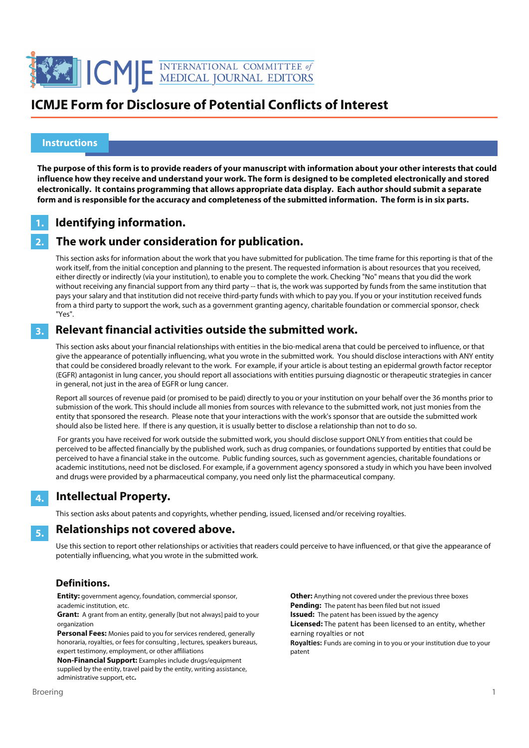# ICMJE Form for Disclosure of Potential Conflicts of Interest

## Instructions

**The purpose of this form is to provide readers of your manuscript with information about your other interests that could influence how they receive and understand your work. The form is designed to be completed electronically and stored electronically. It contains programming that allows appropriate data display. Each author should submit a separate form and is responsible for the accuracy and completeness of the submitted information. The form is in six parts.**

### 1. Identifying information.

### 2. The work under consideration for publication.

This section asks for information about the work that you have submitted for publication. The time frame for this reporting is that of the work itself, from the initial conception and planning to the present. The requested information is about resources that you received, either directly or indirectly (via your institution), to enable you to complete the work. Checking "No" means that you did the work without receiving any financial support from any third party -- that is, the work was supported by funds from the same institution that pays your salary and that institution did not receive third-party funds with which to pay you. If you or your institution received funds from a third party to support the work, such as a government granting agency, charitable foundation or commercial sponsor, check "Yes".

### 3. Relevant financial activities outside the submitted work.

This section asks about your financial relationships with entities in the bio-medical arena that could be perceived to influence, or that give the appearance of potentially influencing, what you wrote in the submitted work. You should disclose interactions with ANY entity that could be considered broadly relevant to the work. For example, if your article is about testing an epidermal growth factor receptor (EGFR) antagonist in lung cancer, you should report all associations with entities pursuing diagnostic or therapeutic strategies in cancer in general, not just in the area of EGFR or lung cancer.

Report all sources of revenue paid (or promised to be paid) directly to you or your institution on your behalf over the 36 months prior to submission of the work. This should include all monies from sources with relevance to the submitted work, not just monies from the entity that sponsored the research. Please note that your interactions with the work's sponsor that are outside the submitted work should also be listed here. If there is any question, it is usually better to disclose a relationship than not to do so.

For grants you have received for work outside the submitted work, you should disclose support ONLY from entities that could be perceived to be affected financially by the published work, such as drug companies, or foundations supported by entities that could be perceived to have a financial stake in the outcome. Public funding sources, such as government agencies, charitable foundations or academic institutions, need not be disclosed. For example, if a government agency sponsored a study in which you have been involved and drugs were provided by a pharmaceutical company, you need only list the pharmaceutical company.

### 4. Intellectual Property.

This section asks about patents and copyrights, whether pending, issued, licensed and/or receiving royalties.

### 5. Relationships not covered above.

Use this section to report other relationships or activities that readers could perceive to have influenced, or that give the appearance of potentially influencing, what you wrote in the submitted work.

### Definitions.

**Entity:** government agency, foundation, commercial sponsor, academic institution, etc.

**Grant:** A grant from an entity, generally [but not always] paid to your organization

**Personal Fees:** Monies paid to you for services rendered, generally honoraria, royalties, or fees for consulting , lectures, speakers bureaus, expert testimony, employment, or other affiliations

**Non-Financial Support:** Examples include drugs/equipment supplied by the entity, travel paid by the entity, writing assistance, administrative support, etc**.**

**Other:** Anything not covered under the previous three boxes

**Pending:** The patent has been filed but not issued

**Issued:** The patent has been issued by the agency

**Licensed:** The patent has been licensed to an entity, whether earning royalties or not

**Royalties:** Funds are coming in to you or your institution due to your patent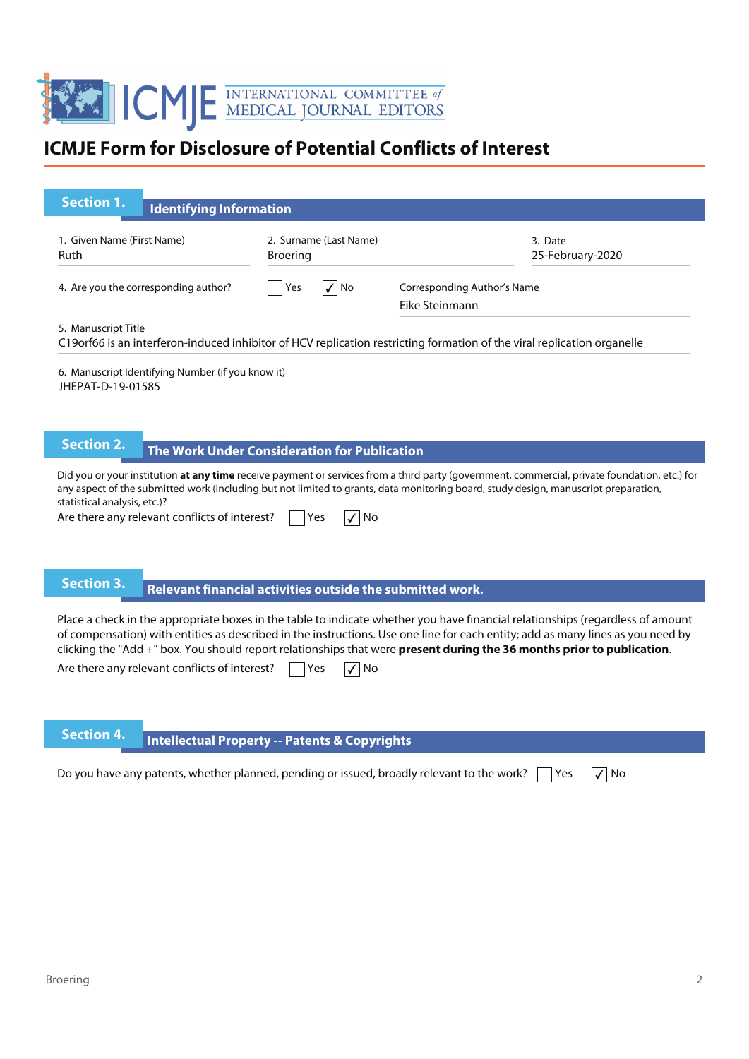# ICMJE Form for Disclosure of Potential Conflicts of Interest

## Section 1. Identifying Information

1. Given Name (First Name)
Ruth

2. Surname (Last Name)
Broering

3. Date
25-February-2020

4. Are you the corresponding author? ☐ Yes ☑ No

Corresponding Author's Name
Eike Steinmann

5. Manuscript Title
C19orf66 is an interferon-induced inhibitor of HCV replication restricting formation of the viral replication organelle

6. Manuscript Identifying Number (if you know it)
JHEPAT-D-19-01585

## Section 2. The Work Under Consideration for Publication

Did you or your institution **at any time** receive payment or services from a third party (government, commercial, private foundation, etc.) for any aspect of the submitted work (including but not limited to grants, data monitoring board, study design, manuscript preparation, statistical analysis, etc.)?

Are there any relevant conflicts of interest? ☐ Yes ☑ No

## Section 3. Relevant financial activities outside the submitted work.

Place a check in the appropriate boxes in the table to indicate whether you have financial relationships (regardless of amount of compensation) with entities as described in the instructions. Use one line for each entity; add as many lines as you need by clicking the "Add +" box. You should report relationships that were **present during the 36 months prior to publication**.

Are there any relevant conflicts of interest? ☐ Yes ☑ No

## Section 4. Intellectual Property -- Patents & Copyrights

Do you have any patents, whether planned, pending or issued, broadly relevant to the work? ☐ Yes ☑ No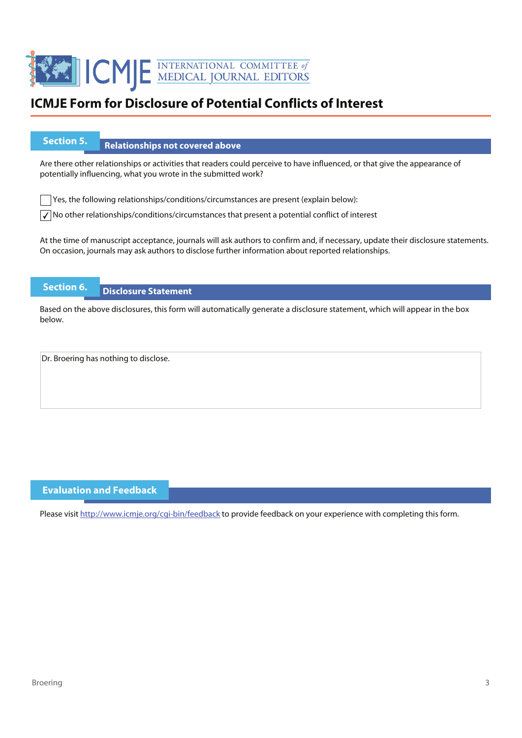# ICMJE Form for Disclosure of Potential Conflicts of Interest

## Section 5. Relationships not covered above

Are there other relationships or activities that readers could perceive to have influenced, or that give the appearance of potentially influencing, what you wrote in the submitted work?

☐ Yes, the following relationships/conditions/circumstances are present (explain below):

☑ No other relationships/conditions/circumstances that present a potential conflict of interest

At the time of manuscript acceptance, journals will ask authors to confirm and, if necessary, update their disclosure statements. On occasion, journals may ask authors to disclose further information about reported relationships.

## Section 6. Disclosure Statement

Based on the above disclosures, this form will automatically generate a disclosure statement, which will appear in the box below.

Dr. Broering has nothing to disclose.

## Evaluation and Feedback

Please visit http://www.icmje.org/cgi-bin/feedback to provide feedback on your experience with completing this form.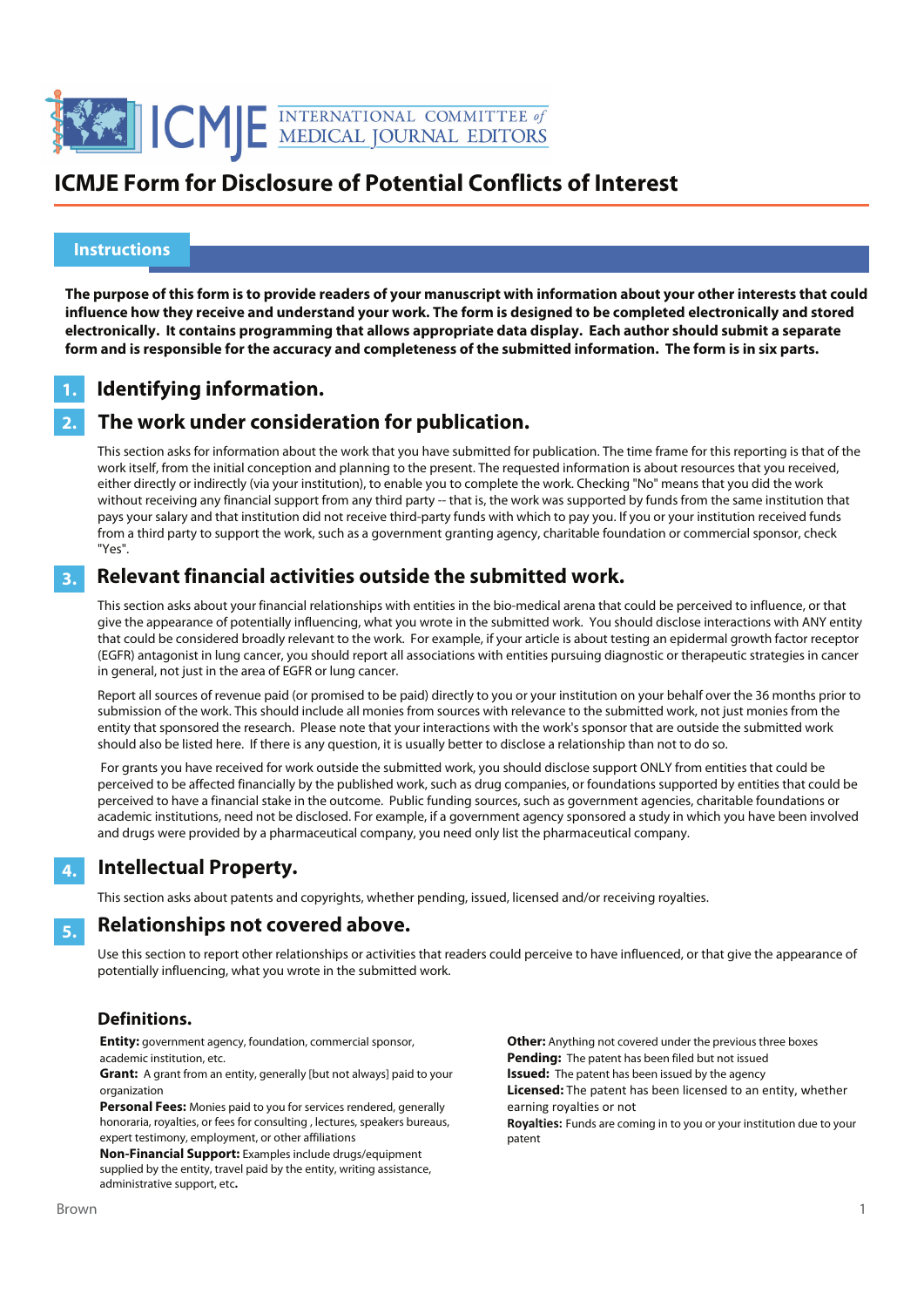# ICMJE Form for Disclosure of Potential Conflicts of Interest

## Instructions

**The purpose of this form is to provide readers of your manuscript with information about your other interests that could influence how they receive and understand your work. The form is designed to be completed electronically and stored electronically. It contains programming that allows appropriate data display. Each author should submit a separate form and is responsible for the accuracy and completeness of the submitted information. The form is in six parts.**

### 1. Identifying information.

### 2. The work under consideration for publication.

This section asks for information about the work that you have submitted for publication. The time frame for this reporting is that of the work itself, from the initial conception and planning to the present. The requested information is about resources that you received, either directly or indirectly (via your institution), to enable you to complete the work. Checking "No" means that you did the work without receiving any financial support from any third party -- that is, the work was supported by funds from the same institution that pays your salary and that institution did not receive third-party funds with which to pay you. If you or your institution received funds from a third party to support the work, such as a government granting agency, charitable foundation or commercial sponsor, check "Yes".

### 3. Relevant financial activities outside the submitted work.

This section asks about your financial relationships with entities in the bio-medical arena that could be perceived to influence, or that give the appearance of potentially influencing, what you wrote in the submitted work. You should disclose interactions with ANY entity that could be considered broadly relevant to the work. For example, if your article is about testing an epidermal growth factor receptor (EGFR) antagonist in lung cancer, you should report all associations with entities pursuing diagnostic or therapeutic strategies in cancer in general, not just in the area of EGFR or lung cancer.

Report all sources of revenue paid (or promised to be paid) directly to you or your institution on your behalf over the 36 months prior to submission of the work. This should include all monies from sources with relevance to the submitted work, not just monies from the entity that sponsored the research. Please note that your interactions with the work's sponsor that are outside the submitted work should also be listed here. If there is any question, it is usually better to disclose a relationship than not to do so.

For grants you have received for work outside the submitted work, you should disclose support ONLY from entities that could be perceived to be affected financially by the published work, such as drug companies, or foundations supported by entities that could be perceived to have a financial stake in the outcome. Public funding sources, such as government agencies, charitable foundations or academic institutions, need not be disclosed. For example, if a government agency sponsored a study in which you have been involved and drugs were provided by a pharmaceutical company, you need only list the pharmaceutical company.

### 4. Intellectual Property.

This section asks about patents and copyrights, whether pending, issued, licensed and/or receiving royalties.

### 5. Relationships not covered above.

Use this section to report other relationships or activities that readers could perceive to have influenced, or that give the appearance of potentially influencing, what you wrote in the submitted work.

### Definitions.

**Entity:** government agency, foundation, commercial sponsor, academic institution, etc.

**Grant:** A grant from an entity, generally [but not always] paid to your organization

**Personal Fees:** Monies paid to you for services rendered, generally honoraria, royalties, or fees for consulting , lectures, speakers bureaus, expert testimony, employment, or other affiliations

**Non-Financial Support:** Examples include drugs/equipment supplied by the entity, travel paid by the entity, writing assistance, administrative support, etc**.**

**Other:** Anything not covered under the previous three boxes

**Pending:** The patent has been filed but not issued

**Issued:** The patent has been issued by the agency

**Licensed:** The patent has been licensed to an entity, whether earning royalties or not

**Royalties:** Funds are coming in to you or your institution due to your patent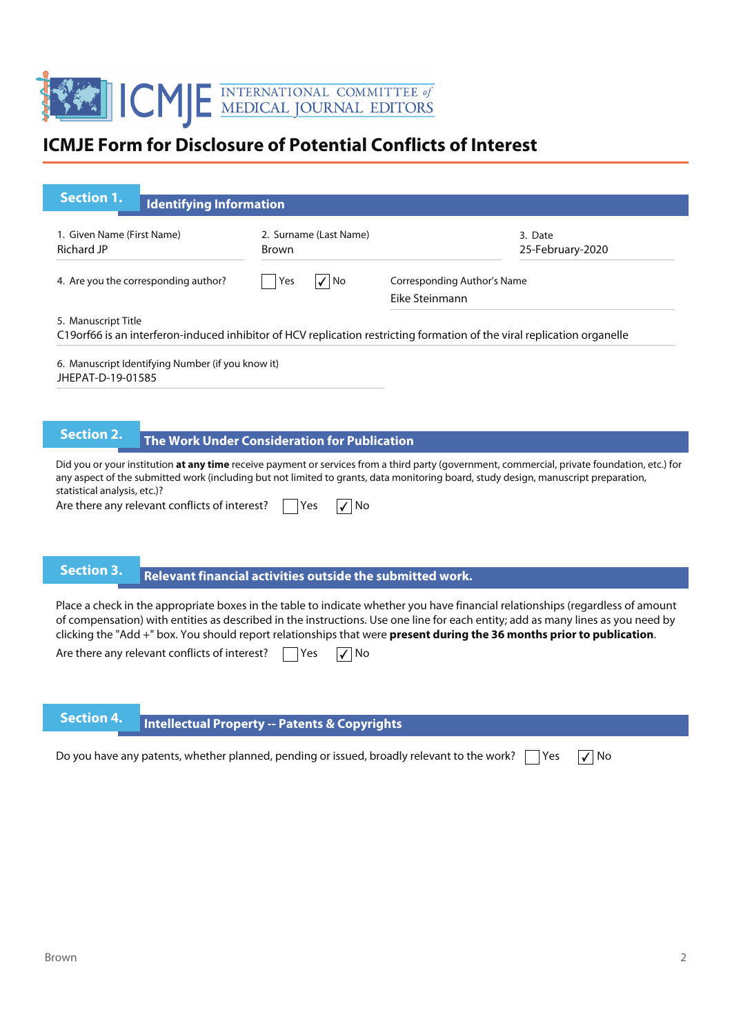# ICMJE Form for Disclosure of Potential Conflicts of Interest

## Section 1. Identifying Information

1. Given Name (First Name)
Richard JP

2. Surname (Last Name)
Brown

3. Date
25-February-2020

4. Are you the corresponding author? ☐ Yes ☑ No

Corresponding Author's Name
Eike Steinmann

5. Manuscript Title
C19orf66 is an interferon-induced inhibitor of HCV replication restricting formation of the viral replication organelle

6. Manuscript Identifying Number (if you know it)
JHEPAT-D-19-01585

## Section 2. The Work Under Consideration for Publication

Did you or your institution **at any time** receive payment or services from a third party (government, commercial, private foundation, etc.) for any aspect of the submitted work (including but not limited to grants, data monitoring board, study design, manuscript preparation, statistical analysis, etc.)?

Are there any relevant conflicts of interest? ☐ Yes ☑ No

## Section 3. Relevant financial activities outside the submitted work.

Place a check in the appropriate boxes in the table to indicate whether you have financial relationships (regardless of amount of compensation) with entities as described in the instructions. Use one line for each entity; add as many lines as you need by clicking the "Add +" box. You should report relationships that were **present during the 36 months prior to publication**.

Are there any relevant conflicts of interest? ☐ Yes ☑ No

## Section 4. Intellectual Property -- Patents & Copyrights

Do you have any patents, whether planned, pending or issued, broadly relevant to the work? ☐ Yes ☑ No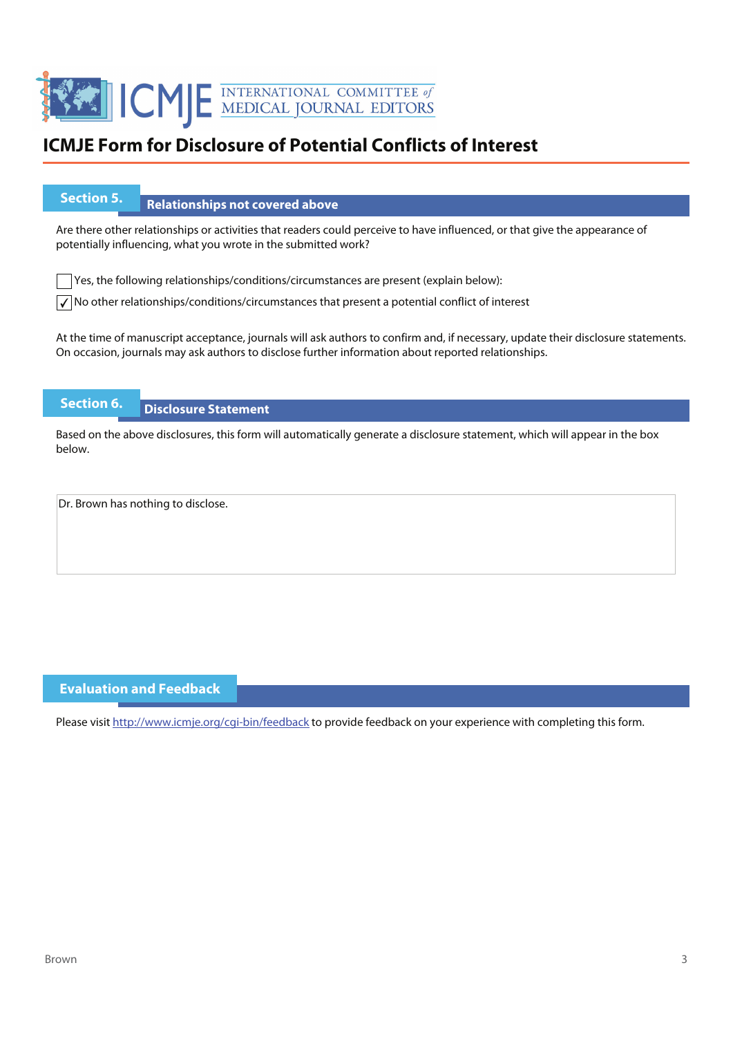# ICMJE Form for Disclosure of Potential Conflicts of Interest

## Section 5. Relationships not covered above

Are there other relationships or activities that readers could perceive to have influenced, or that give the appearance of potentially influencing, what you wrote in the submitted work?

☐ Yes, the following relationships/conditions/circumstances are present (explain below):

☑ No other relationships/conditions/circumstances that present a potential conflict of interest

At the time of manuscript acceptance, journals will ask authors to confirm and, if necessary, update their disclosure statements. On occasion, journals may ask authors to disclose further information about reported relationships.

## Section 6. Disclosure Statement

Based on the above disclosures, this form will automatically generate a disclosure statement, which will appear in the box below.

Dr. Brown has nothing to disclose.

## Evaluation and Feedback

Please visit http://www.icmje.org/cgi-bin/feedback to provide feedback on your experience with completing this form.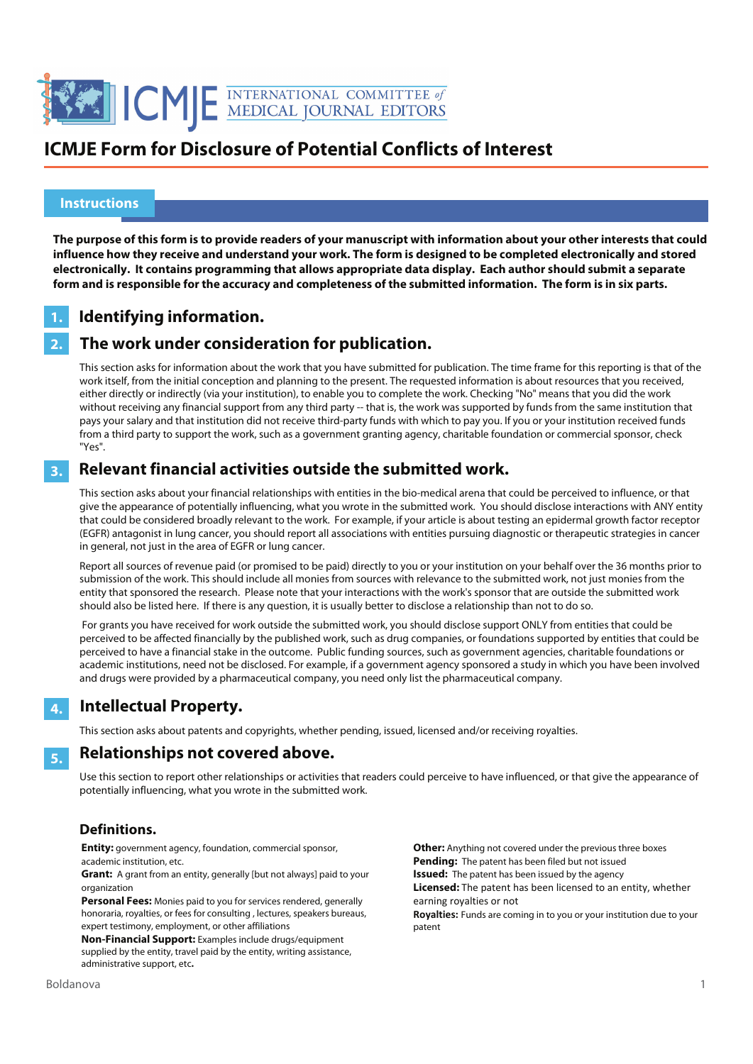# ICMJE Form for Disclosure of Potential Conflicts of Interest

## Instructions

**The purpose of this form is to provide readers of your manuscript with information about your other interests that could influence how they receive and understand your work. The form is designed to be completed electronically and stored electronically. It contains programming that allows appropriate data display. Each author should submit a separate form and is responsible for the accuracy and completeness of the submitted information. The form is in six parts.**

### 1. Identifying information.

### 2. The work under consideration for publication.

This section asks for information about the work that you have submitted for publication. The time frame for this reporting is that of the work itself, from the initial conception and planning to the present. The requested information is about resources that you received, either directly or indirectly (via your institution), to enable you to complete the work. Checking "No" means that you did the work without receiving any financial support from any third party -- that is, the work was supported by funds from the same institution that pays your salary and that institution did not receive third-party funds with which to pay you. If you or your institution received funds from a third party to support the work, such as a government granting agency, charitable foundation or commercial sponsor, check "Yes".

### 3. Relevant financial activities outside the submitted work.

This section asks about your financial relationships with entities in the bio-medical arena that could be perceived to influence, or that give the appearance of potentially influencing, what you wrote in the submitted work. You should disclose interactions with ANY entity that could be considered broadly relevant to the work. For example, if your article is about testing an epidermal growth factor receptor (EGFR) antagonist in lung cancer, you should report all associations with entities pursuing diagnostic or therapeutic strategies in cancer in general, not just in the area of EGFR or lung cancer.

Report all sources of revenue paid (or promised to be paid) directly to you or your institution on your behalf over the 36 months prior to submission of the work. This should include all monies from sources with relevance to the submitted work, not just monies from the entity that sponsored the research. Please note that your interactions with the work's sponsor that are outside the submitted work should also be listed here. If there is any question, it is usually better to disclose a relationship than not to do so.

For grants you have received for work outside the submitted work, you should disclose support ONLY from entities that could be perceived to be affected financially by the published work, such as drug companies, or foundations supported by entities that could be perceived to have a financial stake in the outcome. Public funding sources, such as government agencies, charitable foundations or academic institutions, need not be disclosed. For example, if a government agency sponsored a study in which you have been involved and drugs were provided by a pharmaceutical company, you need only list the pharmaceutical company.

### 4. Intellectual Property.

This section asks about patents and copyrights, whether pending, issued, licensed and/or receiving royalties.

### 5. Relationships not covered above.

Use this section to report other relationships or activities that readers could perceive to have influenced, or that give the appearance of potentially influencing, what you wrote in the submitted work.

### Definitions.

**Entity:** government agency, foundation, commercial sponsor, academic institution, etc.

**Grant:** A grant from an entity, generally [but not always] paid to your organization

**Personal Fees:** Monies paid to you for services rendered, generally honoraria, royalties, or fees for consulting , lectures, speakers bureaus, expert testimony, employment, or other affiliations

**Non-Financial Support:** Examples include drugs/equipment supplied by the entity, travel paid by the entity, writing assistance, administrative support, etc**.**

**Other:** Anything not covered under the previous three boxes

**Pending:** The patent has been filed but not issued

**Issued:** The patent has been issued by the agency

**Licensed:** The patent has been licensed to an entity, whether earning royalties or not

**Royalties:** Funds are coming in to you or your institution due to your patent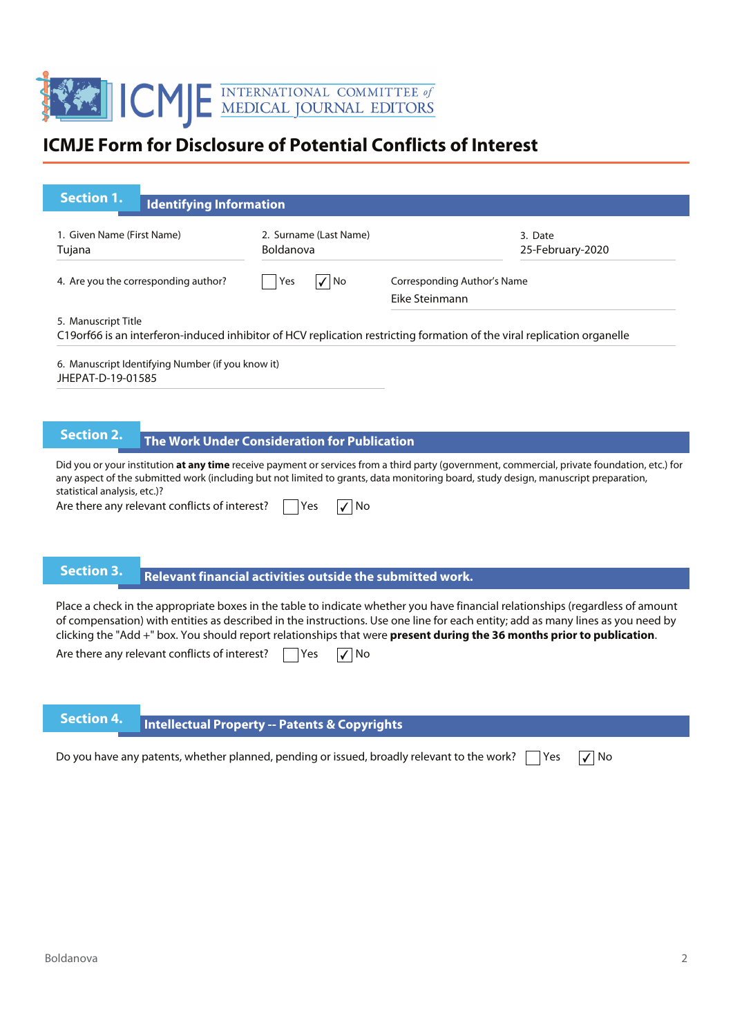ICMJE INTERNATIONAL COMMITTEE of MEDICAL JOURNAL EDITORS

# ICMJE Form for Disclosure of Potential Conflicts of Interest

## Section 1. Identifying Information

| 1. Given Name (First Name) | 2. Surname (Last Name) | 3. Date |
|---|---|---|
| Tujana | Boldanova | 25-February-2020 |

4. Are you the corresponding author? ☐ Yes ☑ No

Corresponding Author's Name: Eike Steinmann

5. Manuscript Title
C19orf66 is an interferon-induced inhibitor of HCV replication restricting formation of the viral replication organelle

6. Manuscript Identifying Number (if you know it)
JHEPAT-D-19-01585

## Section 2. The Work Under Consideration for Publication

Did you or your institution **at any time** receive payment or services from a third party (government, commercial, private foundation, etc.) for any aspect of the submitted work (including but not limited to grants, data monitoring board, study design, manuscript preparation, statistical analysis, etc.)?

Are there any relevant conflicts of interest? ☐ Yes ☑ No

## Section 3. Relevant financial activities outside the submitted work.

Place a check in the appropriate boxes in the table to indicate whether you have financial relationships (regardless of amount of compensation) with entities as described in the instructions. Use one line for each entity; add as many lines as you need by clicking the "Add +" box. You should report relationships that were **present during the 36 months prior to publication**.

Are there any relevant conflicts of interest? ☐ Yes ☑ No

## Section 4. Intellectual Property -- Patents & Copyrights

Do you have any patents, whether planned, pending or issued, broadly relevant to the work? ☐ Yes ☑ No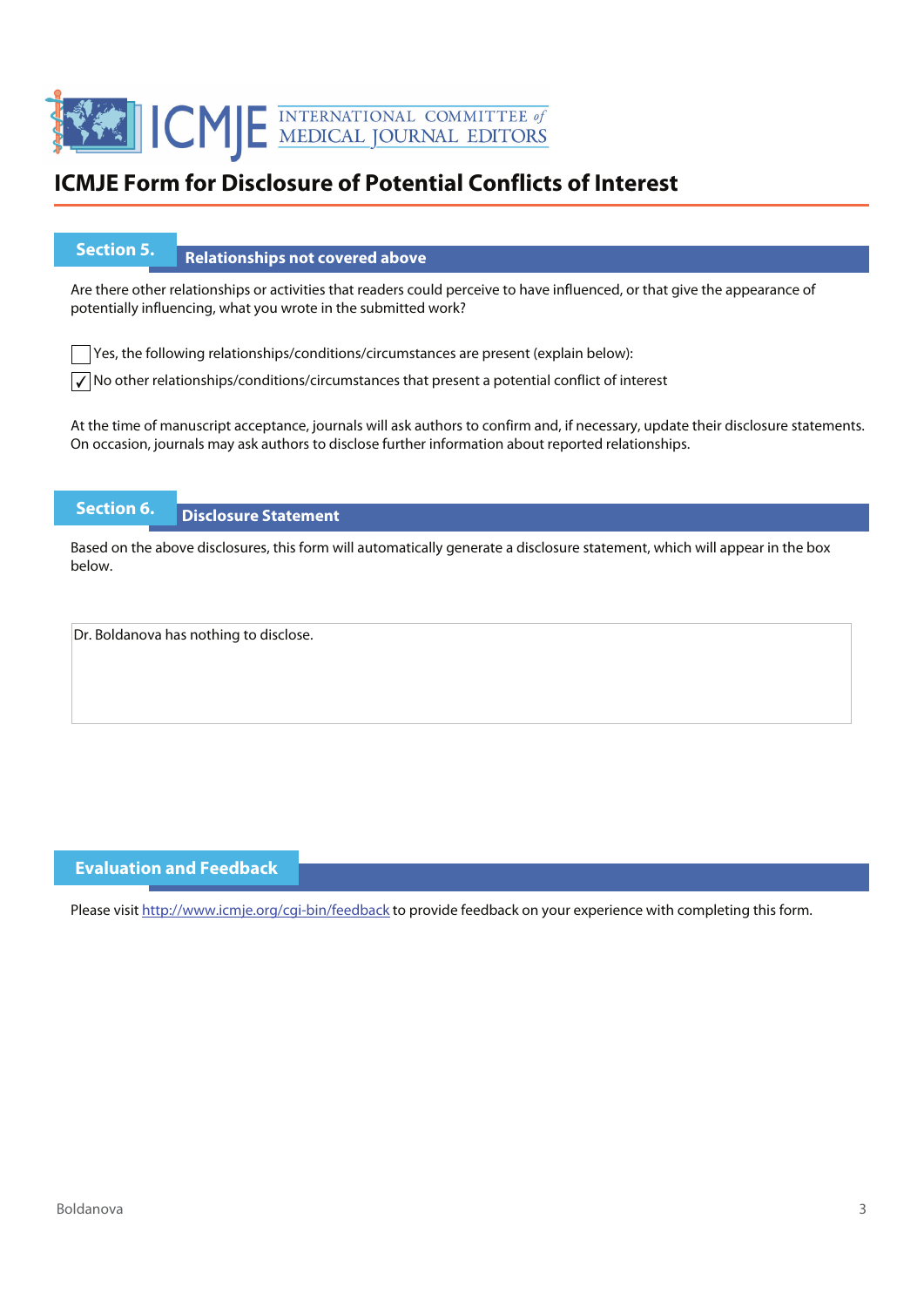# ICMJE Form for Disclosure of Potential Conflicts of Interest

## Section 5. Relationships not covered above

Are there other relationships or activities that readers could perceive to have influenced, or that give the appearance of potentially influencing, what you wrote in the submitted work?

- [ ] Yes, the following relationships/conditions/circumstances are present (explain below):
- [x] No other relationships/conditions/circumstances that present a potential conflict of interest

At the time of manuscript acceptance, journals will ask authors to confirm and, if necessary, update their disclosure statements. On occasion, journals may ask authors to disclose further information about reported relationships.

## Section 6. Disclosure Statement

Based on the above disclosures, this form will automatically generate a disclosure statement, which will appear in the box below.

Dr. Boldanova has nothing to disclose.

## Evaluation and Feedback

Please visit http://www.icmje.org/cgi-bin/feedback to provide feedback on your experience with completing this form.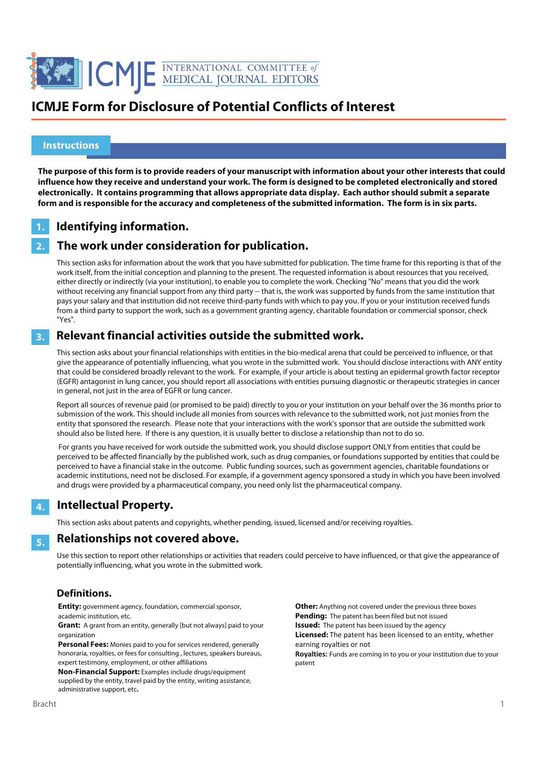# ICMJE Form for Disclosure of Potential Conflicts of Interest

## Instructions

**The purpose of this form is to provide readers of your manuscript with information about your other interests that could influence how they receive and understand your work. The form is designed to be completed electronically and stored electronically. It contains programming that allows appropriate data display. Each author should submit a separate form and is responsible for the accuracy and completeness of the submitted information. The form is in six parts.**

### 1. Identifying information.

### 2. The work under consideration for publication.

This section asks for information about the work that you have submitted for publication. The time frame for this reporting is that of the work itself, from the initial conception and planning to the present. The requested information is about resources that you received, either directly or indirectly (via your institution), to enable you to complete the work. Checking "No" means that you did the work without receiving any financial support from any third party -- that is, the work was supported by funds from the same institution that pays your salary and that institution did not receive third-party funds with which to pay you. If you or your institution received funds from a third party to support the work, such as a government granting agency, charitable foundation or commercial sponsor, check "Yes".

### 3. Relevant financial activities outside the submitted work.

This section asks about your financial relationships with entities in the bio-medical arena that could be perceived to influence, or that give the appearance of potentially influencing, what you wrote in the submitted work. You should disclose interactions with ANY entity that could be considered broadly relevant to the work. For example, if your article is about testing an epidermal growth factor receptor (EGFR) antagonist in lung cancer, you should report all associations with entities pursuing diagnostic or therapeutic strategies in cancer in general, not just in the area of EGFR or lung cancer.

Report all sources of revenue paid (or promised to be paid) directly to you or your institution on your behalf over the 36 months prior to submission of the work. This should include all monies from sources with relevance to the submitted work, not just monies from the entity that sponsored the research. Please note that your interactions with the work's sponsor that are outside the submitted work should also be listed here. If there is any question, it is usually better to disclose a relationship than not to do so.

For grants you have received for work outside the submitted work, you should disclose support ONLY from entities that could be perceived to be affected financially by the published work, such as drug companies, or foundations supported by entities that could be perceived to have a financial stake in the outcome. Public funding sources, such as government agencies, charitable foundations or academic institutions, need not be disclosed. For example, if a government agency sponsored a study in which you have been involved and drugs were provided by a pharmaceutical company, you need only list the pharmaceutical company.

### 4. Intellectual Property.

This section asks about patents and copyrights, whether pending, issued, licensed and/or receiving royalties.

### 5. Relationships not covered above.

Use this section to report other relationships or activities that readers could perceive to have influenced, or that give the appearance of potentially influencing, what you wrote in the submitted work.

### Definitions.

**Entity:** government agency, foundation, commercial sponsor, academic institution, etc.

**Grant:** A grant from an entity, generally [but not always] paid to your organization

**Personal Fees:** Monies paid to you for services rendered, generally honoraria, royalties, or fees for consulting , lectures, speakers bureaus, expert testimony, employment, or other affiliations

**Non-Financial Support:** Examples include drugs/equipment supplied by the entity, travel paid by the entity, writing assistance, administrative support, etc**.**

**Other:** Anything not covered under the previous three boxes

**Pending:** The patent has been filed but not issued

**Issued:** The patent has been issued by the agency

**Licensed:** The patent has been licensed to an entity, whether earning royalties or not

**Royalties:** Funds are coming in to you or your institution due to your patent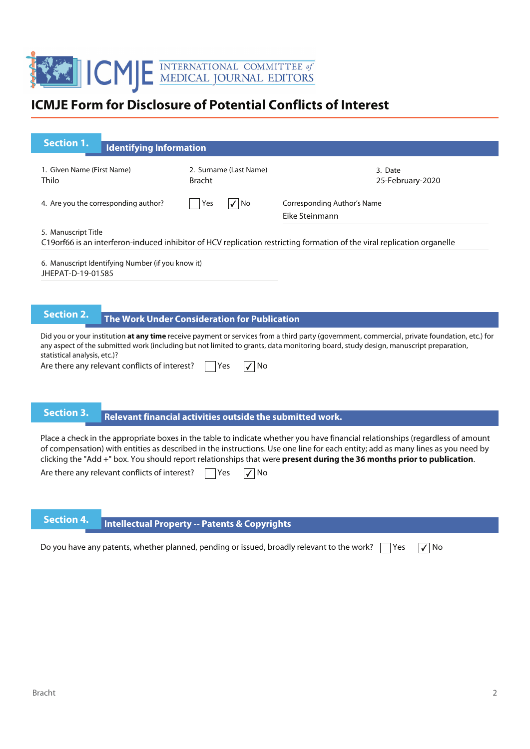INTERNATIONAL COMMITTEE of MEDICAL JOURNAL EDITORS

# ICMJE Form for Disclosure of Potential Conflicts of Interest

## Section 1. Identifying Information

1. Given Name (First Name)
Thilo

2. Surname (Last Name)
Bracht

3. Date
25-February-2020

4. Are you the corresponding author? ☐ Yes ☑ No

Corresponding Author's Name
Eike Steinmann

5. Manuscript Title
C19orf66 is an interferon-induced inhibitor of HCV replication restricting formation of the viral replication organelle

6. Manuscript Identifying Number (if you know it)
JHEPAT-D-19-01585

## Section 2. The Work Under Consideration for Publication

Did you or your institution **at any time** receive payment or services from a third party (government, commercial, private foundation, etc.) for any aspect of the submitted work (including but not limited to grants, data monitoring board, study design, manuscript preparation, statistical analysis, etc.)?

Are there any relevant conflicts of interest? ☐ Yes ☑ No

## Section 3. Relevant financial activities outside the submitted work.

Place a check in the appropriate boxes in the table to indicate whether you have financial relationships (regardless of amount of compensation) with entities as described in the instructions. Use one line for each entity; add as many lines as you need by clicking the "Add +" box. You should report relationships that were **present during the 36 months prior to publication**.

Are there any relevant conflicts of interest? ☐ Yes ☑ No

## Section 4. Intellectual Property -- Patents & Copyrights

Do you have any patents, whether planned, pending or issued, broadly relevant to the work? ☐ Yes ☑ No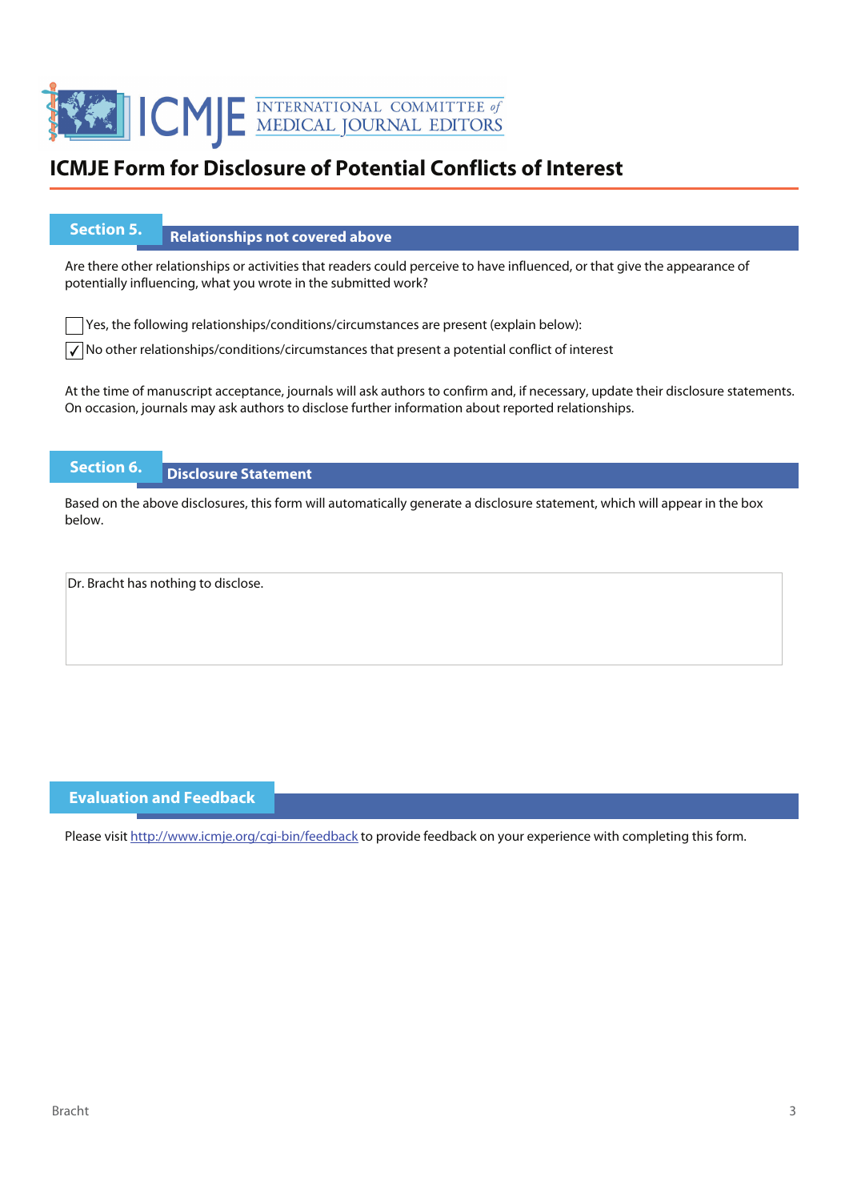# ICMJE Form for Disclosure of Potential Conflicts of Interest

## Section 5. Relationships not covered above

Are there other relationships or activities that readers could perceive to have influenced, or that give the appearance of potentially influencing, what you wrote in the submitted work?

- [ ] Yes, the following relationships/conditions/circumstances are present (explain below):
- [x] No other relationships/conditions/circumstances that present a potential conflict of interest

At the time of manuscript acceptance, journals will ask authors to confirm and, if necessary, update their disclosure statements. On occasion, journals may ask authors to disclose further information about reported relationships.

## Section 6. Disclosure Statement

Based on the above disclosures, this form will automatically generate a disclosure statement, which will appear in the box below.

Dr. Bracht has nothing to disclose.

## Evaluation and Feedback

Please visit http://www.icmje.org/cgi-bin/feedback to provide feedback on your experience with completing this form.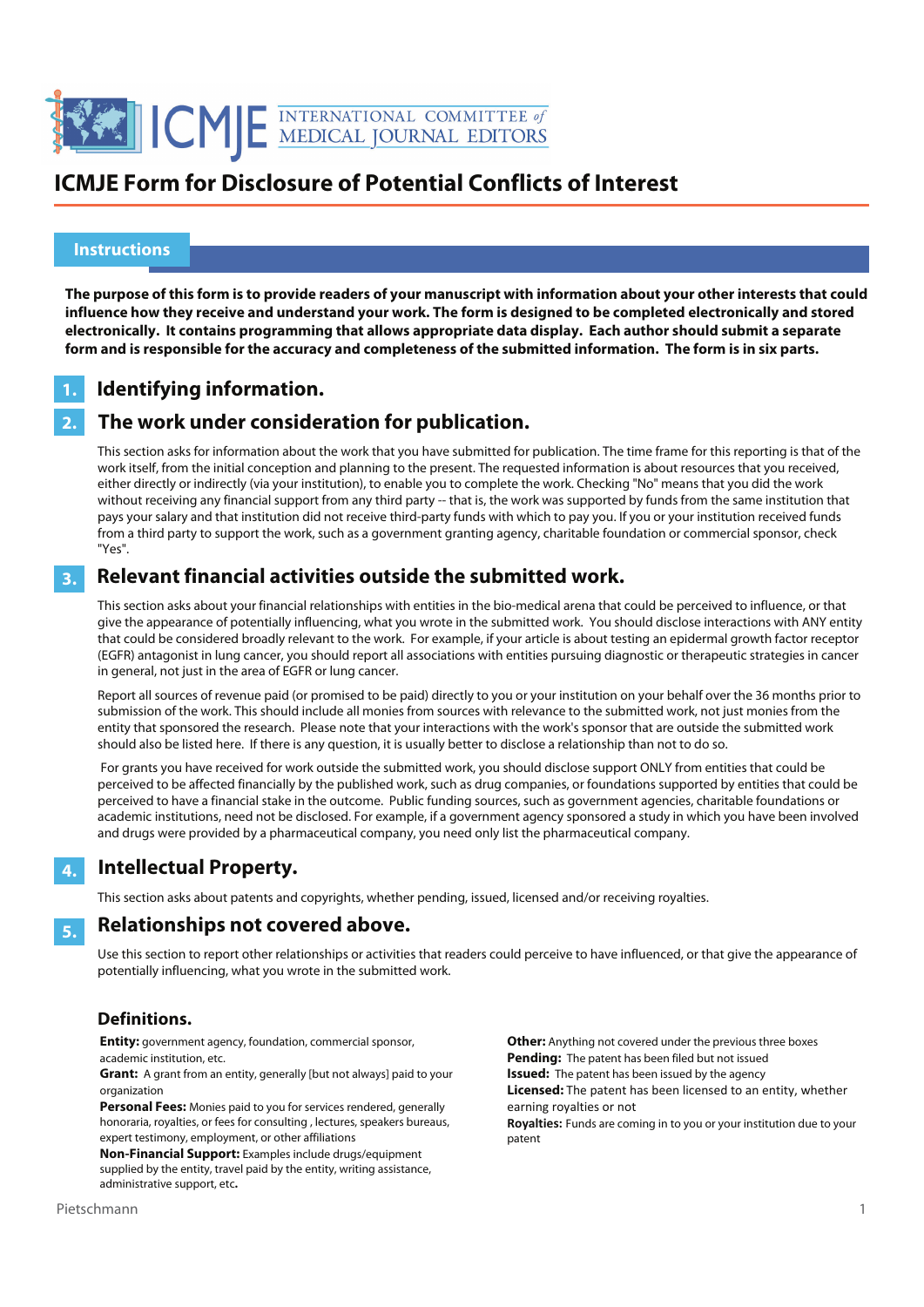# ICMJE Form for Disclosure of Potential Conflicts of Interest

## Instructions

**The purpose of this form is to provide readers of your manuscript with information about your other interests that could influence how they receive and understand your work. The form is designed to be completed electronically and stored electronically. It contains programming that allows appropriate data display. Each author should submit a separate form and is responsible for the accuracy and completeness of the submitted information. The form is in six parts.**

### 1. Identifying information.

### 2. The work under consideration for publication.

This section asks for information about the work that you have submitted for publication. The time frame for this reporting is that of the work itself, from the initial conception and planning to the present. The requested information is about resources that you received, either directly or indirectly (via your institution), to enable you to complete the work. Checking "No" means that you did the work without receiving any financial support from any third party -- that is, the work was supported by funds from the same institution that pays your salary and that institution did not receive third-party funds with which to pay you. If you or your institution received funds from a third party to support the work, such as a government granting agency, charitable foundation or commercial sponsor, check "Yes".

### 3. Relevant financial activities outside the submitted work.

This section asks about your financial relationships with entities in the bio-medical arena that could be perceived to influence, or that give the appearance of potentially influencing, what you wrote in the submitted work. You should disclose interactions with ANY entity that could be considered broadly relevant to the work. For example, if your article is about testing an epidermal growth factor receptor (EGFR) antagonist in lung cancer, you should report all associations with entities pursuing diagnostic or therapeutic strategies in cancer in general, not just in the area of EGFR or lung cancer.

Report all sources of revenue paid (or promised to be paid) directly to you or your institution on your behalf over the 36 months prior to submission of the work. This should include all monies from sources with relevance to the submitted work, not just monies from the entity that sponsored the research. Please note that your interactions with the work's sponsor that are outside the submitted work should also be listed here. If there is any question, it is usually better to disclose a relationship than not to do so.

For grants you have received for work outside the submitted work, you should disclose support ONLY from entities that could be perceived to be affected financially by the published work, such as drug companies, or foundations supported by entities that could be perceived to have a financial stake in the outcome. Public funding sources, such as government agencies, charitable foundations or academic institutions, need not be disclosed. For example, if a government agency sponsored a study in which you have been involved and drugs were provided by a pharmaceutical company, you need only list the pharmaceutical company.

### 4. Intellectual Property.

This section asks about patents and copyrights, whether pending, issued, licensed and/or receiving royalties.

### 5. Relationships not covered above.

Use this section to report other relationships or activities that readers could perceive to have influenced, or that give the appearance of potentially influencing, what you wrote in the submitted work.

### Definitions.

**Entity:** government agency, foundation, commercial sponsor, academic institution, etc.

**Grant:** A grant from an entity, generally [but not always] paid to your organization

**Personal Fees:** Monies paid to you for services rendered, generally honoraria, royalties, or fees for consulting , lectures, speakers bureaus, expert testimony, employment, or other affiliations

**Non-Financial Support:** Examples include drugs/equipment supplied by the entity, travel paid by the entity, writing assistance, administrative support, etc**.**

**Other:** Anything not covered under the previous three boxes

**Pending:** The patent has been filed but not issued

**Issued:** The patent has been issued by the agency

**Licensed:** The patent has been licensed to an entity, whether earning royalties or not

**Royalties:** Funds are coming in to you or your institution due to your patent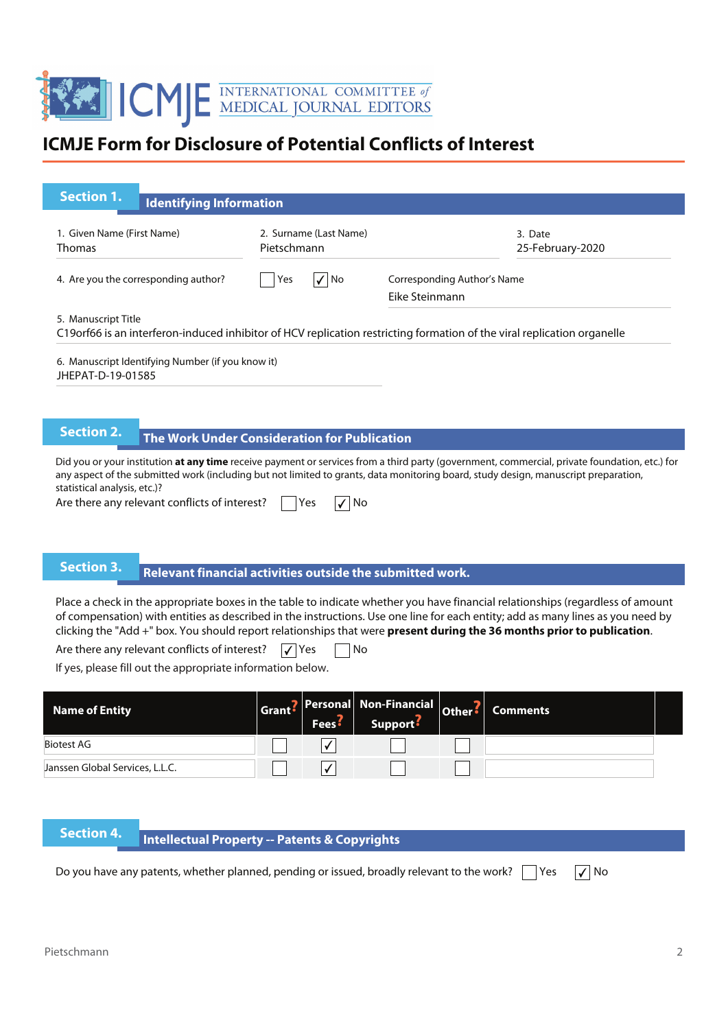# ICMJE Form for Disclosure of Potential Conflicts of Interest

## Section 1. Identifying Information

1. Given Name (First Name): Thomas
2. Surname (Last Name): Pietschmann
3. Date: 25-February-2020

4. Are you the corresponding author? ☐ Yes ☑ No

Corresponding Author's Name: Eike Steinmann

5. Manuscript Title
C19orf66 is an interferon-induced inhibitor of HCV replication restricting formation of the viral replication organelle

6. Manuscript Identifying Number (if you know it)
JHEPAT-D-19-01585

## Section 2. The Work Under Consideration for Publication

Did you or your institution **at any time** receive payment or services from a third party (government, commercial, private foundation, etc.) for any aspect of the submitted work (including but not limited to grants, data monitoring board, study design, manuscript preparation, statistical analysis, etc.)?

Are there any relevant conflicts of interest? ☐ Yes ☑ No

## Section 3. Relevant financial activities outside the submitted work.

Place a check in the appropriate boxes in the table to indicate whether you have financial relationships (regardless of amount of compensation) with entities as described in the instructions. Use one line for each entity; add as many lines as you need by clicking the "Add +" box. You should report relationships that were **present during the 36 months prior to publication**.

Are there any relevant conflicts of interest? ☑ Yes ☐ No

If yes, please fill out the appropriate information below.

| Name of Entity | Grant? | Personal Fees? | Non-Financial Support? | Other? | Comments |
|---|---|---|---|---|---|
| Biotest AG | ☐ | ☑ | ☐ | ☐ | |
| Janssen Global Services, L.L.C. | ☐ | ☑ | ☐ | ☐ | |

## Section 4. Intellectual Property -- Patents & Copyrights

Do you have any patents, whether planned, pending or issued, broadly relevant to the work? ☐ Yes ☑ No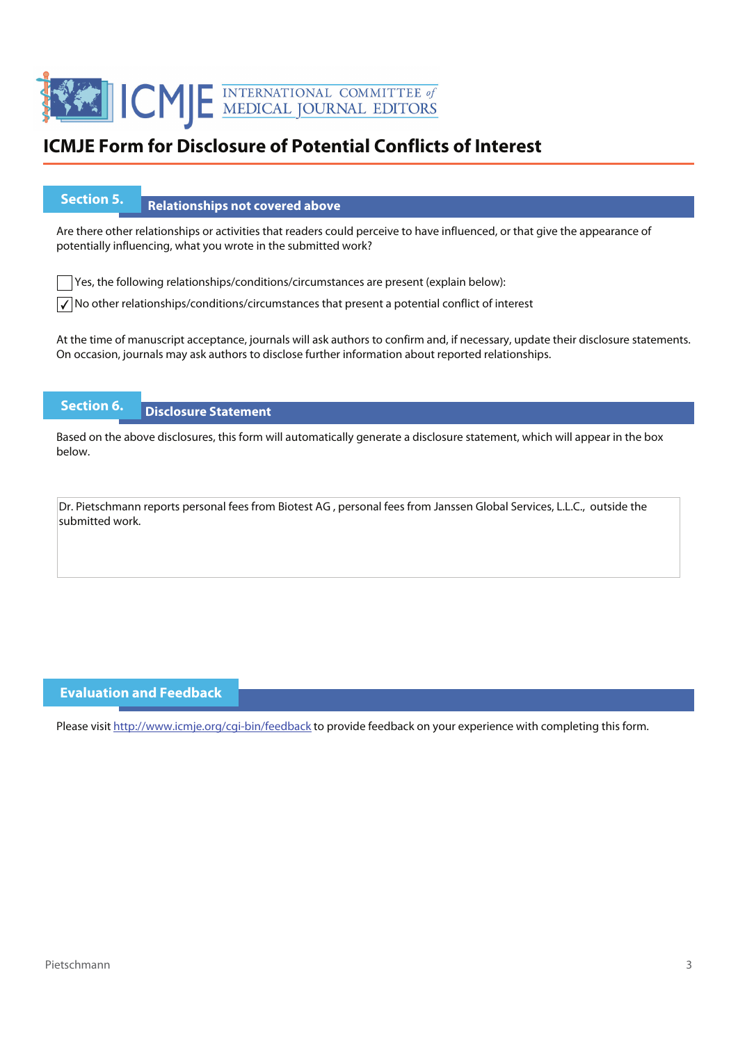# ICMJE Form for Disclosure of Potential Conflicts of Interest

## Section 5. Relationships not covered above

Are there other relationships or activities that readers could perceive to have influenced, or that give the appearance of potentially influencing, what you wrote in the submitted work?

☐ Yes, the following relationships/conditions/circumstances are present (explain below):

☑ No other relationships/conditions/circumstances that present a potential conflict of interest

At the time of manuscript acceptance, journals will ask authors to confirm and, if necessary, update their disclosure statements. On occasion, journals may ask authors to disclose further information about reported relationships.

## Section 6. Disclosure Statement

Based on the above disclosures, this form will automatically generate a disclosure statement, which will appear in the box below.

Dr. Pietschmann reports personal fees from Biotest AG , personal fees from Janssen Global Services, L.L.C., outside the submitted work.

## Evaluation and Feedback

Please visit http://www.icmje.org/cgi-bin/feedback to provide feedback on your experience with completing this form.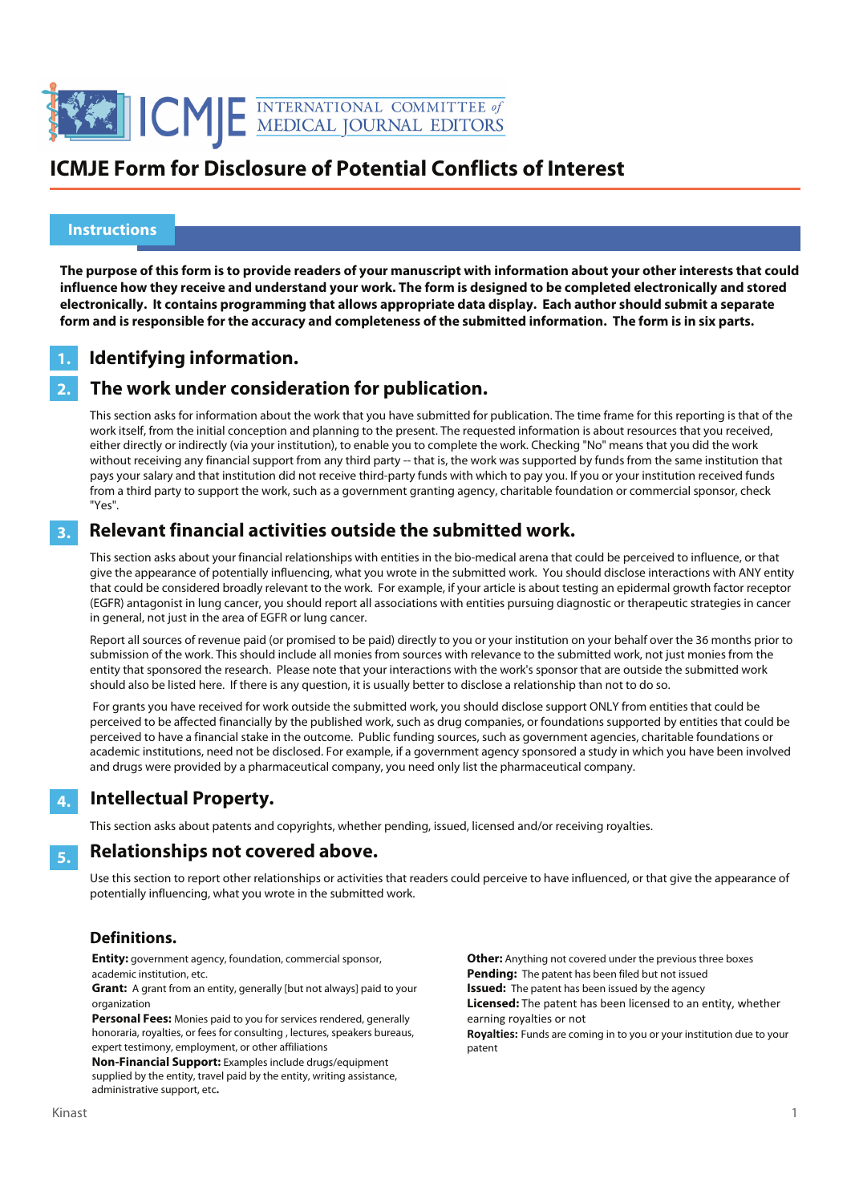# ICMJE Form for Disclosure of Potential Conflicts of Interest

## Instructions

**The purpose of this form is to provide readers of your manuscript with information about your other interests that could influence how they receive and understand your work. The form is designed to be completed electronically and stored electronically. It contains programming that allows appropriate data display. Each author should submit a separate form and is responsible for the accuracy and completeness of the submitted information. The form is in six parts.**

### 1. Identifying information.

### 2. The work under consideration for publication.

This section asks for information about the work that you have submitted for publication. The time frame for this reporting is that of the work itself, from the initial conception and planning to the present. The requested information is about resources that you received, either directly or indirectly (via your institution), to enable you to complete the work. Checking "No" means that you did the work without receiving any financial support from any third party -- that is, the work was supported by funds from the same institution that pays your salary and that institution did not receive third-party funds with which to pay you. If you or your institution received funds from a third party to support the work, such as a government granting agency, charitable foundation or commercial sponsor, check "Yes".

### 3. Relevant financial activities outside the submitted work.

This section asks about your financial relationships with entities in the bio-medical arena that could be perceived to influence, or that give the appearance of potentially influencing, what you wrote in the submitted work. You should disclose interactions with ANY entity that could be considered broadly relevant to the work. For example, if your article is about testing an epidermal growth factor receptor (EGFR) antagonist in lung cancer, you should report all associations with entities pursuing diagnostic or therapeutic strategies in cancer in general, not just in the area of EGFR or lung cancer.

Report all sources of revenue paid (or promised to be paid) directly to you or your institution on your behalf over the 36 months prior to submission of the work. This should include all monies from sources with relevance to the submitted work, not just monies from the entity that sponsored the research. Please note that your interactions with the work's sponsor that are outside the submitted work should also be listed here. If there is any question, it is usually better to disclose a relationship than not to do so.

For grants you have received for work outside the submitted work, you should disclose support ONLY from entities that could be perceived to be affected financially by the published work, such as drug companies, or foundations supported by entities that could be perceived to have a financial stake in the outcome. Public funding sources, such as government agencies, charitable foundations or academic institutions, need not be disclosed. For example, if a government agency sponsored a study in which you have been involved and drugs were provided by a pharmaceutical company, you need only list the pharmaceutical company.

### 4. Intellectual Property.

This section asks about patents and copyrights, whether pending, issued, licensed and/or receiving royalties.

### 5. Relationships not covered above.

Use this section to report other relationships or activities that readers could perceive to have influenced, or that give the appearance of potentially influencing, what you wrote in the submitted work.

### Definitions.

**Entity:** government agency, foundation, commercial sponsor, academic institution, etc.
**Grant:** A grant from an entity, generally [but not always] paid to your organization
**Personal Fees:** Monies paid to you for services rendered, generally honoraria, royalties, or fees for consulting , lectures, speakers bureaus, expert testimony, employment, or other affiliations
**Non-Financial Support:** Examples include drugs/equipment supplied by the entity, travel paid by the entity, writing assistance, administrative support, etc**.**

**Other:** Anything not covered under the previous three boxes
**Pending:** The patent has been filed but not issued
**Issued:** The patent has been issued by the agency
**Licensed:** The patent has been licensed to an entity, whether earning royalties or not
**Royalties:** Funds are coming in to you or your institution due to your patent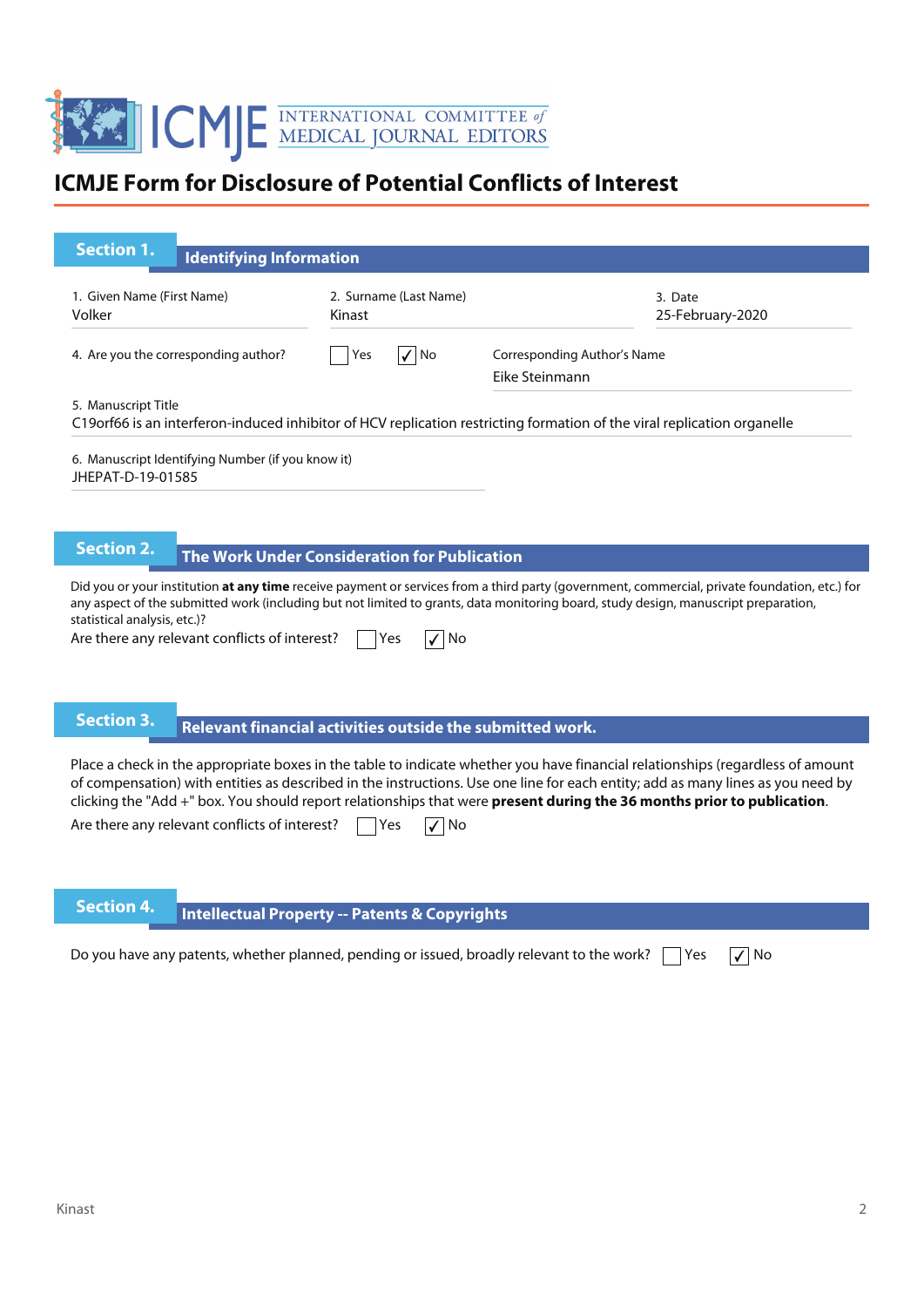INTERNATIONAL COMMITTEE of MEDICAL JOURNAL EDITORS

# ICMJE Form for Disclosure of Potential Conflicts of Interest

## Section 1. Identifying Information

1. Given Name (First Name)
Volker

2. Surname (Last Name)
Kinast

3. Date
25-February-2020

4. Are you the corresponding author? ☐ Yes ☑ No

Corresponding Author's Name
Eike Steinmann

5. Manuscript Title
C19orf66 is an interferon-induced inhibitor of HCV replication restricting formation of the viral replication organelle

6. Manuscript Identifying Number (if you know it)
JHEPAT-D-19-01585

## Section 2. The Work Under Consideration for Publication

Did you or your institution **at any time** receive payment or services from a third party (government, commercial, private foundation, etc.) for any aspect of the submitted work (including but not limited to grants, data monitoring board, study design, manuscript preparation, statistical analysis, etc.)?

Are there any relevant conflicts of interest? ☐ Yes ☑ No

## Section 3. Relevant financial activities outside the submitted work.

Place a check in the appropriate boxes in the table to indicate whether you have financial relationships (regardless of amount of compensation) with entities as described in the instructions. Use one line for each entity; add as many lines as you need by clicking the "Add +" box. You should report relationships that were **present during the 36 months prior to publication**.

Are there any relevant conflicts of interest? ☐ Yes ☑ No

## Section 4. Intellectual Property -- Patents & Copyrights

Do you have any patents, whether planned, pending or issued, broadly relevant to the work? ☐ Yes ☑ No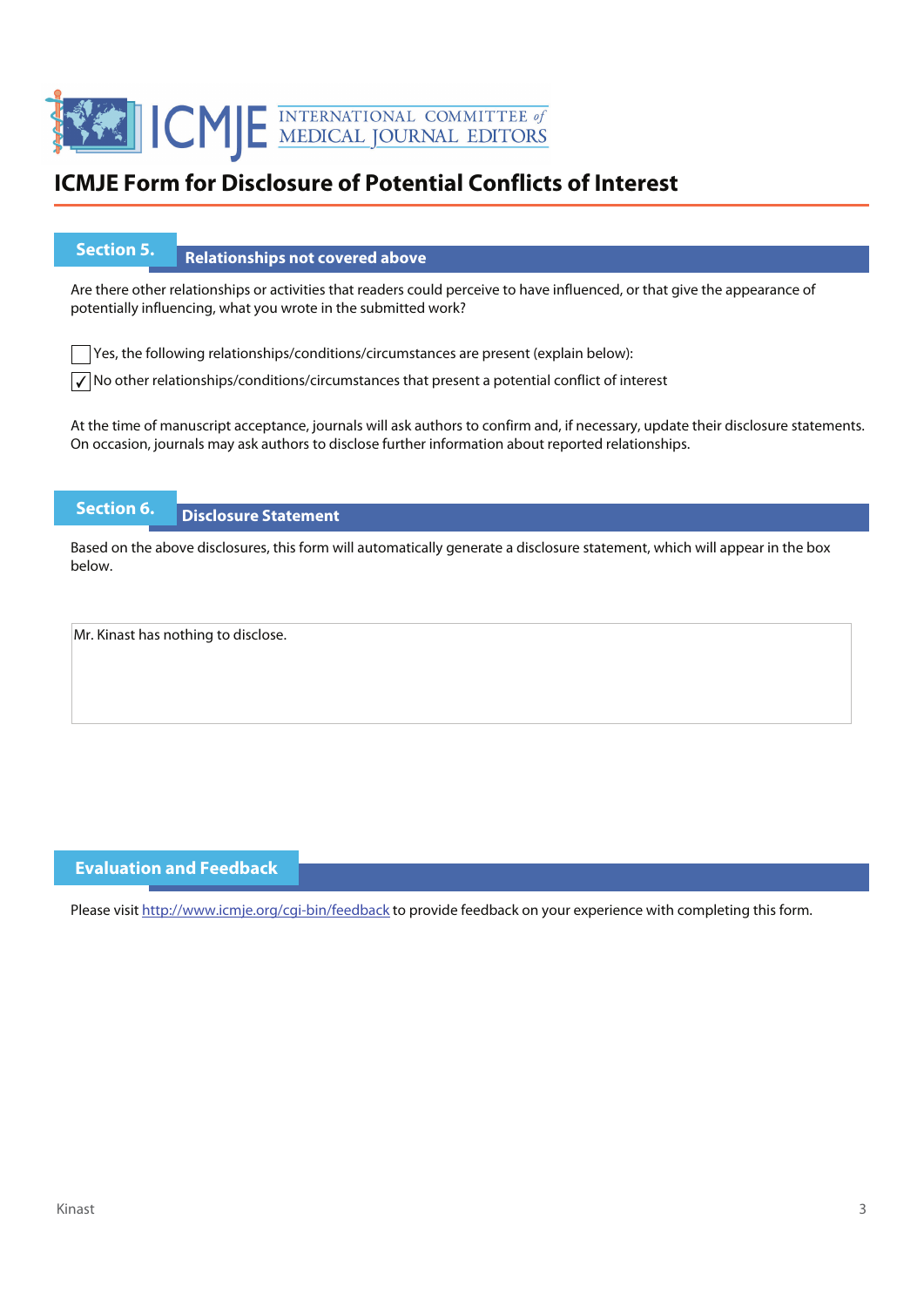# ICMJE Form for Disclosure of Potential Conflicts of Interest

## Section 5. Relationships not covered above

Are there other relationships or activities that readers could perceive to have influenced, or that give the appearance of potentially influencing, what you wrote in the submitted work?

- [ ] Yes, the following relationships/conditions/circumstances are present (explain below):
- [x] No other relationships/conditions/circumstances that present a potential conflict of interest

At the time of manuscript acceptance, journals will ask authors to confirm and, if necessary, update their disclosure statements. On occasion, journals may ask authors to disclose further information about reported relationships.

## Section 6. Disclosure Statement

Based on the above disclosures, this form will automatically generate a disclosure statement, which will appear in the box below.

Mr. Kinast has nothing to disclose.

## Evaluation and Feedback

Please visit http://www.icmje.org/cgi-bin/feedback to provide feedback on your experience with completing this form.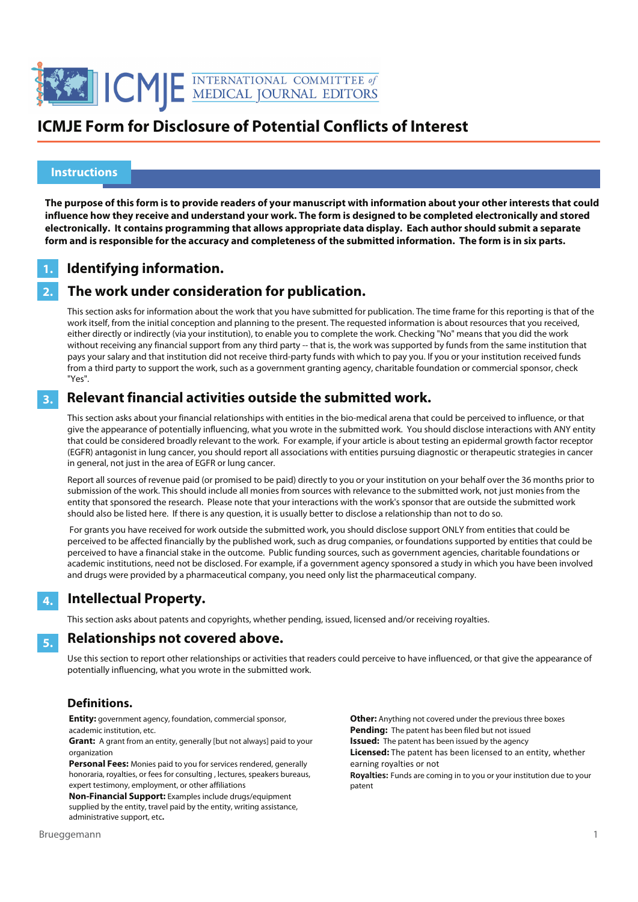# ICMJE Form for Disclosure of Potential Conflicts of Interest

## Instructions

**The purpose of this form is to provide readers of your manuscript with information about your other interests that could influence how they receive and understand your work. The form is designed to be completed electronically and stored electronically. It contains programming that allows appropriate data display. Each author should submit a separate form and is responsible for the accuracy and completeness of the submitted information. The form is in six parts.**

### 1. Identifying information.

### 2. The work under consideration for publication.

This section asks for information about the work that you have submitted for publication. The time frame for this reporting is that of the work itself, from the initial conception and planning to the present. The requested information is about resources that you received, either directly or indirectly (via your institution), to enable you to complete the work. Checking "No" means that you did the work without receiving any financial support from any third party -- that is, the work was supported by funds from the same institution that pays your salary and that institution did not receive third-party funds with which to pay you. If you or your institution received funds from a third party to support the work, such as a government granting agency, charitable foundation or commercial sponsor, check "Yes".

### 3. Relevant financial activities outside the submitted work.

This section asks about your financial relationships with entities in the bio-medical arena that could be perceived to influence, or that give the appearance of potentially influencing, what you wrote in the submitted work. You should disclose interactions with ANY entity that could be considered broadly relevant to the work. For example, if your article is about testing an epidermal growth factor receptor (EGFR) antagonist in lung cancer, you should report all associations with entities pursuing diagnostic or therapeutic strategies in cancer in general, not just in the area of EGFR or lung cancer.

Report all sources of revenue paid (or promised to be paid) directly to you or your institution on your behalf over the 36 months prior to submission of the work. This should include all monies from sources with relevance to the submitted work, not just monies from the entity that sponsored the research. Please note that your interactions with the work's sponsor that are outside the submitted work should also be listed here. If there is any question, it is usually better to disclose a relationship than not to do so.

For grants you have received for work outside the submitted work, you should disclose support ONLY from entities that could be perceived to be affected financially by the published work, such as drug companies, or foundations supported by entities that could be perceived to have a financial stake in the outcome. Public funding sources, such as government agencies, charitable foundations or academic institutions, need not be disclosed. For example, if a government agency sponsored a study in which you have been involved and drugs were provided by a pharmaceutical company, you need only list the pharmaceutical company.

### 4. Intellectual Property.

This section asks about patents and copyrights, whether pending, issued, licensed and/or receiving royalties.

### 5. Relationships not covered above.

Use this section to report other relationships or activities that readers could perceive to have influenced, or that give the appearance of potentially influencing, what you wrote in the submitted work.

### Definitions.

**Entity:** government agency, foundation, commercial sponsor, academic institution, etc.

**Grant:** A grant from an entity, generally [but not always] paid to your organization

**Personal Fees:** Monies paid to you for services rendered, generally honoraria, royalties, or fees for consulting , lectures, speakers bureaus, expert testimony, employment, or other affiliations

**Non-Financial Support:** Examples include drugs/equipment supplied by the entity, travel paid by the entity, writing assistance, administrative support, etc**.**

**Other:** Anything not covered under the previous three boxes

**Pending:** The patent has been filed but not issued

**Issued:** The patent has been issued by the agency

**Licensed:** The patent has been licensed to an entity, whether earning royalties or not

**Royalties:** Funds are coming in to you or your institution due to your patent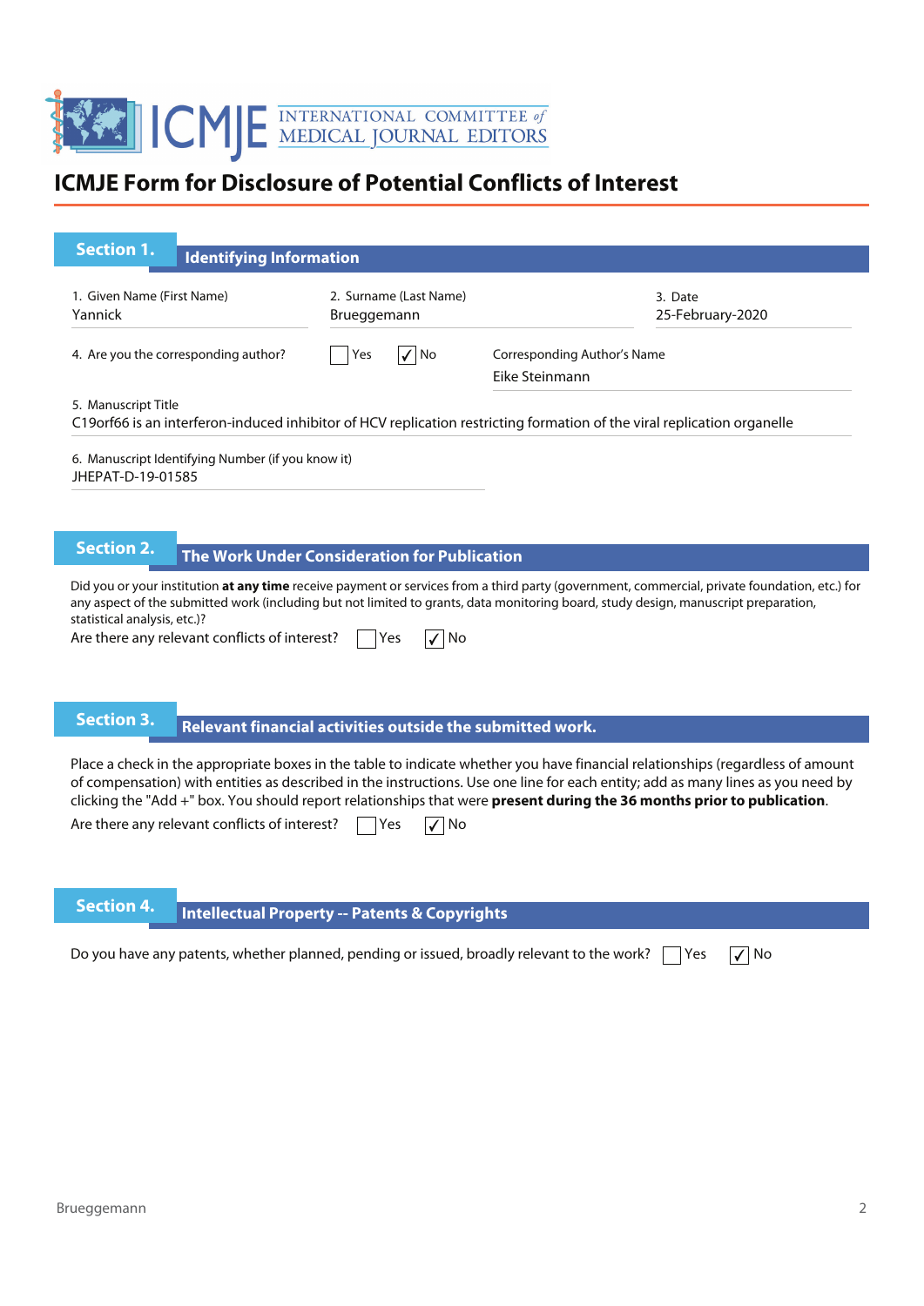# ICMJE Form for Disclosure of Potential Conflicts of Interest

## Section 1. Identifying Information

1. Given Name (First Name)
Yannick

2. Surname (Last Name)
Brueggemann

3. Date
25-February-2020

4. Are you the corresponding author? ☐ Yes ☑ No

Corresponding Author's Name
Eike Steinmann

5. Manuscript Title
C19orf66 is an interferon-induced inhibitor of HCV replication restricting formation of the viral replication organelle

6. Manuscript Identifying Number (if you know it)
JHEPAT-D-19-01585

## Section 2. The Work Under Consideration for Publication

Did you or your institution **at any time** receive payment or services from a third party (government, commercial, private foundation, etc.) for any aspect of the submitted work (including but not limited to grants, data monitoring board, study design, manuscript preparation, statistical analysis, etc.)?

Are there any relevant conflicts of interest? ☐ Yes ☑ No

## Section 3. Relevant financial activities outside the submitted work.

Place a check in the appropriate boxes in the table to indicate whether you have financial relationships (regardless of amount of compensation) with entities as described in the instructions. Use one line for each entity; add as many lines as you need by clicking the "Add +" box. You should report relationships that were **present during the 36 months prior to publication**.

Are there any relevant conflicts of interest? ☐ Yes ☑ No

## Section 4. Intellectual Property -- Patents & Copyrights

Do you have any patents, whether planned, pending or issued, broadly relevant to the work? ☐ Yes ☑ No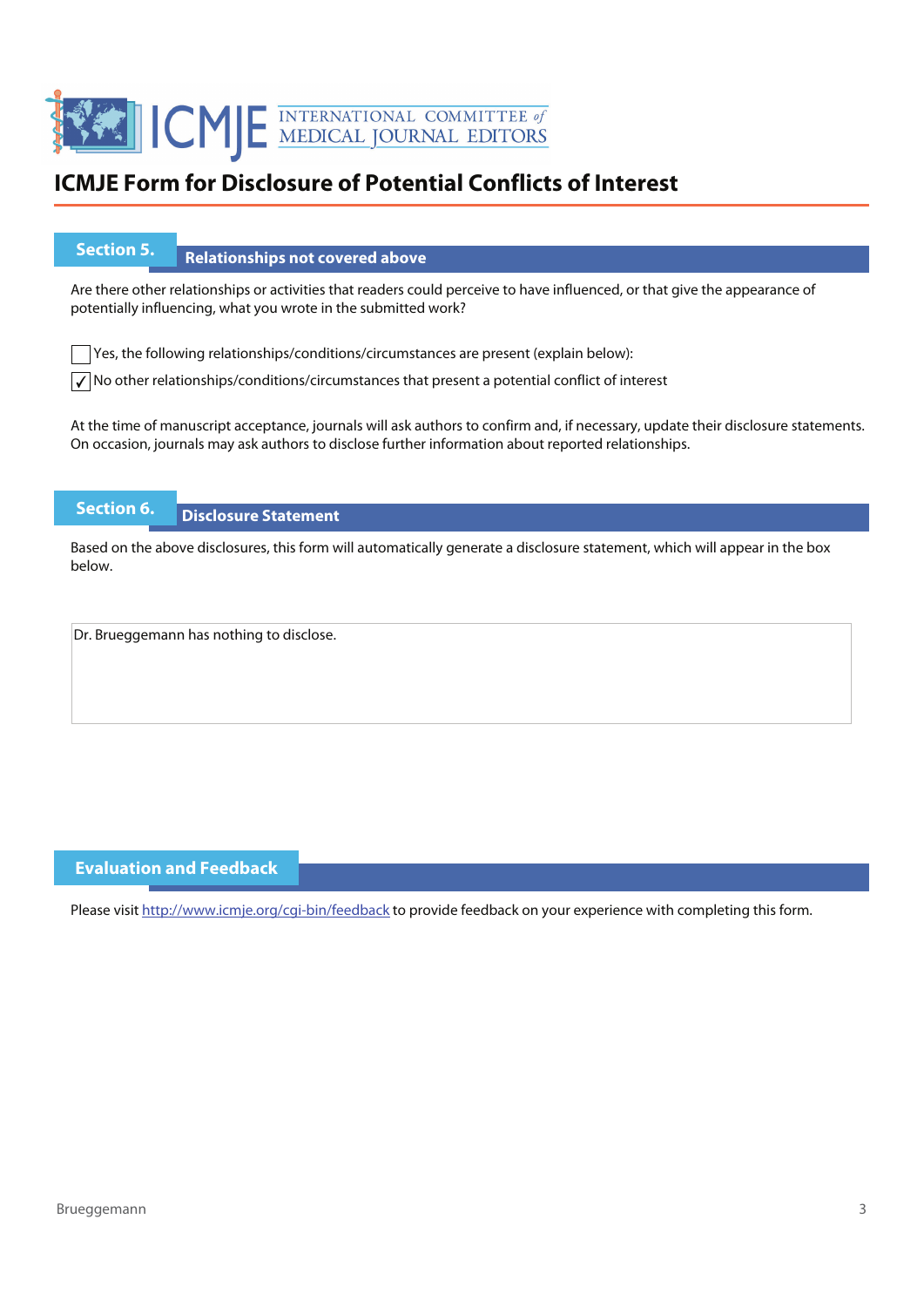# ICMJE Form for Disclosure of Potential Conflicts of Interest

## Section 5. Relationships not covered above

Are there other relationships or activities that readers could perceive to have influenced, or that give the appearance of potentially influencing, what you wrote in the submitted work?

☐ Yes, the following relationships/conditions/circumstances are present (explain below):

☑ No other relationships/conditions/circumstances that present a potential conflict of interest

At the time of manuscript acceptance, journals will ask authors to confirm and, if necessary, update their disclosure statements. On occasion, journals may ask authors to disclose further information about reported relationships.

## Section 6. Disclosure Statement

Based on the above disclosures, this form will automatically generate a disclosure statement, which will appear in the box below.

Dr. Brueggemann has nothing to disclose.

## Evaluation and Feedback

Please visit http://www.icmje.org/cgi-bin/feedback to provide feedback on your experience with completing this form.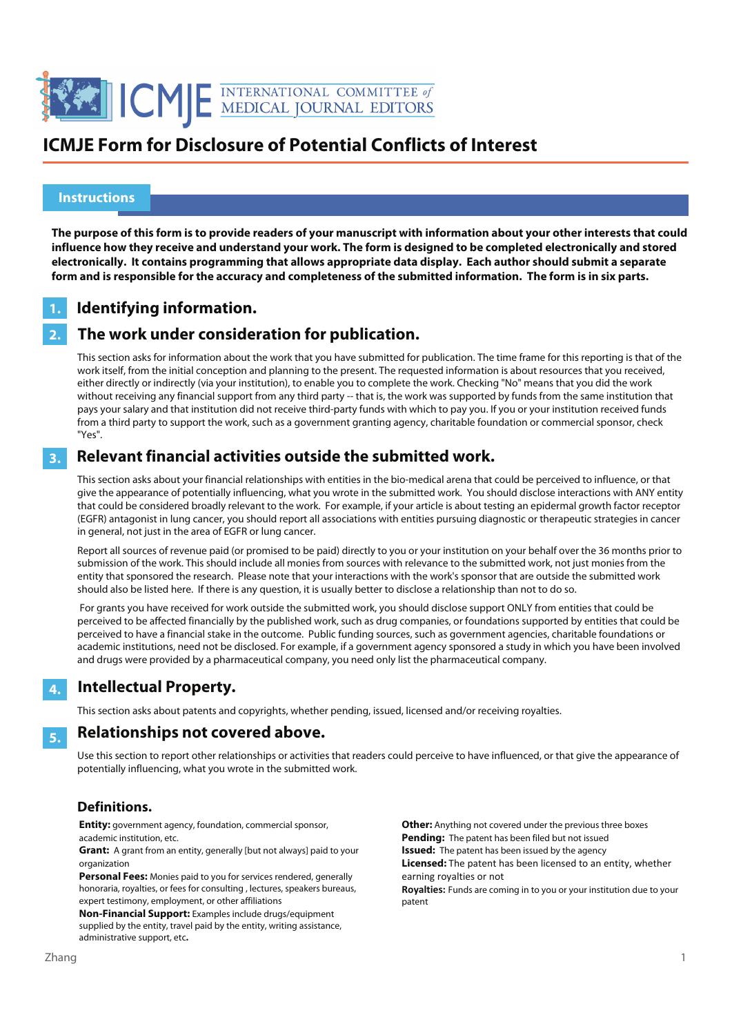# ICMJE Form for Disclosure of Potential Conflicts of Interest

## Instructions

**The purpose of this form is to provide readers of your manuscript with information about your other interests that could influence how they receive and understand your work. The form is designed to be completed electronically and stored electronically. It contains programming that allows appropriate data display. Each author should submit a separate form and is responsible for the accuracy and completeness of the submitted information. The form is in six parts.**

### 1. Identifying information.

### 2. The work under consideration for publication.

This section asks for information about the work that you have submitted for publication. The time frame for this reporting is that of the work itself, from the initial conception and planning to the present. The requested information is about resources that you received, either directly or indirectly (via your institution), to enable you to complete the work. Checking "No" means that you did the work without receiving any financial support from any third party -- that is, the work was supported by funds from the same institution that pays your salary and that institution did not receive third-party funds with which to pay you. If you or your institution received funds from a third party to support the work, such as a government granting agency, charitable foundation or commercial sponsor, check "Yes".

### 3. Relevant financial activities outside the submitted work.

This section asks about your financial relationships with entities in the bio-medical arena that could be perceived to influence, or that give the appearance of potentially influencing, what you wrote in the submitted work. You should disclose interactions with ANY entity that could be considered broadly relevant to the work. For example, if your article is about testing an epidermal growth factor receptor (EGFR) antagonist in lung cancer, you should report all associations with entities pursuing diagnostic or therapeutic strategies in cancer in general, not just in the area of EGFR or lung cancer.

Report all sources of revenue paid (or promised to be paid) directly to you or your institution on your behalf over the 36 months prior to submission of the work. This should include all monies from sources with relevance to the submitted work, not just monies from the entity that sponsored the research. Please note that your interactions with the work's sponsor that are outside the submitted work should also be listed here. If there is any question, it is usually better to disclose a relationship than not to do so.

For grants you have received for work outside the submitted work, you should disclose support ONLY from entities that could be perceived to be affected financially by the published work, such as drug companies, or foundations supported by entities that could be perceived to have a financial stake in the outcome. Public funding sources, such as government agencies, charitable foundations or academic institutions, need not be disclosed. For example, if a government agency sponsored a study in which you have been involved and drugs were provided by a pharmaceutical company, you need only list the pharmaceutical company.

### 4. Intellectual Property.

This section asks about patents and copyrights, whether pending, issued, licensed and/or receiving royalties.

### 5. Relationships not covered above.

Use this section to report other relationships or activities that readers could perceive to have influenced, or that give the appearance of potentially influencing, what you wrote in the submitted work.

### Definitions.

**Entity:** government agency, foundation, commercial sponsor, academic institution, etc.

**Grant:** A grant from an entity, generally [but not always] paid to your organization

**Personal Fees:** Monies paid to you for services rendered, generally honoraria, royalties, or fees for consulting , lectures, speakers bureaus, expert testimony, employment, or other affiliations

**Non-Financial Support:** Examples include drugs/equipment supplied by the entity, travel paid by the entity, writing assistance, administrative support, etc**.**

**Other:** Anything not covered under the previous three boxes

**Pending:** The patent has been filed but not issued

**Issued:** The patent has been issued by the agency

**Licensed:** The patent has been licensed to an entity, whether earning royalties or not

**Royalties:** Funds are coming in to you or your institution due to your patent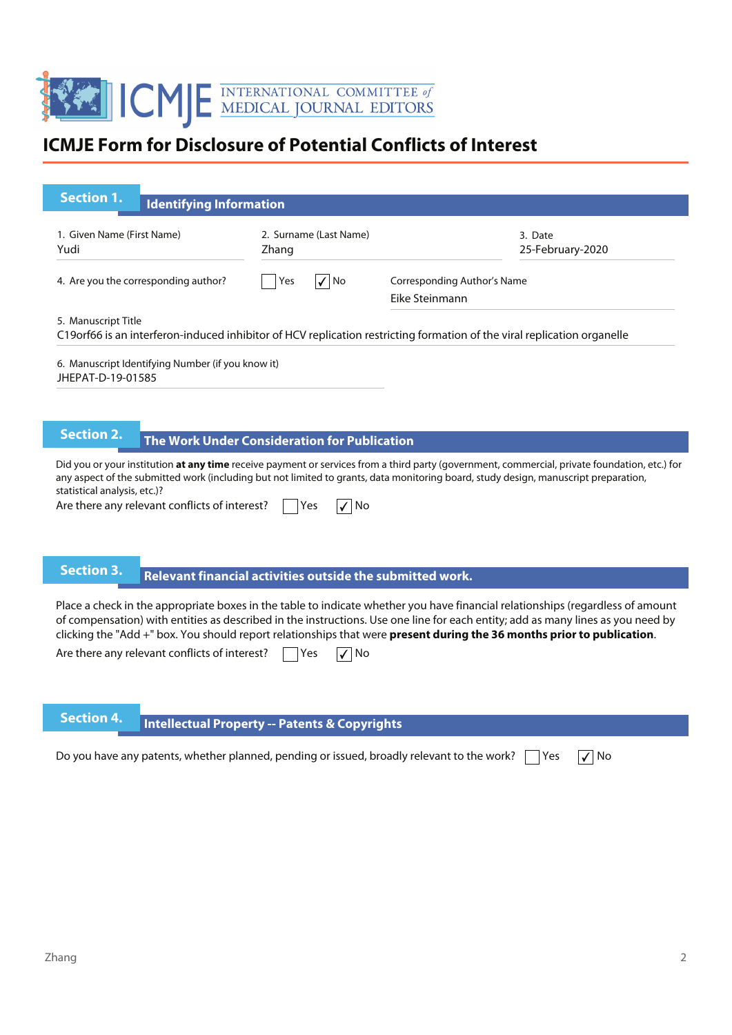# ICMJE Form for Disclosure of Potential Conflicts of Interest

## Section 1. Identifying Information

1. Given Name (First Name)
Yudi

2. Surname (Last Name)
Zhang

3. Date
25-February-2020

4. Are you the corresponding author? ☐ Yes ☑ No

Corresponding Author's Name
Eike Steinmann

5. Manuscript Title
C19orf66 is an interferon-induced inhibitor of HCV replication restricting formation of the viral replication organelle

6. Manuscript Identifying Number (if you know it)
JHEPAT-D-19-01585

## Section 2. The Work Under Consideration for Publication

Did you or your institution **at any time** receive payment or services from a third party (government, commercial, private foundation, etc.) for any aspect of the submitted work (including but not limited to grants, data monitoring board, study design, manuscript preparation, statistical analysis, etc.)?

Are there any relevant conflicts of interest? ☐ Yes ☑ No

## Section 3. Relevant financial activities outside the submitted work.

Place a check in the appropriate boxes in the table to indicate whether you have financial relationships (regardless of amount of compensation) with entities as described in the instructions. Use one line for each entity; add as many lines as you need by clicking the "Add +" box. You should report relationships that were **present during the 36 months prior to publication**.

Are there any relevant conflicts of interest? ☐ Yes ☑ No

## Section 4. Intellectual Property -- Patents & Copyrights

Do you have any patents, whether planned, pending or issued, broadly relevant to the work? ☐ Yes ☑ No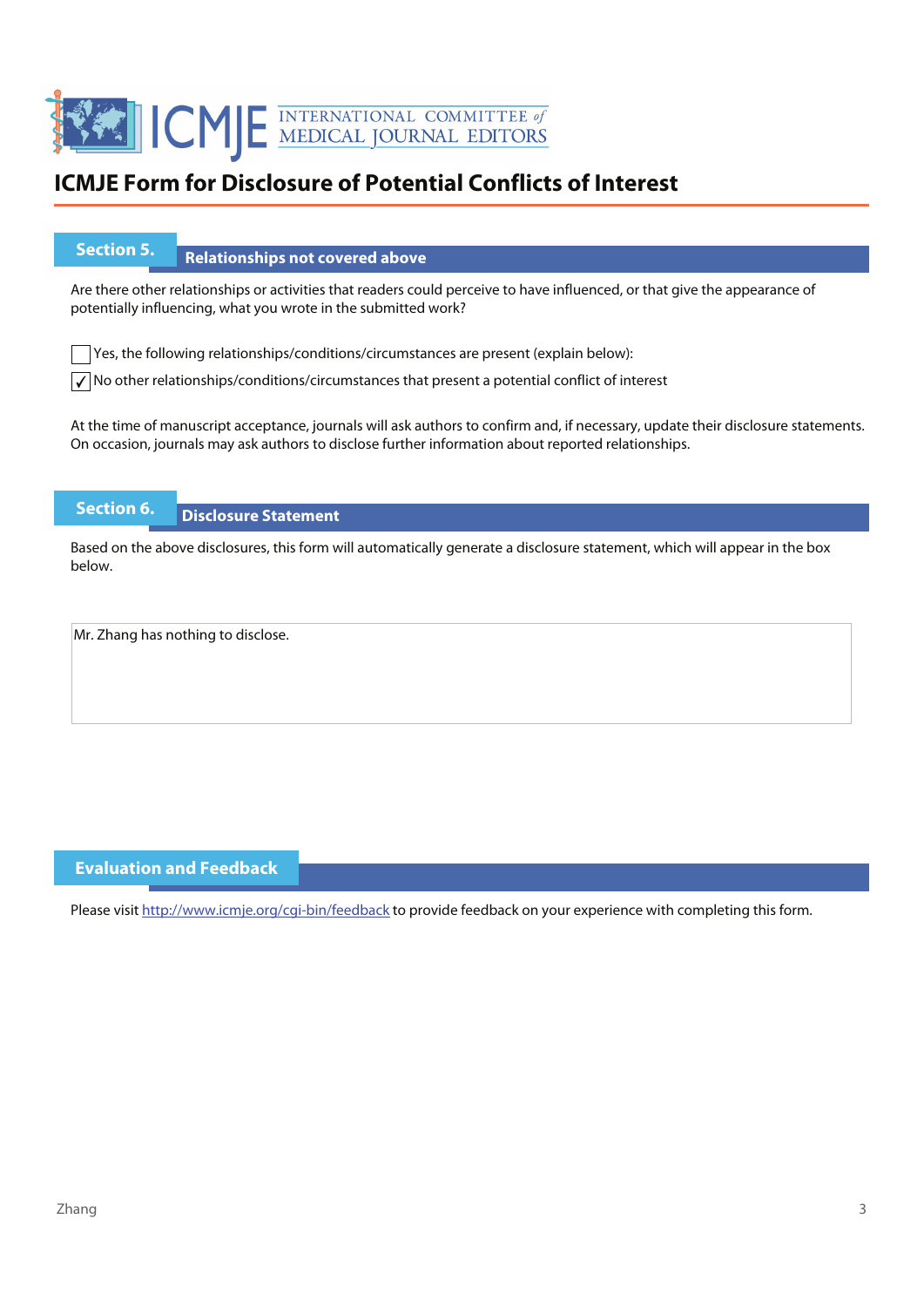# ICMJE Form for Disclosure of Potential Conflicts of Interest

## Section 5. Relationships not covered above

Are there other relationships or activities that readers could perceive to have influenced, or that give the appearance of potentially influencing, what you wrote in the submitted work?

☐ Yes, the following relationships/conditions/circumstances are present (explain below):

☑ No other relationships/conditions/circumstances that present a potential conflict of interest

At the time of manuscript acceptance, journals will ask authors to confirm and, if necessary, update their disclosure statements. On occasion, journals may ask authors to disclose further information about reported relationships.

## Section 6. Disclosure Statement

Based on the above disclosures, this form will automatically generate a disclosure statement, which will appear in the box below.

Mr. Zhang has nothing to disclose.

## Evaluation and Feedback

Please visit http://www.icmje.org/cgi-bin/feedback to provide feedback on your experience with completing this form.